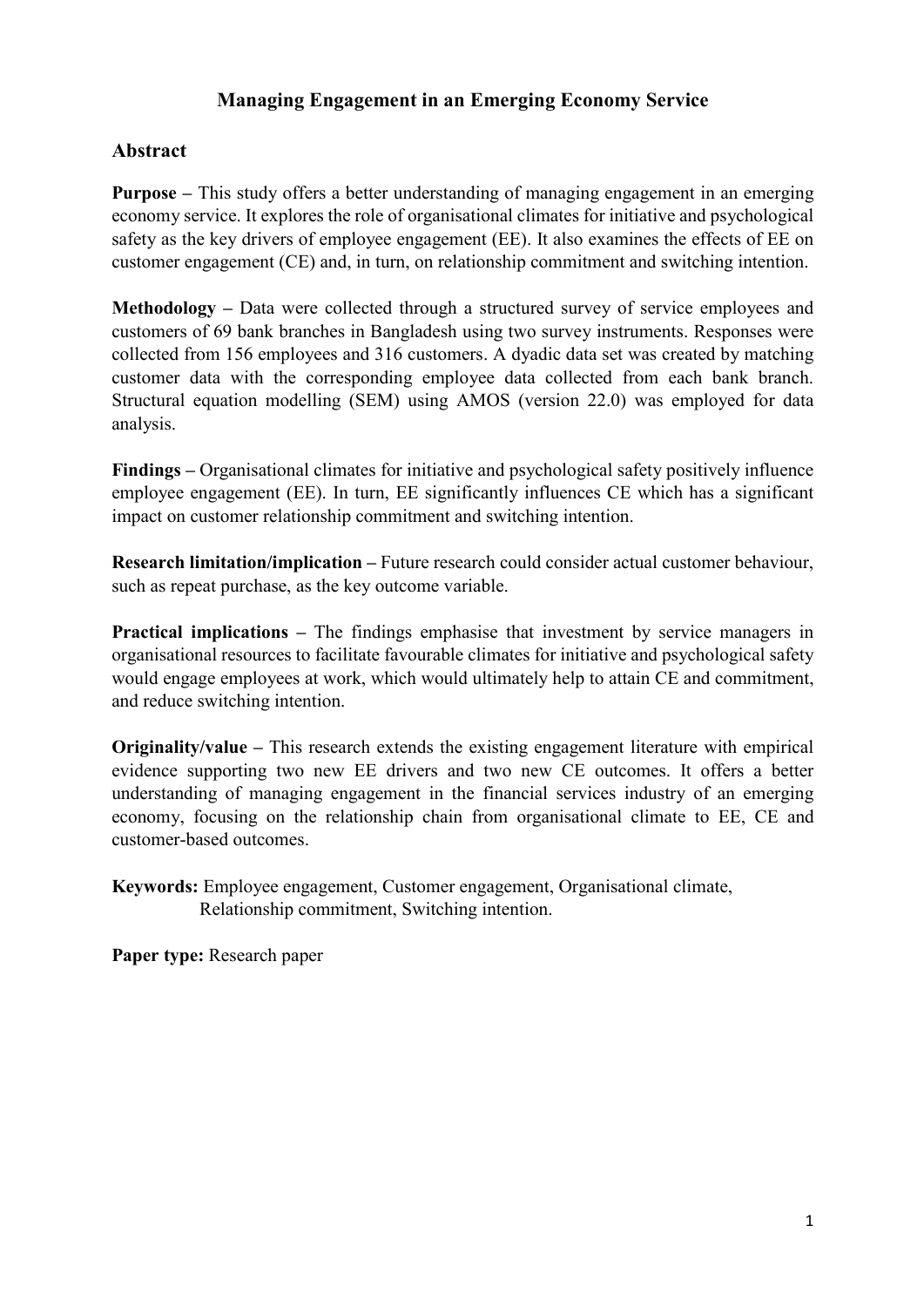# Managing Engagement in an Emerging Economy Service

## Abstract

**Purpose –** This study offers a better understanding of managing engagement in an emerging economy service. It explores the role of organisational climates for initiative and psychological safety as the key drivers of employee engagement (EE). It also examines the effects of EE on customer engagement (CE) and, in turn, on relationship commitment and switching intention.

**Methodology –** Data were collected through a structured survey of service employees and customers of 69 bank branches in Bangladesh using two survey instruments. Responses were collected from 156 employees and 316 customers. A dyadic data set was created by matching customer data with the corresponding employee data collected from each bank branch. Structural equation modelling (SEM) using AMOS (version 22.0) was employed for data analysis.

**Findings –** Organisational climates for initiative and psychological safety positively influence employee engagement (EE). In turn, EE significantly influences CE which has a significant impact on customer relationship commitment and switching intention.

**Research limitation/implication –** Future research could consider actual customer behaviour, such as repeat purchase, as the key outcome variable.

**Practical implications –** The findings emphasise that investment by service managers in organisational resources to facilitate favourable climates for initiative and psychological safety would engage employees at work, which would ultimately help to attain CE and commitment, and reduce switching intention.

**Originality/value –** This research extends the existing engagement literature with empirical evidence supporting two new EE drivers and two new CE outcomes. It offers a better understanding of managing engagement in the financial services industry of an emerging economy, focusing on the relationship chain from organisational climate to EE, CE and customer-based outcomes.

**Keywords:** Employee engagement, Customer engagement, Organisational climate, Relationship commitment, Switching intention.

**Paper type:** Research paper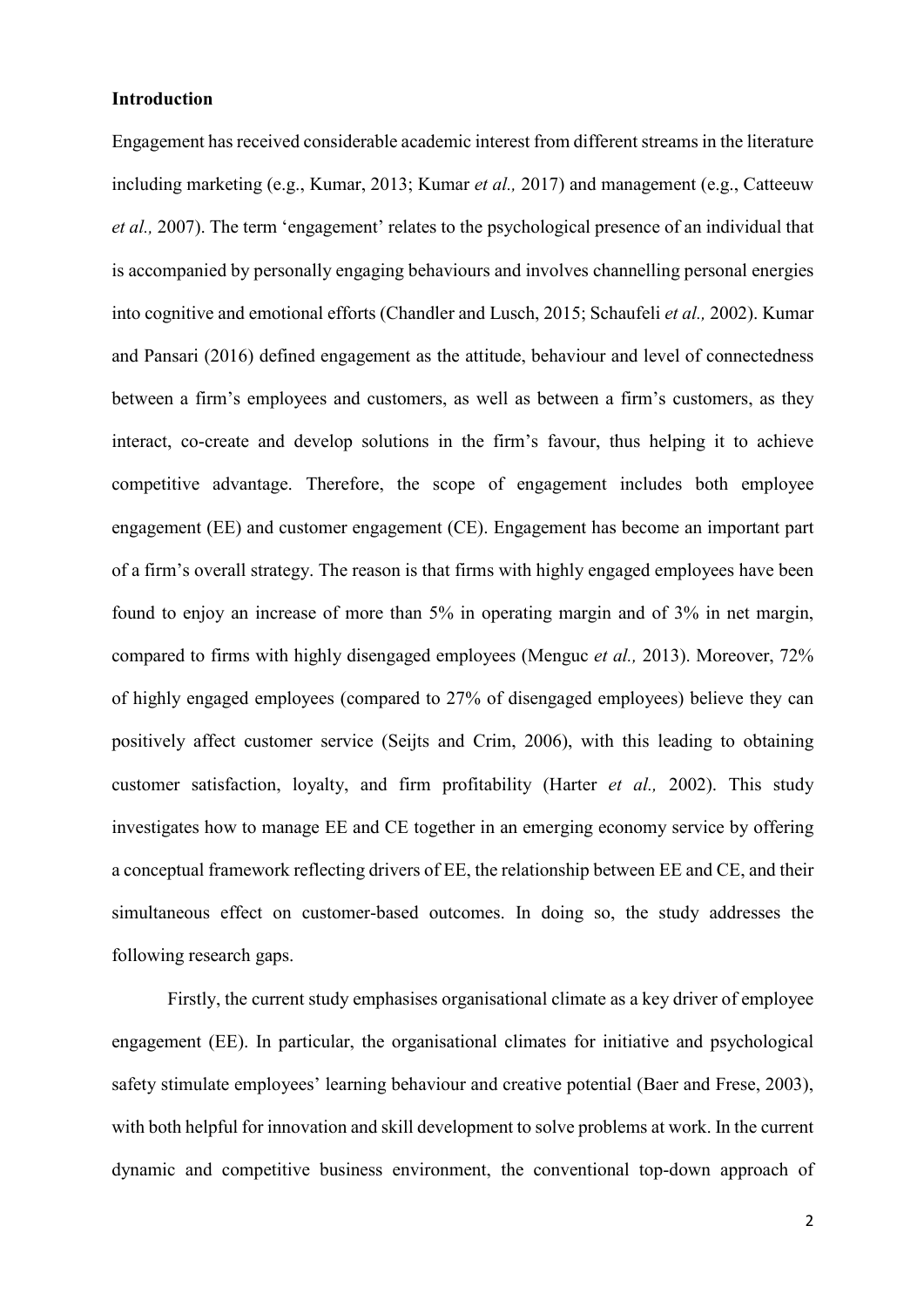## Introduction

Engagement has received considerable academic interest from different streams in the literature including marketing (e.g., Kumar, 2013; Kumar *et al.,* 2017) and management (e.g., Catteeuw *et al.,* 2007). The term 'engagement' relates to the psychological presence of an individual that is accompanied by personally engaging behaviours and involves channelling personal energies into cognitive and emotional efforts (Chandler and Lusch, 2015; Schaufeli *et al.,* 2002). Kumar and Pansari (2016) defined engagement as the attitude, behaviour and level of connectedness between a firm's employees and customers, as well as between a firm's customers, as they interact, co-create and develop solutions in the firm's favour, thus helping it to achieve competitive advantage. Therefore, the scope of engagement includes both employee engagement (EE) and customer engagement (CE). Engagement has become an important part of a firm's overall strategy. The reason is that firms with highly engaged employees have been found to enjoy an increase of more than 5% in operating margin and of 3% in net margin, compared to firms with highly disengaged employees (Menguc *et al.,* 2013). Moreover, 72% of highly engaged employees (compared to 27% of disengaged employees) believe they can positively affect customer service (Seijts and Crim, 2006), with this leading to obtaining customer satisfaction, loyalty, and firm profitability (Harter *et al.,* 2002). This study investigates how to manage EE and CE together in an emerging economy service by offering a conceptual framework reflecting drivers of EE, the relationship between EE and CE, and their simultaneous effect on customer-based outcomes. In doing so, the study addresses the following research gaps.

Firstly, the current study emphasises organisational climate as a key driver of employee engagement (EE). In particular, the organisational climates for initiative and psychological safety stimulate employees' learning behaviour and creative potential (Baer and Frese, 2003), with both helpful for innovation and skill development to solve problems at work. In the current dynamic and competitive business environment, the conventional top-down approach of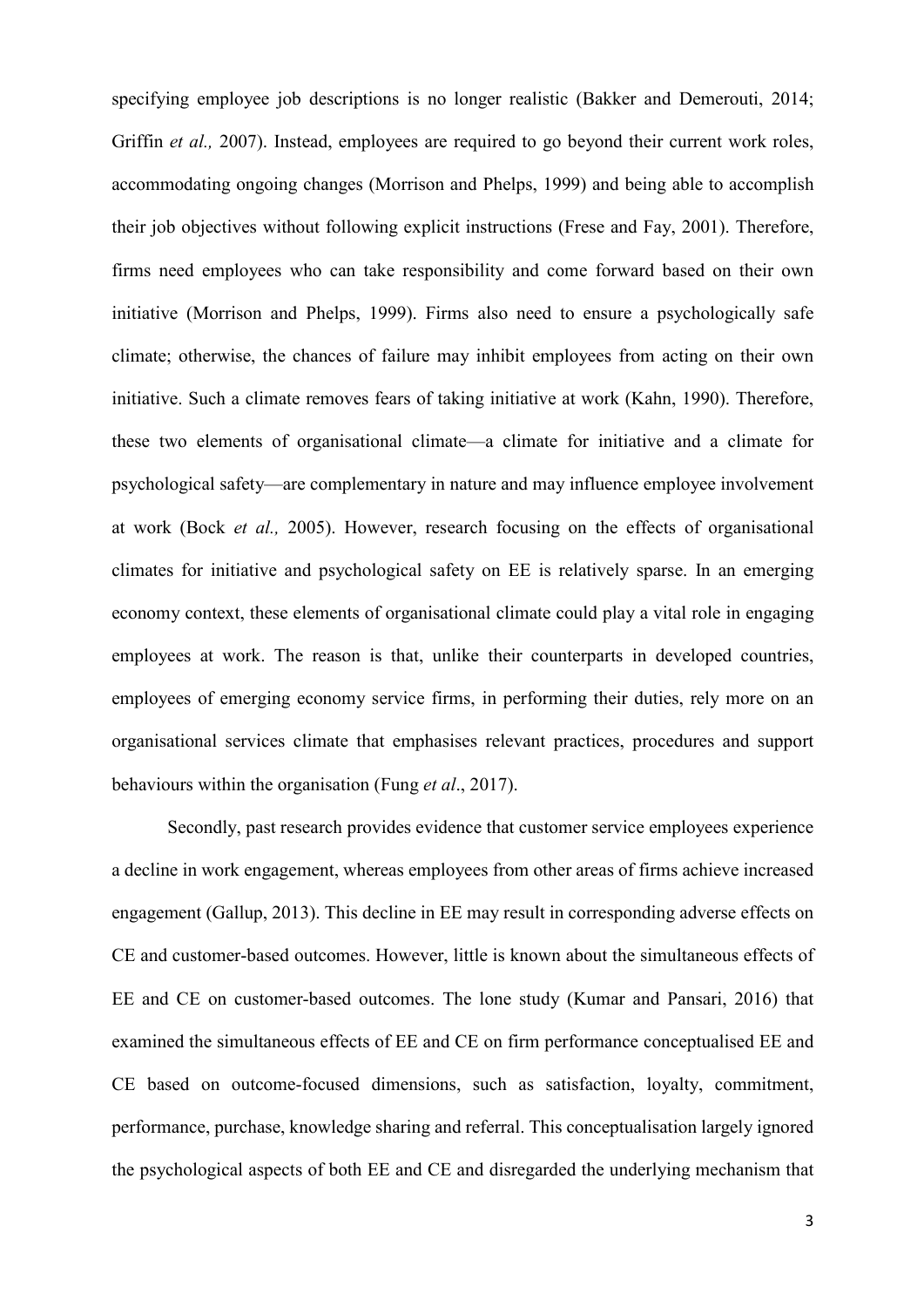specifying employee job descriptions is no longer realistic (Bakker and Demerouti, 2014; Griffin *et al.,* 2007). Instead, employees are required to go beyond their current work roles, accommodating ongoing changes (Morrison and Phelps, 1999) and being able to accomplish their job objectives without following explicit instructions (Frese and Fay, 2001). Therefore, firms need employees who can take responsibility and come forward based on their own initiative (Morrison and Phelps, 1999). Firms also need to ensure a psychologically safe climate; otherwise, the chances of failure may inhibit employees from acting on their own initiative. Such a climate removes fears of taking initiative at work (Kahn, 1990). Therefore, these two elements of organisational climate—a climate for initiative and a climate for psychological safety—are complementary in nature and may influence employee involvement at work (Bock *et al.,* 2005). However, research focusing on the effects of organisational climates for initiative and psychological safety on EE is relatively sparse. In an emerging economy context, these elements of organisational climate could play a vital role in engaging employees at work. The reason is that, unlike their counterparts in developed countries, employees of emerging economy service firms, in performing their duties, rely more on an organisational services climate that emphasises relevant practices, procedures and support behaviours within the organisation (Fung *et al*., 2017).

Secondly, past research provides evidence that customer service employees experience a decline in work engagement, whereas employees from other areas of firms achieve increased engagement (Gallup, 2013). This decline in EE may result in corresponding adverse effects on CE and customer-based outcomes. However, little is known about the simultaneous effects of EE and CE on customer-based outcomes. The lone study (Kumar and Pansari, 2016) that examined the simultaneous effects of EE and CE on firm performance conceptualised EE and CE based on outcome-focused dimensions, such as satisfaction, loyalty, commitment, performance, purchase, knowledge sharing and referral. This conceptualisation largely ignored the psychological aspects of both EE and CE and disregarded the underlying mechanism that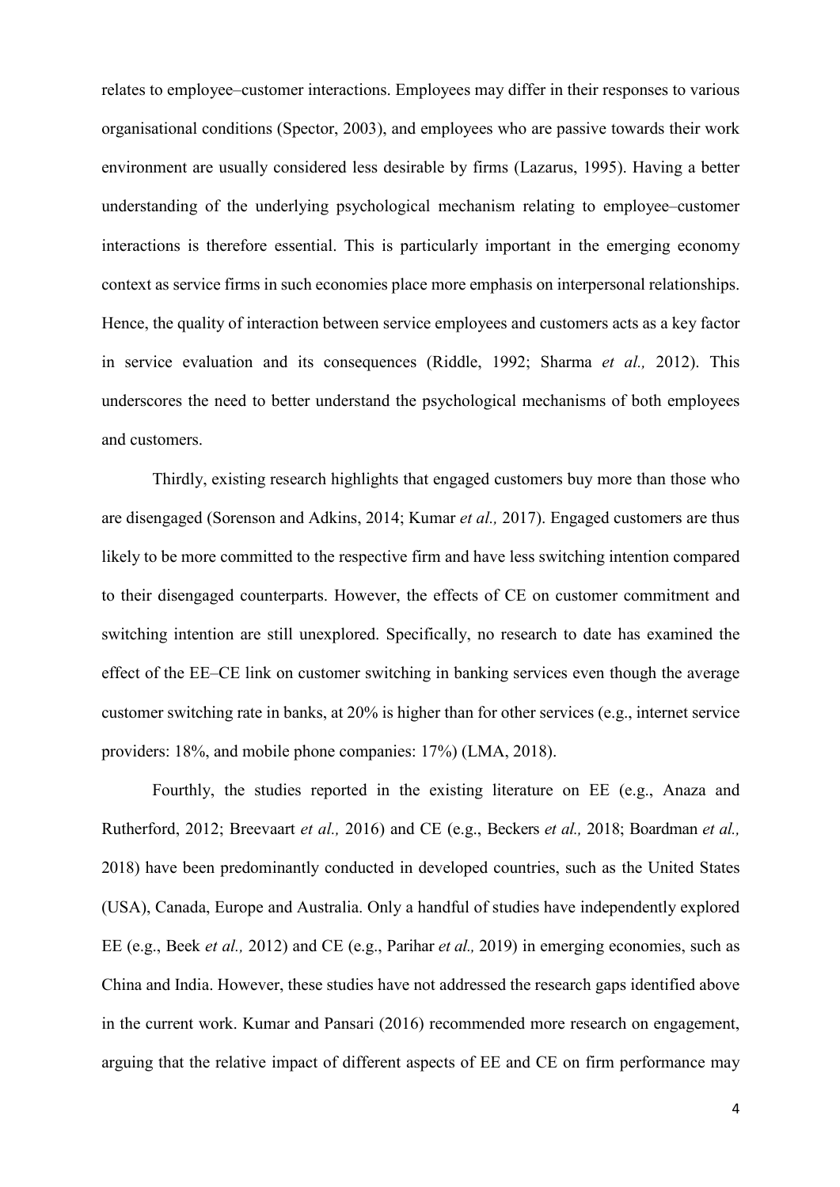relates to employee–customer interactions. Employees may differ in their responses to various organisational conditions (Spector, 2003), and employees who are passive towards their work environment are usually considered less desirable by firms (Lazarus, 1995). Having a better understanding of the underlying psychological mechanism relating to employee–customer interactions is therefore essential. This is particularly important in the emerging economy context as service firms in such economies place more emphasis on interpersonal relationships. Hence, the quality of interaction between service employees and customers acts as a key factor in service evaluation and its consequences (Riddle, 1992; Sharma *et al.,* 2012). This underscores the need to better understand the psychological mechanisms of both employees and customers.

Thirdly, existing research highlights that engaged customers buy more than those who are disengaged (Sorenson and Adkins, 2014; Kumar *et al.,* 2017). Engaged customers are thus likely to be more committed to the respective firm and have less switching intention compared to their disengaged counterparts. However, the effects of CE on customer commitment and switching intention are still unexplored. Specifically, no research to date has examined the effect of the EE–CE link on customer switching in banking services even though the average customer switching rate in banks, at 20% is higher than for other services (e.g., internet service providers: 18%, and mobile phone companies: 17%) (LMA, 2018).

Fourthly, the studies reported in the existing literature on EE (e.g., Anaza and Rutherford, 2012; Breevaart *et al.,* 2016) and CE (e.g., Beckers *et al.,* 2018; Boardman *et al.,* 2018) have been predominantly conducted in developed countries, such as the United States (USA), Canada, Europe and Australia. Only a handful of studies have independently explored EE (e.g., Beek *et al.,* 2012) and CE (e.g., Parihar *et al.,* 2019) in emerging economies, such as China and India. However, these studies have not addressed the research gaps identified above in the current work. Kumar and Pansari (2016) recommended more research on engagement, arguing that the relative impact of different aspects of EE and CE on firm performance may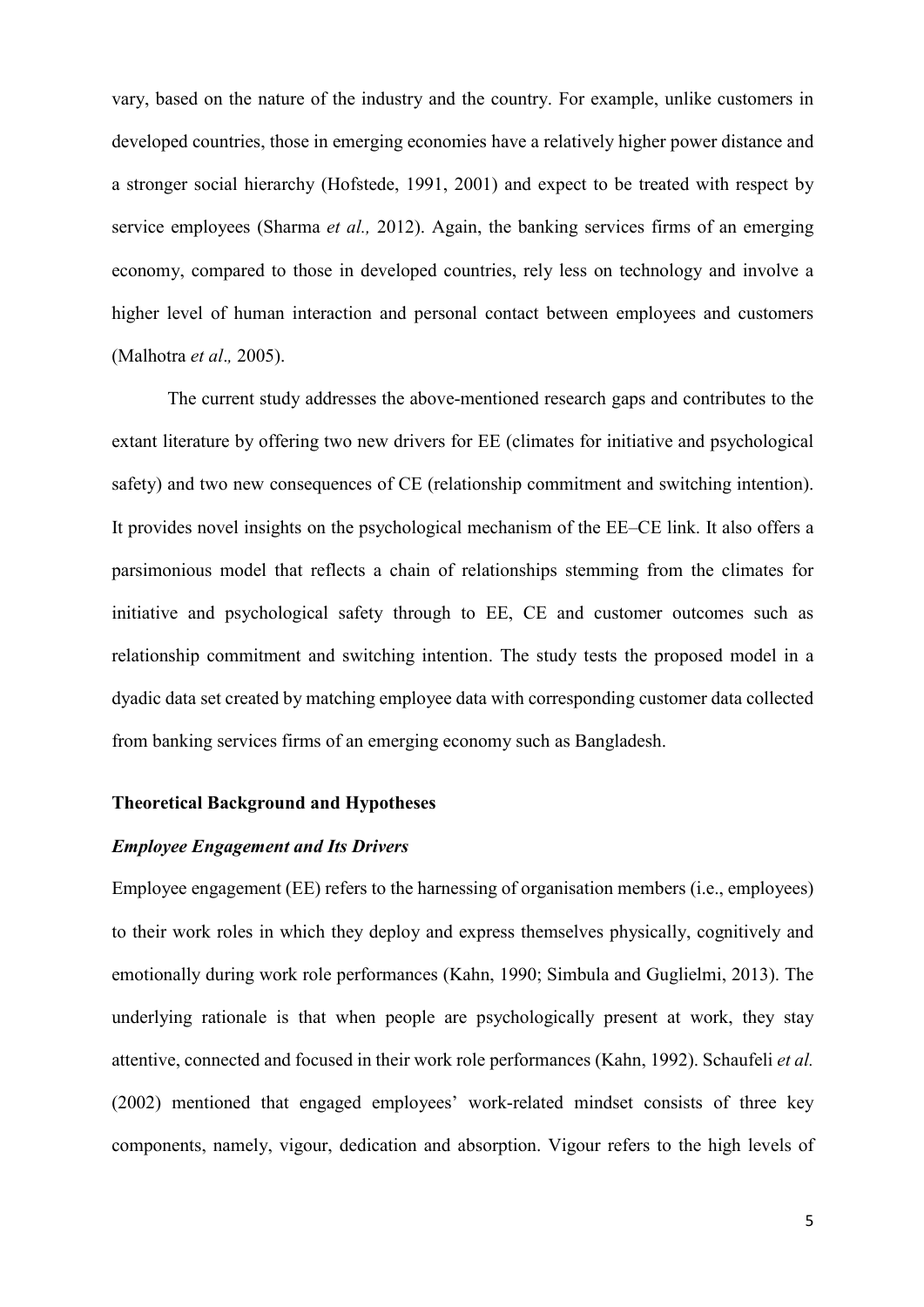vary, based on the nature of the industry and the country. For example, unlike customers in developed countries, those in emerging economies have a relatively higher power distance and a stronger social hierarchy (Hofstede, 1991, 2001) and expect to be treated with respect by service employees (Sharma *et al.,* 2012). Again, the banking services firms of an emerging economy, compared to those in developed countries, rely less on technology and involve a higher level of human interaction and personal contact between employees and customers (Malhotra *et al*.*,* 2005).

The current study addresses the above-mentioned research gaps and contributes to the extant literature by offering two new drivers for EE (climates for initiative and psychological safety) and two new consequences of CE (relationship commitment and switching intention). It provides novel insights on the psychological mechanism of the EE–CE link. It also offers a parsimonious model that reflects a chain of relationships stemming from the climates for initiative and psychological safety through to EE, CE and customer outcomes such as relationship commitment and switching intention. The study tests the proposed model in a dyadic data set created by matching employee data with corresponding customer data collected from banking services firms of an emerging economy such as Bangladesh.

## Theoretical Background and Hypotheses

### *Employee Engagement and Its Drivers*

Employee engagement (EE) refers to the harnessing of organisation members (i.e., employees) to their work roles in which they deploy and express themselves physically, cognitively and emotionally during work role performances (Kahn, 1990; Simbula and Guglielmi, 2013). The underlying rationale is that when people are psychologically present at work, they stay attentive, connected and focused in their work role performances (Kahn, 1992). Schaufeli *et al.* (2002) mentioned that engaged employees' work-related mindset consists of three key components, namely, vigour, dedication and absorption. Vigour refers to the high levels of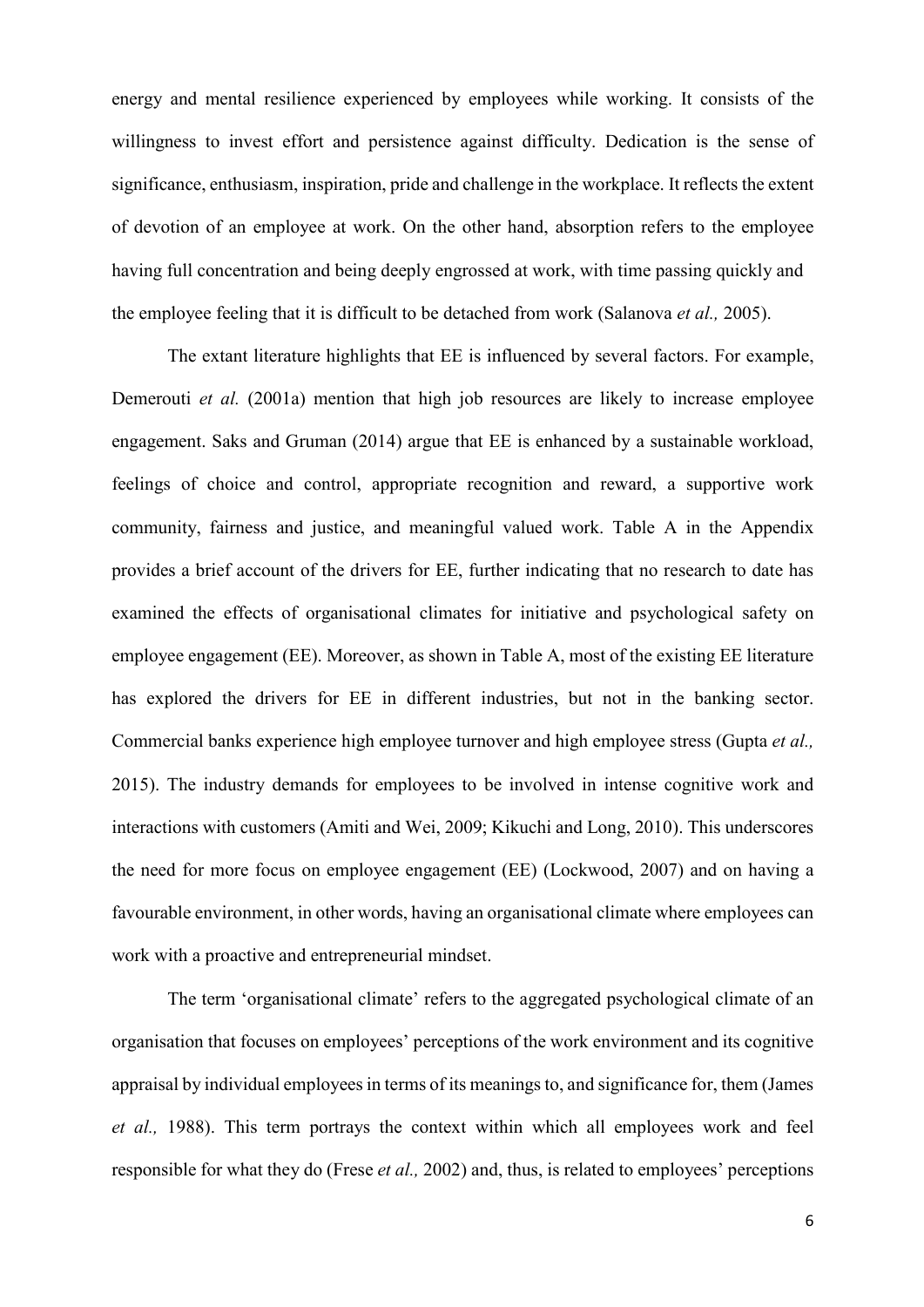energy and mental resilience experienced by employees while working. It consists of the willingness to invest effort and persistence against difficulty. Dedication is the sense of significance, enthusiasm, inspiration, pride and challenge in the workplace. It reflects the extent of devotion of an employee at work. On the other hand, absorption refers to the employee having full concentration and being deeply engrossed at work, with time passing quickly and the employee feeling that it is difficult to be detached from work (Salanova *et al.,* 2005).

The extant literature highlights that EE is influenced by several factors. For example, Demerouti *et al.* (2001a) mention that high job resources are likely to increase employee engagement. Saks and Gruman (2014) argue that EE is enhanced by a sustainable workload, feelings of choice and control, appropriate recognition and reward, a supportive work community, fairness and justice, and meaningful valued work. Table A in the Appendix provides a brief account of the drivers for EE, further indicating that no research to date has examined the effects of organisational climates for initiative and psychological safety on employee engagement (EE). Moreover, as shown in Table A, most of the existing EE literature has explored the drivers for EE in different industries, but not in the banking sector. Commercial banks experience high employee turnover and high employee stress (Gupta *et al.,* 2015). The industry demands for employees to be involved in intense cognitive work and interactions with customers (Amiti and Wei, 2009; Kikuchi and Long, 2010). This underscores the need for more focus on employee engagement (EE) (Lockwood, 2007) and on having a favourable environment, in other words, having an organisational climate where employees can work with a proactive and entrepreneurial mindset.

The term 'organisational climate' refers to the aggregated psychological climate of an organisation that focuses on employees' perceptions of the work environment and its cognitive appraisal by individual employees in terms of its meanings to, and significance for, them (James *et al.,* 1988). This term portrays the context within which all employees work and feel responsible for what they do (Frese *et al.,* 2002) and, thus, is related to employees' perceptions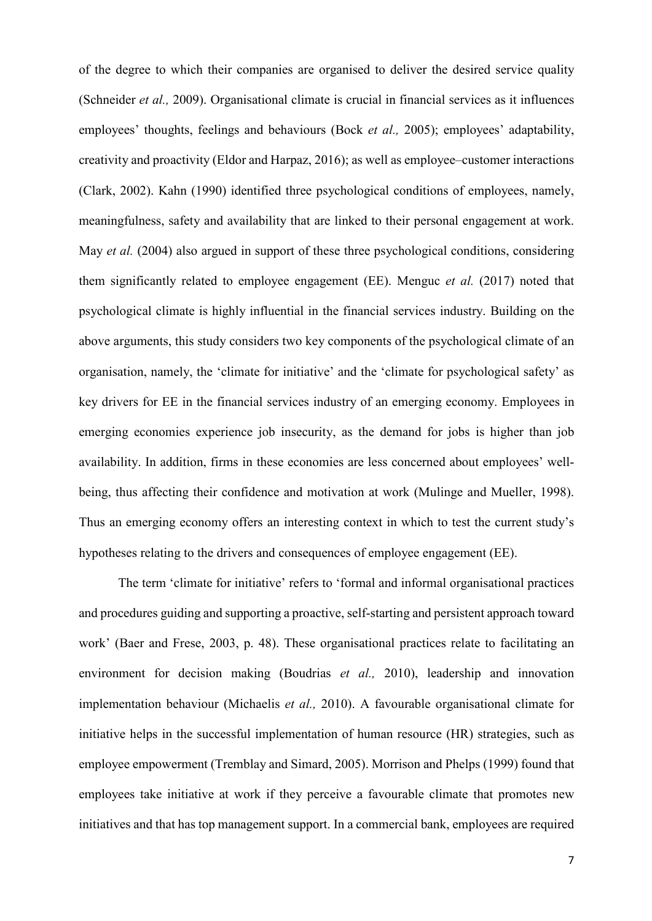of the degree to which their companies are organised to deliver the desired service quality (Schneider *et al.,* 2009). Organisational climate is crucial in financial services as it influences employees' thoughts, feelings and behaviours (Bock *et al.,* 2005); employees' adaptability, creativity and proactivity (Eldor and Harpaz, 2016); as well as employee–customer interactions (Clark, 2002). Kahn (1990) identified three psychological conditions of employees, namely, meaningfulness, safety and availability that are linked to their personal engagement at work. May *et al.* (2004) also argued in support of these three psychological conditions, considering them significantly related to employee engagement (EE). Menguc *et al.* (2017) noted that psychological climate is highly influential in the financial services industry. Building on the above arguments, this study considers two key components of the psychological climate of an organisation, namely, the 'climate for initiative' and the 'climate for psychological safety' as key drivers for EE in the financial services industry of an emerging economy. Employees in emerging economies experience job insecurity, as the demand for jobs is higher than job availability. In addition, firms in these economies are less concerned about employees' well-being, thus affecting their confidence and motivation at work (Mulinge and Mueller, 1998). Thus an emerging economy offers an interesting context in which to test the current study's hypotheses relating to the drivers and consequences of employee engagement (EE).

The term 'climate for initiative' refers to 'formal and informal organisational practices and procedures guiding and supporting a proactive, self-starting and persistent approach toward work' (Baer and Frese, 2003, p. 48). These organisational practices relate to facilitating an environment for decision making (Boudrias *et al.,* 2010), leadership and innovation implementation behaviour (Michaelis *et al.,* 2010). A favourable organisational climate for initiative helps in the successful implementation of human resource (HR) strategies, such as employee empowerment (Tremblay and Simard, 2005). Morrison and Phelps (1999) found that employees take initiative at work if they perceive a favourable climate that promotes new initiatives and that has top management support. In a commercial bank, employees are required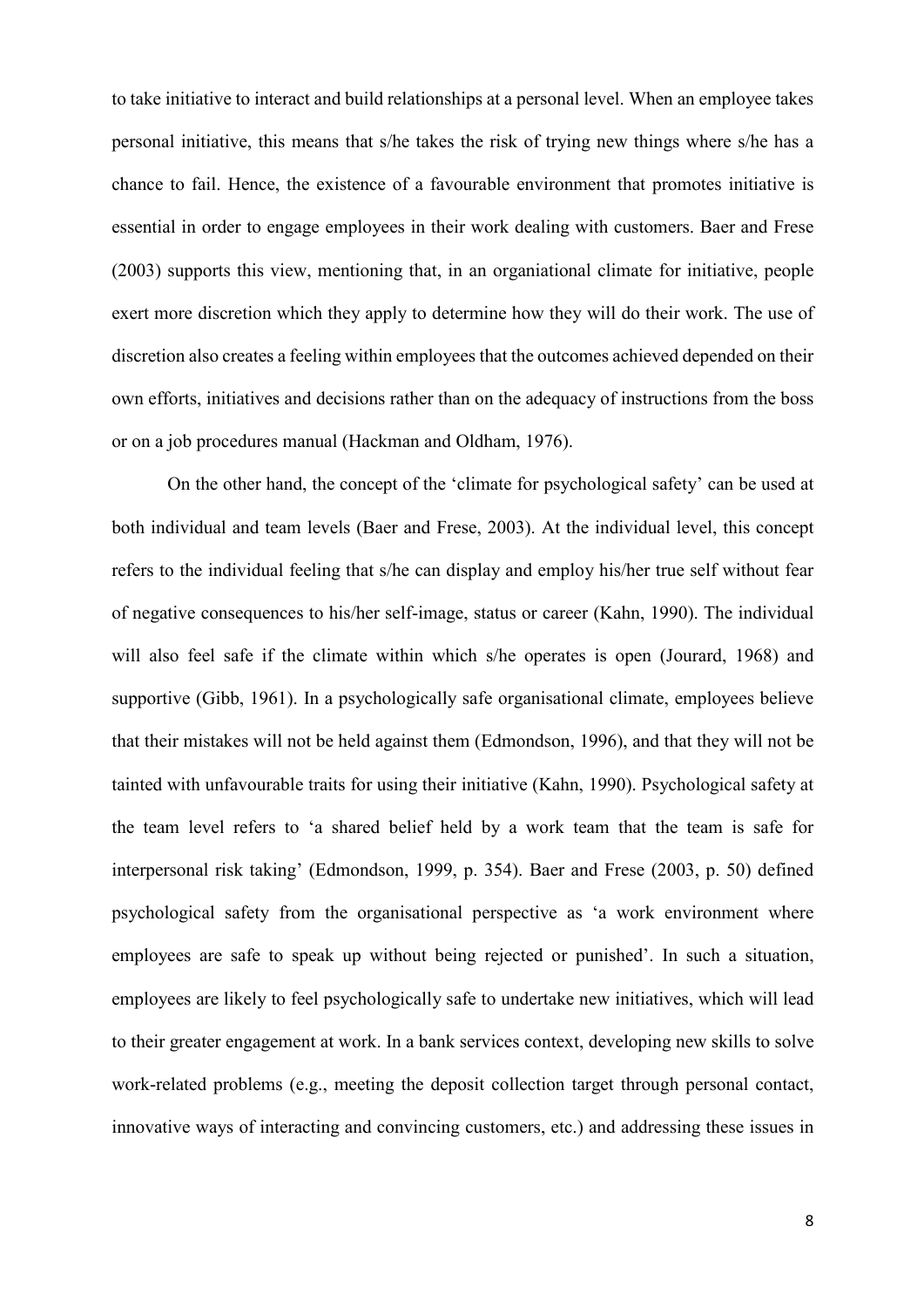to take initiative to interact and build relationships at a personal level. When an employee takes personal initiative, this means that s/he takes the risk of trying new things where s/he has a chance to fail. Hence, the existence of a favourable environment that promotes initiative is essential in order to engage employees in their work dealing with customers. Baer and Frese (2003) supports this view, mentioning that, in an organiational climate for initiative, people exert more discretion which they apply to determine how they will do their work. The use of discretion also creates a feeling within employees that the outcomes achieved depended on their own efforts, initiatives and decisions rather than on the adequacy of instructions from the boss or on a job procedures manual (Hackman and Oldham, 1976).

On the other hand, the concept of the 'climate for psychological safety' can be used at both individual and team levels (Baer and Frese, 2003). At the individual level, this concept refers to the individual feeling that s/he can display and employ his/her true self without fear of negative consequences to his/her self-image, status or career (Kahn, 1990). The individual will also feel safe if the climate within which s/he operates is open (Jourard, 1968) and supportive (Gibb, 1961). In a psychologically safe organisational climate, employees believe that their mistakes will not be held against them (Edmondson, 1996), and that they will not be tainted with unfavourable traits for using their initiative (Kahn, 1990). Psychological safety at the team level refers to 'a shared belief held by a work team that the team is safe for interpersonal risk taking' (Edmondson, 1999, p. 354). Baer and Frese (2003, p. 50) defined psychological safety from the organisational perspective as 'a work environment where employees are safe to speak up without being rejected or punished'. In such a situation, employees are likely to feel psychologically safe to undertake new initiatives, which will lead to their greater engagement at work. In a bank services context, developing new skills to solve work-related problems (e.g., meeting the deposit collection target through personal contact, innovative ways of interacting and convincing customers, etc.) and addressing these issues in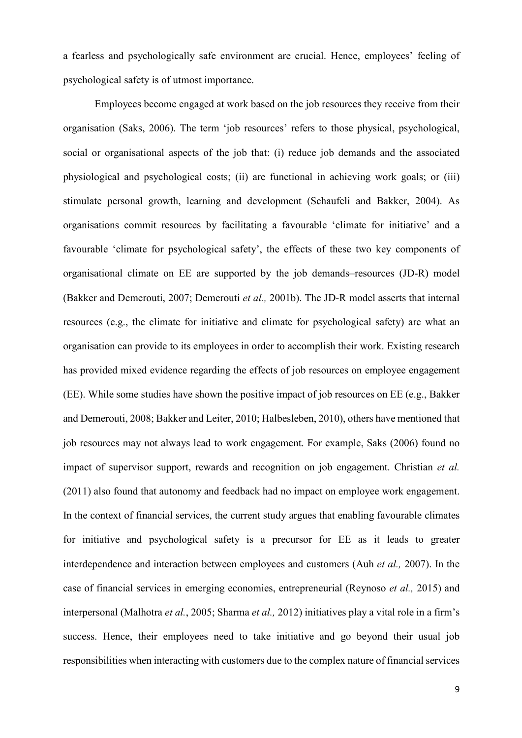a fearless and psychologically safe environment are crucial. Hence, employees' feeling of psychological safety is of utmost importance.

Employees become engaged at work based on the job resources they receive from their organisation (Saks, 2006). The term 'job resources' refers to those physical, psychological, social or organisational aspects of the job that: (i) reduce job demands and the associated physiological and psychological costs; (ii) are functional in achieving work goals; or (iii) stimulate personal growth, learning and development (Schaufeli and Bakker, 2004). As organisations commit resources by facilitating a favourable 'climate for initiative' and a favourable 'climate for psychological safety', the effects of these two key components of organisational climate on EE are supported by the job demands–resources (JD-R) model (Bakker and Demerouti, 2007; Demerouti *et al.,* 2001b). The JD-R model asserts that internal resources (e.g., the climate for initiative and climate for psychological safety) are what an organisation can provide to its employees in order to accomplish their work. Existing research has provided mixed evidence regarding the effects of job resources on employee engagement (EE). While some studies have shown the positive impact of job resources on EE (e.g., Bakker and Demerouti, 2008; Bakker and Leiter, 2010; Halbesleben, 2010), others have mentioned that job resources may not always lead to work engagement. For example, Saks (2006) found no impact of supervisor support, rewards and recognition on job engagement. Christian *et al.* (2011) also found that autonomy and feedback had no impact on employee work engagement. In the context of financial services, the current study argues that enabling favourable climates for initiative and psychological safety is a precursor for EE as it leads to greater interdependence and interaction between employees and customers (Auh *et al.,* 2007). In the case of financial services in emerging economies, entrepreneurial (Reynoso *et al.,* 2015) and interpersonal (Malhotra *et al.*, 2005; Sharma *et al.,* 2012) initiatives play a vital role in a firm's success. Hence, their employees need to take initiative and go beyond their usual job responsibilities when interacting with customers due to the complex nature of financial services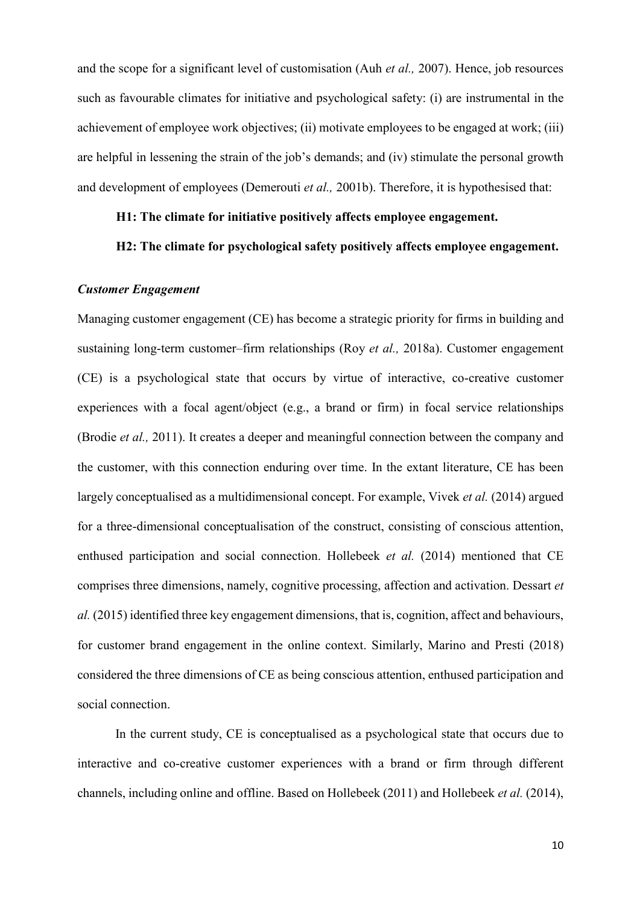and the scope for a significant level of customisation (Auh *et al.,* 2007). Hence, job resources such as favourable climates for initiative and psychological safety: (i) are instrumental in the achievement of employee work objectives; (ii) motivate employees to be engaged at work; (iii) are helpful in lessening the strain of the job's demands; and (iv) stimulate the personal growth and development of employees (Demerouti *et al.,* 2001b). Therefore, it is hypothesised that:

**H1: The climate for initiative positively affects employee engagement.**

**H2: The climate for psychological safety positively affects employee engagement.**

### *Customer Engagement*

Managing customer engagement (CE) has become a strategic priority for firms in building and sustaining long-term customer–firm relationships (Roy *et al.,* 2018a). Customer engagement (CE) is a psychological state that occurs by virtue of interactive, co-creative customer experiences with a focal agent/object (e.g., a brand or firm) in focal service relationships (Brodie *et al.,* 2011). It creates a deeper and meaningful connection between the company and the customer, with this connection enduring over time. In the extant literature, CE has been largely conceptualised as a multidimensional concept. For example, Vivek *et al.* (2014) argued for a three-dimensional conceptualisation of the construct, consisting of conscious attention, enthused participation and social connection. Hollebeek *et al.* (2014) mentioned that CE comprises three dimensions, namely, cognitive processing, affection and activation. Dessart *et al.* (2015) identified three key engagement dimensions, that is, cognition, affect and behaviours, for customer brand engagement in the online context. Similarly, Marino and Presti (2018) considered the three dimensions of CE as being conscious attention, enthused participation and social connection.

In the current study, CE is conceptualised as a psychological state that occurs due to interactive and co-creative customer experiences with a brand or firm through different channels, including online and offline. Based on Hollebeek (2011) and Hollebeek *et al.* (2014),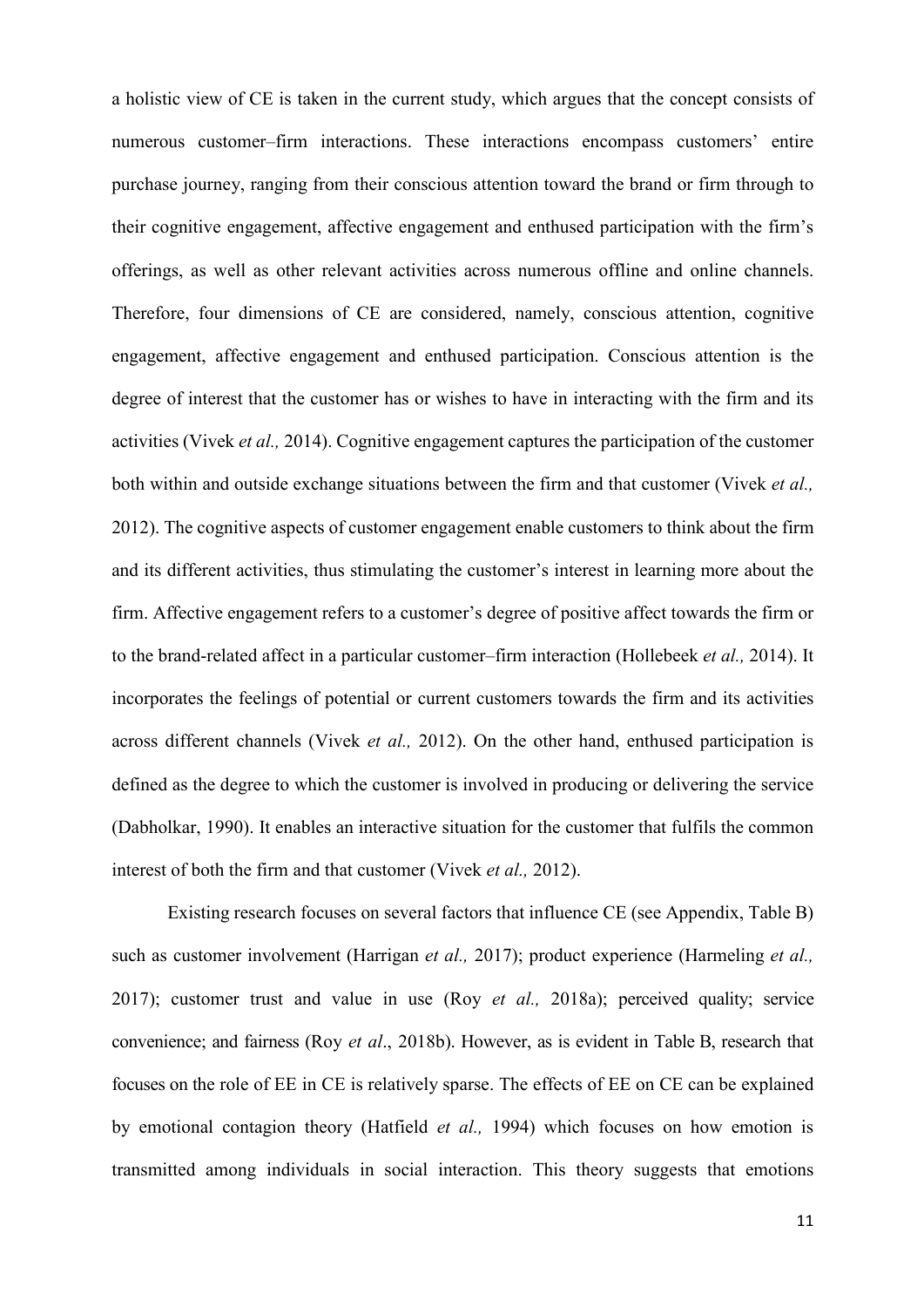a holistic view of CE is taken in the current study, which argues that the concept consists of numerous customer–firm interactions. These interactions encompass customers' entire purchase journey, ranging from their conscious attention toward the brand or firm through to their cognitive engagement, affective engagement and enthused participation with the firm's offerings, as well as other relevant activities across numerous offline and online channels. Therefore, four dimensions of CE are considered, namely, conscious attention, cognitive engagement, affective engagement and enthused participation. Conscious attention is the degree of interest that the customer has or wishes to have in interacting with the firm and its activities (Vivek *et al.,* 2014). Cognitive engagement captures the participation of the customer both within and outside exchange situations between the firm and that customer (Vivek *et al.,* 2012). The cognitive aspects of customer engagement enable customers to think about the firm and its different activities, thus stimulating the customer's interest in learning more about the firm. Affective engagement refers to a customer's degree of positive affect towards the firm or to the brand-related affect in a particular customer–firm interaction (Hollebeek *et al.,* 2014). It incorporates the feelings of potential or current customers towards the firm and its activities across different channels (Vivek *et al.,* 2012). On the other hand, enthused participation is defined as the degree to which the customer is involved in producing or delivering the service (Dabholkar, 1990). It enables an interactive situation for the customer that fulfils the common interest of both the firm and that customer (Vivek *et al.,* 2012).

Existing research focuses on several factors that influence CE (see Appendix, Table B) such as customer involvement (Harrigan *et al.,* 2017); product experience (Harmeling *et al.,* 2017); customer trust and value in use (Roy *et al.,* 2018a); perceived quality; service convenience; and fairness (Roy *et al*., 2018b). However, as is evident in Table B, research that focuses on the role of EE in CE is relatively sparse. The effects of EE on CE can be explained by emotional contagion theory (Hatfield *et al.,* 1994) which focuses on how emotion is transmitted among individuals in social interaction. This theory suggests that emotions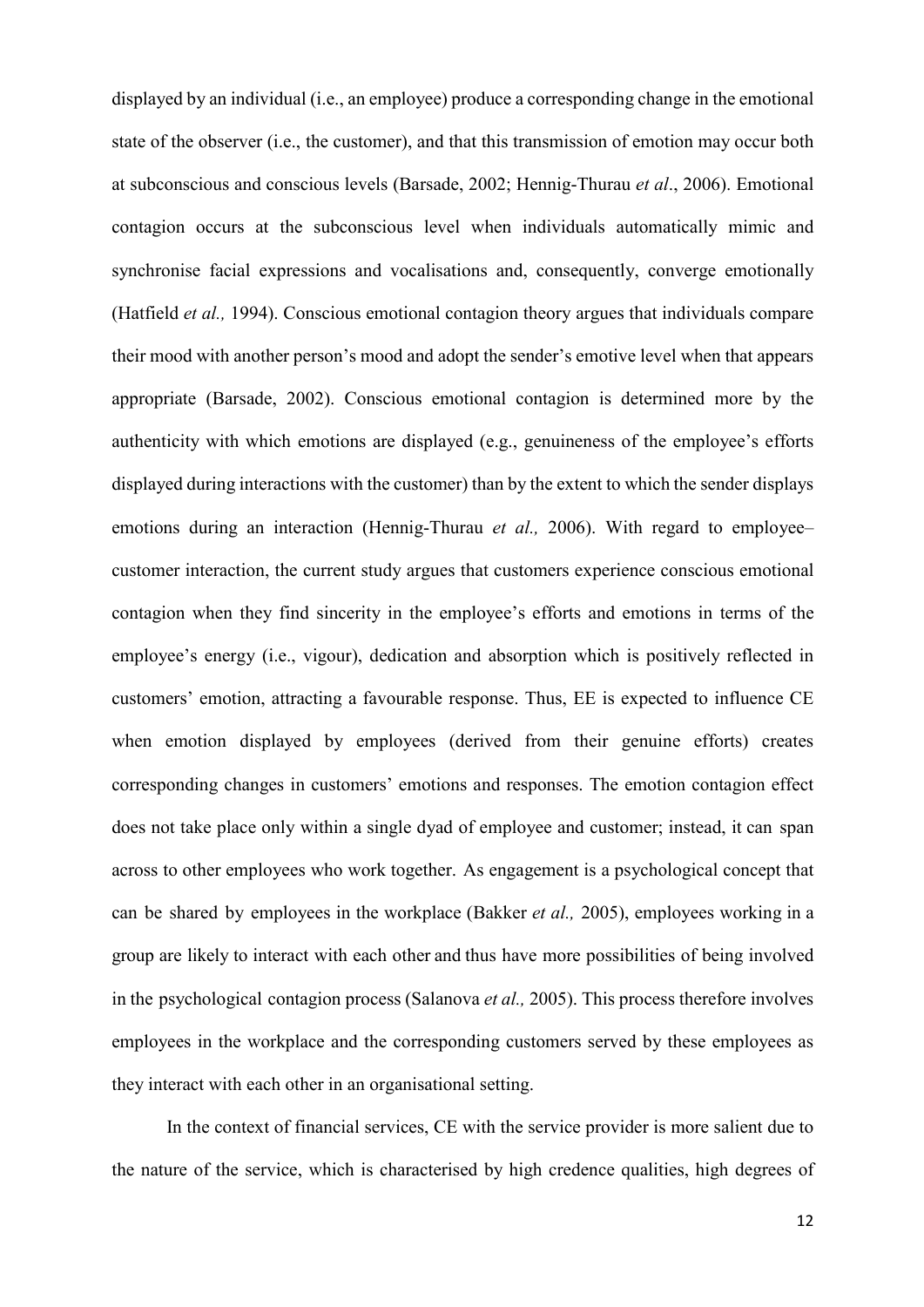displayed by an individual (i.e., an employee) produce a corresponding change in the emotional state of the observer (i.e., the customer), and that this transmission of emotion may occur both at subconscious and conscious levels (Barsade, 2002; Hennig-Thurau *et al*., 2006). Emotional contagion occurs at the subconscious level when individuals automatically mimic and synchronise facial expressions and vocalisations and, consequently, converge emotionally (Hatfield *et al.,* 1994). Conscious emotional contagion theory argues that individuals compare their mood with another person's mood and adopt the sender's emotive level when that appears appropriate (Barsade, 2002). Conscious emotional contagion is determined more by the authenticity with which emotions are displayed (e.g., genuineness of the employee's efforts displayed during interactions with the customer) than by the extent to which the sender displays emotions during an interaction (Hennig-Thurau *et al.,* 2006). With regard to employee–customer interaction, the current study argues that customers experience conscious emotional contagion when they find sincerity in the employee's efforts and emotions in terms of the employee's energy (i.e., vigour), dedication and absorption which is positively reflected in customers' emotion, attracting a favourable response. Thus, EE is expected to influence CE when emotion displayed by employees (derived from their genuine efforts) creates corresponding changes in customers' emotions and responses. The emotion contagion effect does not take place only within a single dyad of employee and customer; instead, it can span across to other employees who work together. As engagement is a psychological concept that can be shared by employees in the workplace (Bakker *et al.,* 2005), employees working in a group are likely to interact with each other and thus have more possibilities of being involved in the psychological contagion process (Salanova *et al.,* 2005). This process therefore involves employees in the workplace and the corresponding customers served by these employees as they interact with each other in an organisational setting.

In the context of financial services, CE with the service provider is more salient due to the nature of the service, which is characterised by high credence qualities, high degrees of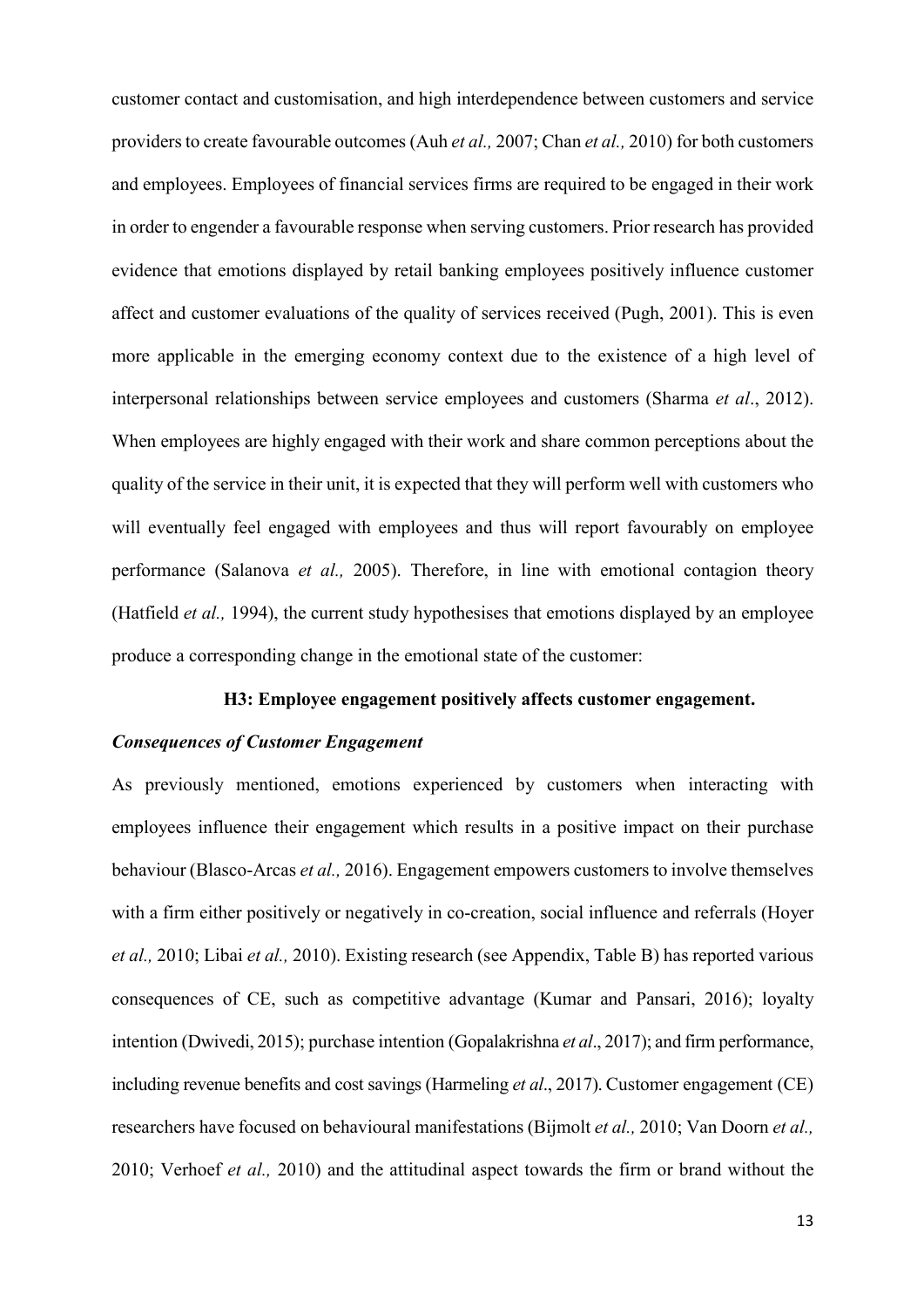customer contact and customisation, and high interdependence between customers and service providers to create favourable outcomes (Auh *et al.,* 2007; Chan *et al.,* 2010) for both customers and employees. Employees of financial services firms are required to be engaged in their work in order to engender a favourable response when serving customers. Prior research has provided evidence that emotions displayed by retail banking employees positively influence customer affect and customer evaluations of the quality of services received (Pugh, 2001). This is even more applicable in the emerging economy context due to the existence of a high level of interpersonal relationships between service employees and customers (Sharma *et al*., 2012). When employees are highly engaged with their work and share common perceptions about the quality of the service in their unit, it is expected that they will perform well with customers who will eventually feel engaged with employees and thus will report favourably on employee performance (Salanova *et al.,* 2005). Therefore, in line with emotional contagion theory (Hatfield *et al.,* 1994), the current study hypothesises that emotions displayed by an employee produce a corresponding change in the emotional state of the customer:

**H3: Employee engagement positively affects customer engagement.**

***Consequences of Customer Engagement***

As previously mentioned, emotions experienced by customers when interacting with employees influence their engagement which results in a positive impact on their purchase behaviour (Blasco-Arcas *et al.,* 2016). Engagement empowers customers to involve themselves with a firm either positively or negatively in co-creation, social influence and referrals (Hoyer *et al.,* 2010; Libai *et al.,* 2010). Existing research (see Appendix, Table B) has reported various consequences of CE, such as competitive advantage (Kumar and Pansari, 2016); loyalty intention (Dwivedi, 2015); purchase intention (Gopalakrishna *et al*., 2017); and firm performance, including revenue benefits and cost savings (Harmeling *et al*., 2017). Customer engagement (CE) researchers have focused on behavioural manifestations (Bijmolt *et al.,* 2010; Van Doorn *et al.,* 2010; Verhoef *et al.,* 2010) and the attitudinal aspect towards the firm or brand without the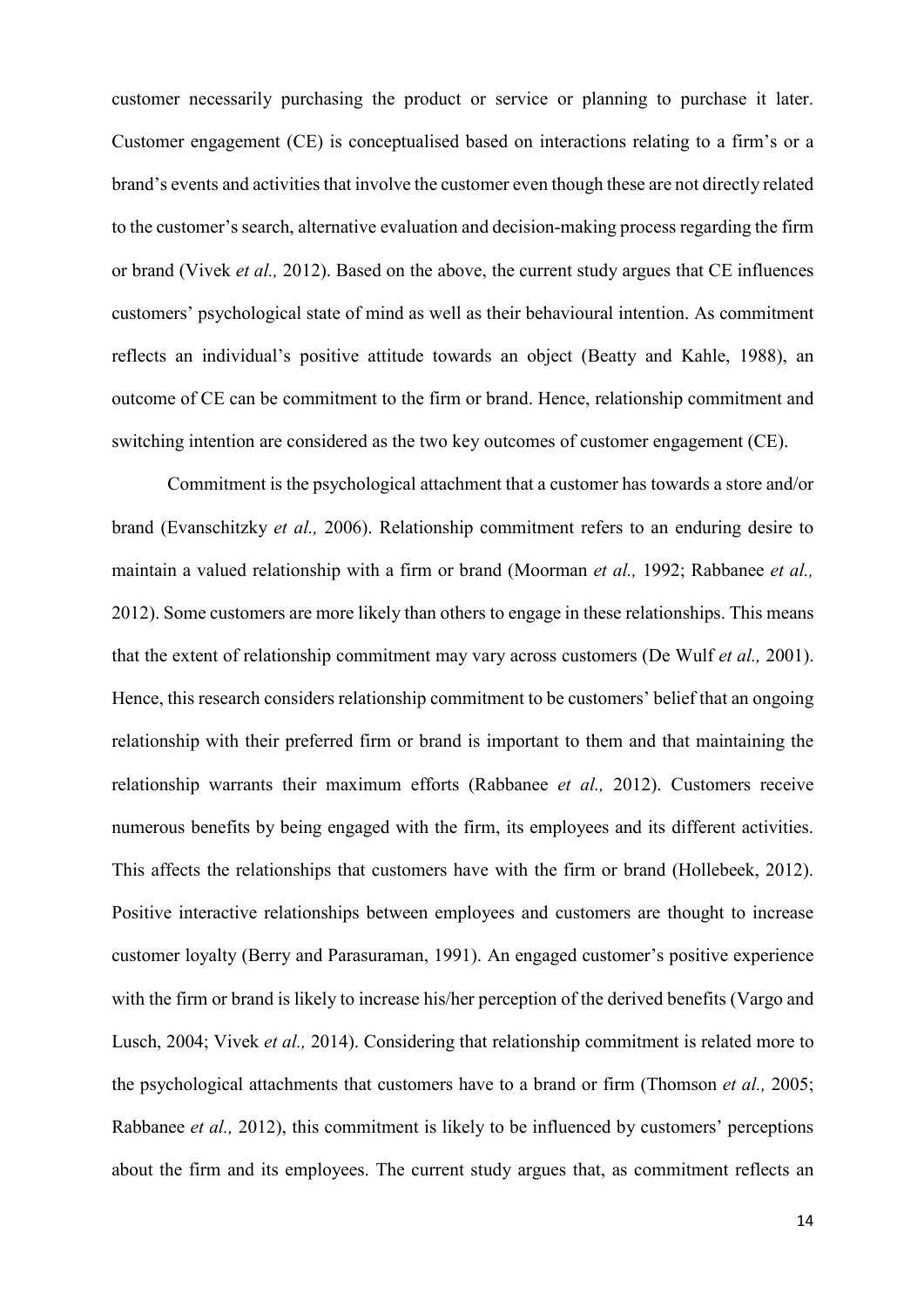customer necessarily purchasing the product or service or planning to purchase it later. Customer engagement (CE) is conceptualised based on interactions relating to a firm's or a brand's events and activities that involve the customer even though these are not directly related to the customer's search, alternative evaluation and decision-making process regarding the firm or brand (Vivek *et al.,* 2012). Based on the above, the current study argues that CE influences customers' psychological state of mind as well as their behavioural intention. As commitment reflects an individual's positive attitude towards an object (Beatty and Kahle, 1988), an outcome of CE can be commitment to the firm or brand. Hence, relationship commitment and switching intention are considered as the two key outcomes of customer engagement (CE).

Commitment is the psychological attachment that a customer has towards a store and/or brand (Evanschitzky *et al.,* 2006). Relationship commitment refers to an enduring desire to maintain a valued relationship with a firm or brand (Moorman *et al.,* 1992; Rabbanee *et al.,* 2012). Some customers are more likely than others to engage in these relationships. This means that the extent of relationship commitment may vary across customers (De Wulf *et al.,* 2001). Hence, this research considers relationship commitment to be customers' belief that an ongoing relationship with their preferred firm or brand is important to them and that maintaining the relationship warrants their maximum efforts (Rabbanee *et al.,* 2012). Customers receive numerous benefits by being engaged with the firm, its employees and its different activities. This affects the relationships that customers have with the firm or brand (Hollebeek, 2012). Positive interactive relationships between employees and customers are thought to increase customer loyalty (Berry and Parasuraman, 1991). An engaged customer's positive experience with the firm or brand is likely to increase his/her perception of the derived benefits (Vargo and Lusch, 2004; Vivek *et al.,* 2014). Considering that relationship commitment is related more to the psychological attachments that customers have to a brand or firm (Thomson *et al.,* 2005; Rabbanee *et al.,* 2012), this commitment is likely to be influenced by customers' perceptions about the firm and its employees. The current study argues that, as commitment reflects an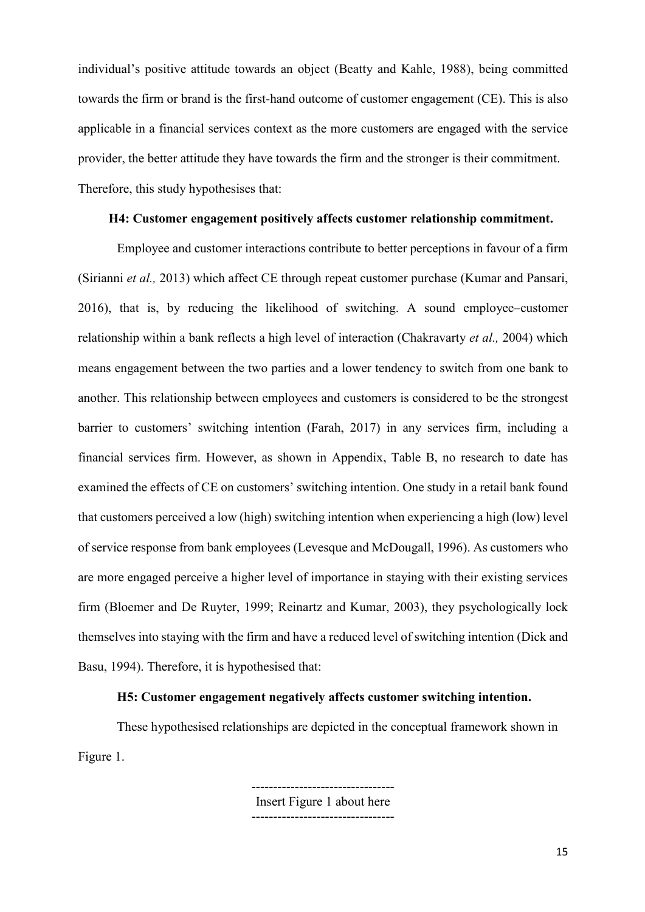individual's positive attitude towards an object (Beatty and Kahle, 1988), being committed towards the firm or brand is the first-hand outcome of customer engagement (CE). This is also applicable in a financial services context as the more customers are engaged with the service provider, the better attitude they have towards the firm and the stronger is their commitment. Therefore, this study hypothesises that:

**H4: Customer engagement positively affects customer relationship commitment.**

Employee and customer interactions contribute to better perceptions in favour of a firm (Sirianni *et al.,* 2013) which affect CE through repeat customer purchase (Kumar and Pansari, 2016), that is, by reducing the likelihood of switching. A sound employee–customer relationship within a bank reflects a high level of interaction (Chakravarty *et al.,* 2004) which means engagement between the two parties and a lower tendency to switch from one bank to another. This relationship between employees and customers is considered to be the strongest barrier to customers' switching intention (Farah, 2017) in any services firm, including a financial services firm. However, as shown in Appendix, Table B, no research to date has examined the effects of CE on customers' switching intention. One study in a retail bank found that customers perceived a low (high) switching intention when experiencing a high (low) level of service response from bank employees (Levesque and McDougall, 1996). As customers who are more engaged perceive a higher level of importance in staying with their existing services firm (Bloemer and De Ruyter, 1999; Reinartz and Kumar, 2003), they psychologically lock themselves into staying with the firm and have a reduced level of switching intention (Dick and Basu, 1994). Therefore, it is hypothesised that:

**H5: Customer engagement negatively affects customer switching intention.**

These hypothesised relationships are depicted in the conceptual framework shown in Figure 1.

---------------------------------
Insert Figure 1 about here
---------------------------------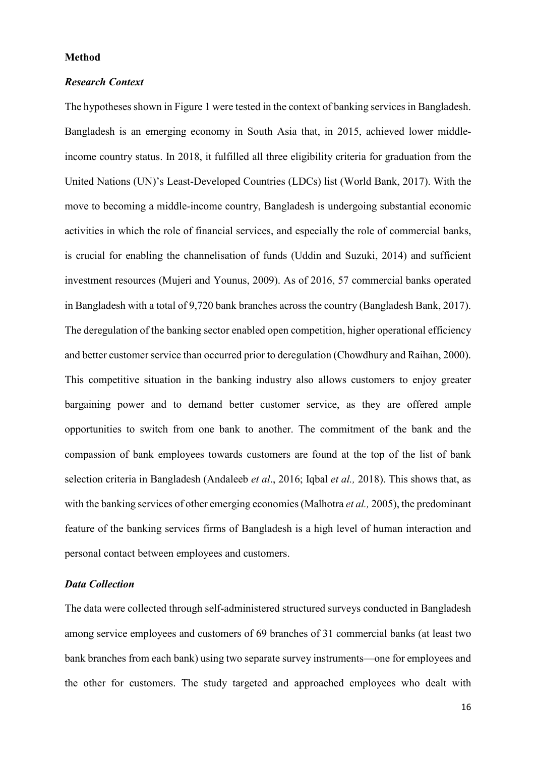## Method

### *Research Context*

The hypotheses shown in Figure 1 were tested in the context of banking services in Bangladesh. Bangladesh is an emerging economy in South Asia that, in 2015, achieved lower middle-income country status. In 2018, it fulfilled all three eligibility criteria for graduation from the United Nations (UN)'s Least-Developed Countries (LDCs) list (World Bank, 2017). With the move to becoming a middle-income country, Bangladesh is undergoing substantial economic activities in which the role of financial services, and especially the role of commercial banks, is crucial for enabling the channelisation of funds (Uddin and Suzuki, 2014) and sufficient investment resources (Mujeri and Younus, 2009). As of 2016, 57 commercial banks operated in Bangladesh with a total of 9,720 bank branches across the country (Bangladesh Bank, 2017). The deregulation of the banking sector enabled open competition, higher operational efficiency and better customer service than occurred prior to deregulation (Chowdhury and Raihan, 2000). This competitive situation in the banking industry also allows customers to enjoy greater bargaining power and to demand better customer service, as they are offered ample opportunities to switch from one bank to another. The commitment of the bank and the compassion of bank employees towards customers are found at the top of the list of bank selection criteria in Bangladesh (Andaleeb *et al*., 2016; Iqbal *et al.,* 2018). This shows that, as with the banking services of other emerging economies (Malhotra *et al.,* 2005), the predominant feature of the banking services firms of Bangladesh is a high level of human interaction and personal contact between employees and customers.

### *Data Collection*

The data were collected through self-administered structured surveys conducted in Bangladesh among service employees and customers of 69 branches of 31 commercial banks (at least two bank branches from each bank) using two separate survey instruments—one for employees and the other for customers. The study targeted and approached employees who dealt with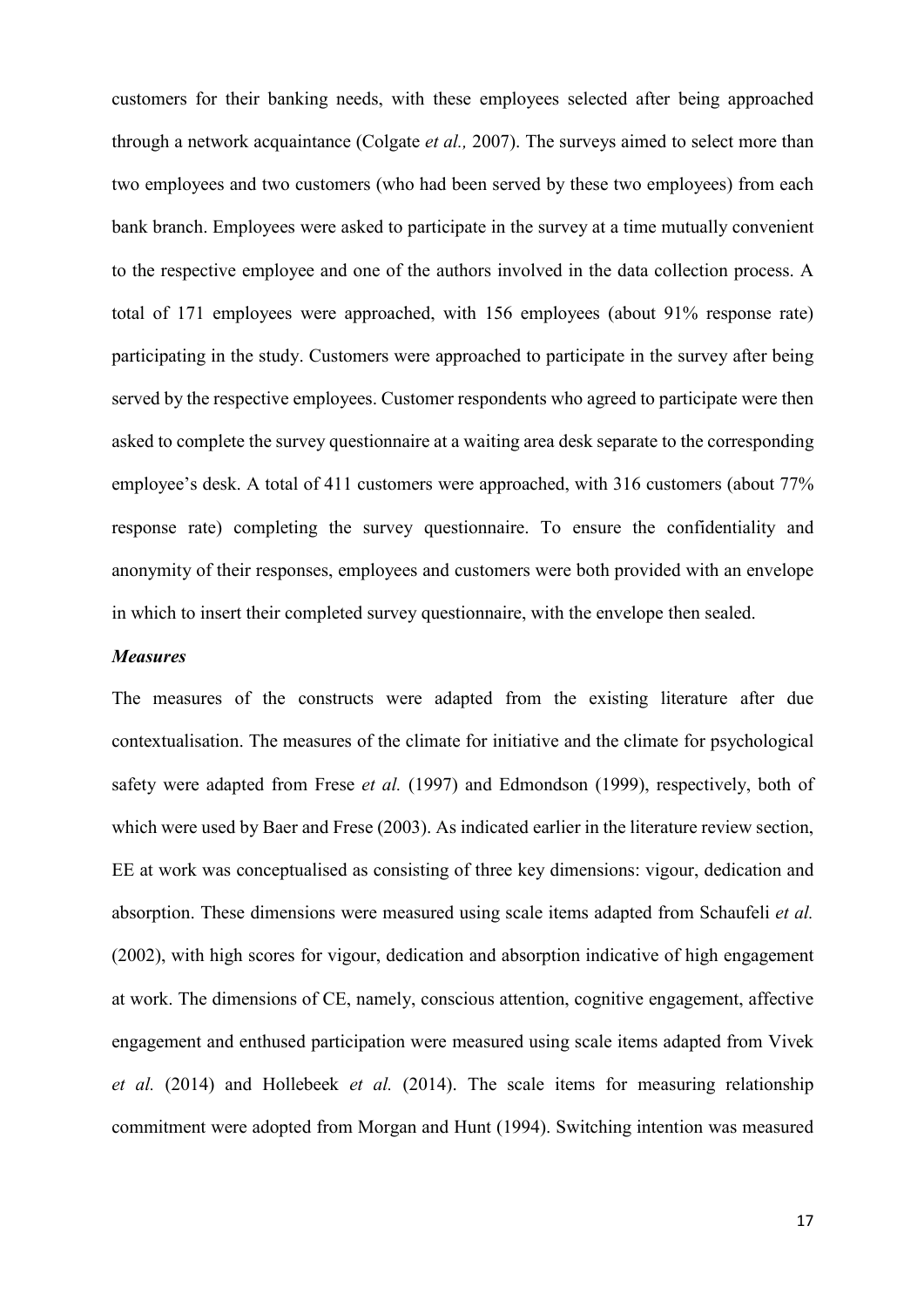customers for their banking needs, with these employees selected after being approached through a network acquaintance (Colgate *et al.,* 2007). The surveys aimed to select more than two employees and two customers (who had been served by these two employees) from each bank branch. Employees were asked to participate in the survey at a time mutually convenient to the respective employee and one of the authors involved in the data collection process. A total of 171 employees were approached, with 156 employees (about 91% response rate) participating in the study. Customers were approached to participate in the survey after being served by the respective employees. Customer respondents who agreed to participate were then asked to complete the survey questionnaire at a waiting area desk separate to the corresponding employee's desk. A total of 411 customers were approached, with 316 customers (about 77% response rate) completing the survey questionnaire. To ensure the confidentiality and anonymity of their responses, employees and customers were both provided with an envelope in which to insert their completed survey questionnaire, with the envelope then sealed.

### *Measures*

The measures of the constructs were adapted from the existing literature after due contextualisation. The measures of the climate for initiative and the climate for psychological safety were adapted from Frese *et al.* (1997) and Edmondson (1999), respectively, both of which were used by Baer and Frese (2003). As indicated earlier in the literature review section, EE at work was conceptualised as consisting of three key dimensions: vigour, dedication and absorption. These dimensions were measured using scale items adapted from Schaufeli *et al.* (2002), with high scores for vigour, dedication and absorption indicative of high engagement at work. The dimensions of CE, namely, conscious attention, cognitive engagement, affective engagement and enthused participation were measured using scale items adapted from Vivek *et al.* (2014) and Hollebeek *et al.* (2014). The scale items for measuring relationship commitment were adopted from Morgan and Hunt (1994). Switching intention was measured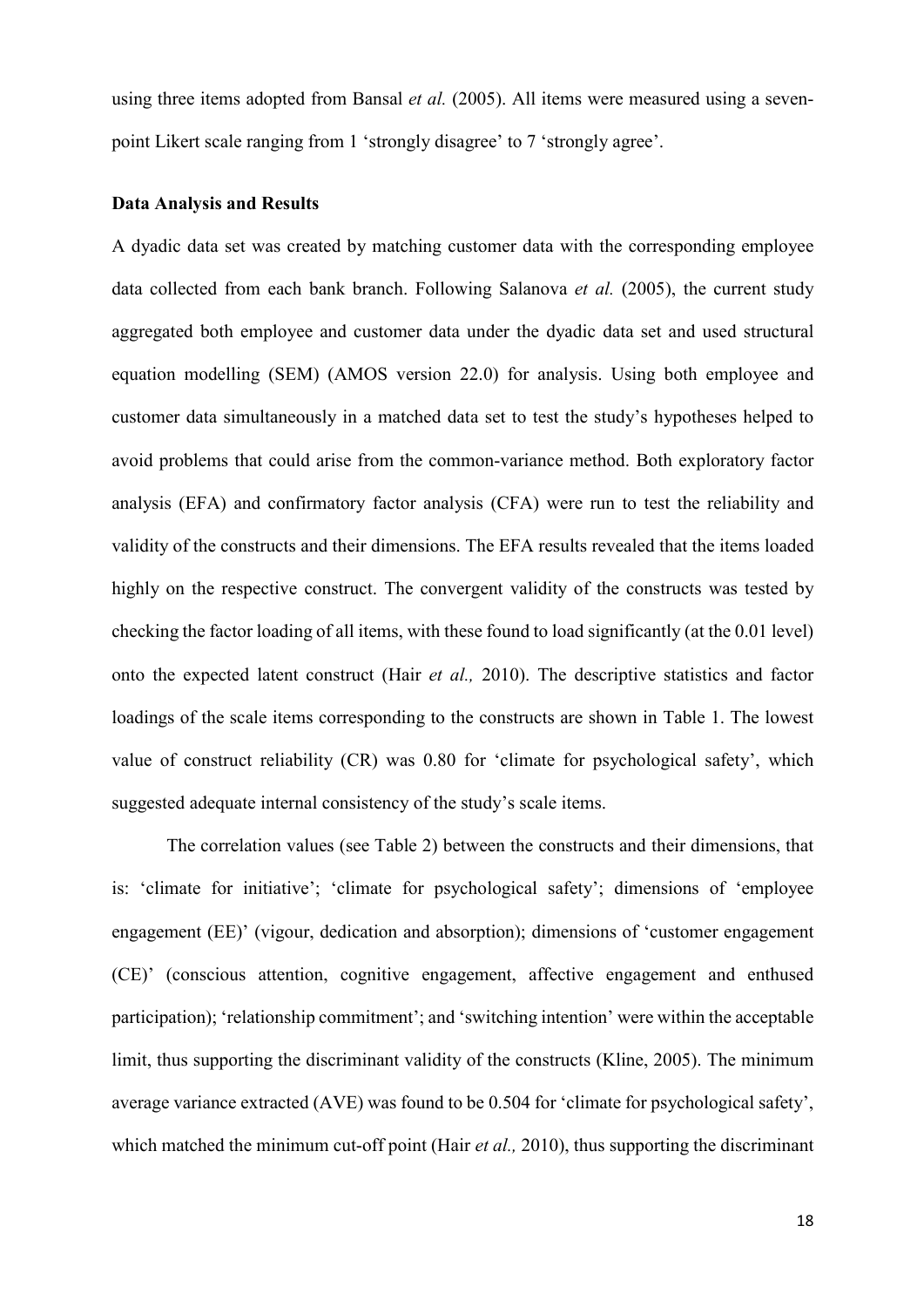using three items adopted from Bansal *et al.* (2005). All items were measured using a seven-point Likert scale ranging from 1 'strongly disagree' to 7 'strongly agree'.

### Data Analysis and Results

A dyadic data set was created by matching customer data with the corresponding employee data collected from each bank branch. Following Salanova *et al.* (2005), the current study aggregated both employee and customer data under the dyadic data set and used structural equation modelling (SEM) (AMOS version 22.0) for analysis. Using both employee and customer data simultaneously in a matched data set to test the study's hypotheses helped to avoid problems that could arise from the common-variance method. Both exploratory factor analysis (EFA) and confirmatory factor analysis (CFA) were run to test the reliability and validity of the constructs and their dimensions. The EFA results revealed that the items loaded highly on the respective construct. The convergent validity of the constructs was tested by checking the factor loading of all items, with these found to load significantly (at the 0.01 level) onto the expected latent construct (Hair *et al.,* 2010). The descriptive statistics and factor loadings of the scale items corresponding to the constructs are shown in Table 1. The lowest value of construct reliability (CR) was 0.80 for 'climate for psychological safety', which suggested adequate internal consistency of the study's scale items.

The correlation values (see Table 2) between the constructs and their dimensions, that is: 'climate for initiative'; 'climate for psychological safety'; dimensions of 'employee engagement (EE)' (vigour, dedication and absorption); dimensions of 'customer engagement (CE)' (conscious attention, cognitive engagement, affective engagement and enthused participation); 'relationship commitment'; and 'switching intention' were within the acceptable limit, thus supporting the discriminant validity of the constructs (Kline, 2005). The minimum average variance extracted (AVE) was found to be 0.504 for 'climate for psychological safety', which matched the minimum cut-off point (Hair *et al.,* 2010), thus supporting the discriminant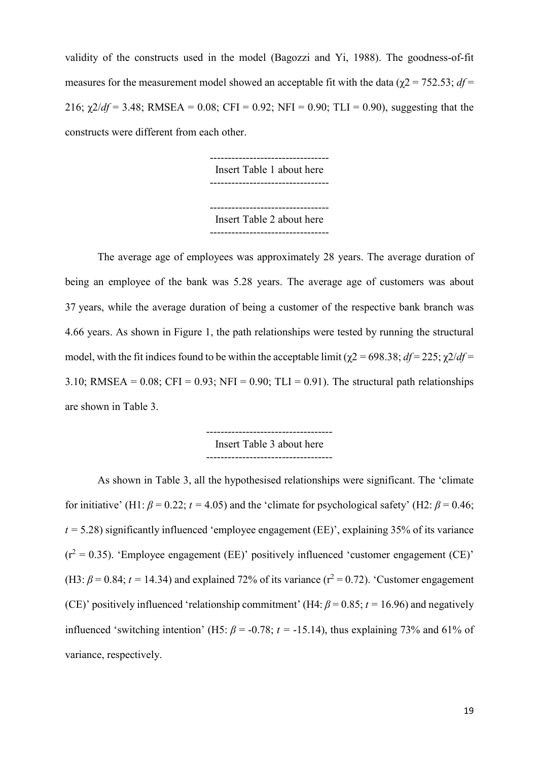validity of the constructs used in the model (Bagozzi and Yi, 1988). The goodness-of-fit measures for the measurement model showed an acceptable fit with the data ($\chi2$ = 752.53; *df* = 216; $\chi2/df$ = 3.48; RMSEA = 0.08; CFI = 0.92; NFI = 0.90; TLI = 0.90), suggesting that the constructs were different from each other.

---------------------------------
Insert Table 1 about here
---------------------------------

---------------------------------
Insert Table 2 about here
---------------------------------

The average age of employees was approximately 28 years. The average duration of being an employee of the bank was 5.28 years. The average age of customers was about 37 years, while the average duration of being a customer of the respective bank branch was 4.66 years. As shown in Figure 1, the path relationships were tested by running the structural model, with the fit indices found to be within the acceptable limit ($\chi2$ = 698.38; *df* = 225; $\chi2/df$ = 3.10; RMSEA = 0.08; CFI = 0.93; NFI = 0.90; TLI = 0.91). The structural path relationships are shown in Table 3.

-----------------------------------
Insert Table 3 about here
-----------------------------------

As shown in Table 3, all the hypothesised relationships were significant. The 'climate for initiative' (H1: $\beta = 0.22$; $t = 4.05$) and the 'climate for psychological safety' (H2: $\beta = 0.46$; $t = 5.28$) significantly influenced 'employee engagement (EE)', explaining 35% of its variance ($r^2 = 0.35$). 'Employee engagement (EE)' positively influenced 'customer engagement (CE)' (H3: $\beta = 0.84$; $t = 14.34$) and explained 72% of its variance ($r^2 = 0.72$). 'Customer engagement (CE)' positively influenced 'relationship commitment' (H4: $\beta = 0.85$; $t = 16.96$) and negatively influenced 'switching intention' (H5: $\beta = -0.78$; $t = -15.14$), thus explaining 73% and 61% of variance, respectively.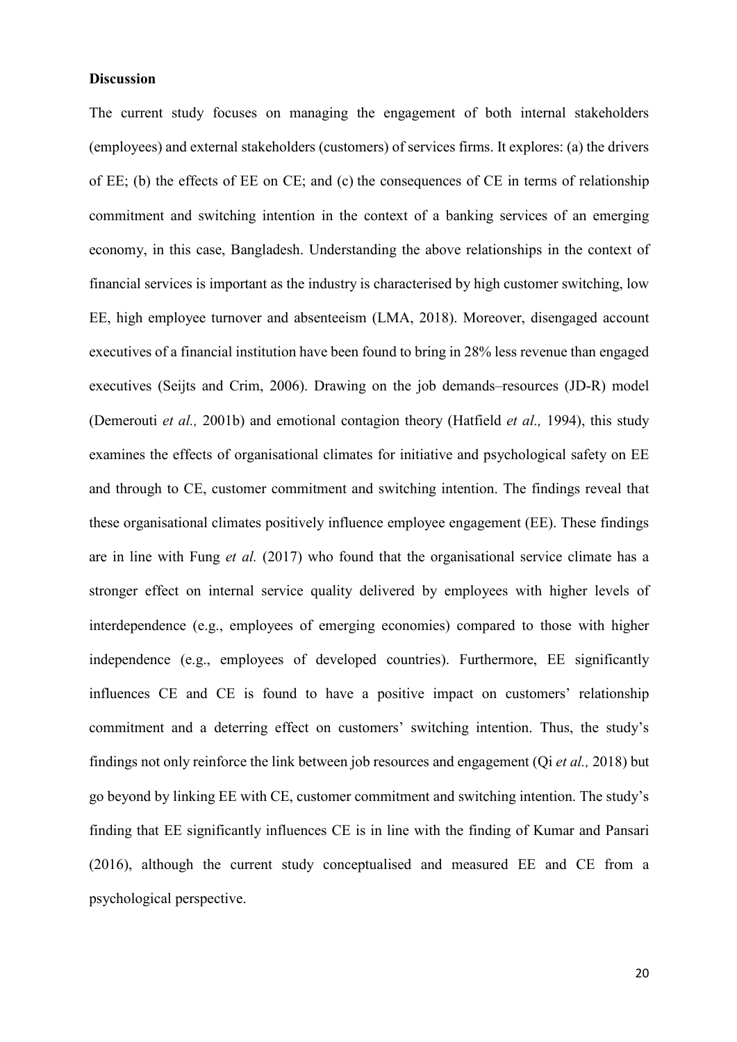**Discussion**

The current study focuses on managing the engagement of both internal stakeholders (employees) and external stakeholders (customers) of services firms. It explores: (a) the drivers of EE; (b) the effects of EE on CE; and (c) the consequences of CE in terms of relationship commitment and switching intention in the context of a banking services of an emerging economy, in this case, Bangladesh. Understanding the above relationships in the context of financial services is important as the industry is characterised by high customer switching, low EE, high employee turnover and absenteeism (LMA, 2018). Moreover, disengaged account executives of a financial institution have been found to bring in 28% less revenue than engaged executives (Seijts and Crim, 2006). Drawing on the job demands–resources (JD-R) model (Demerouti *et al.,* 2001b) and emotional contagion theory (Hatfield *et al.,* 1994), this study examines the effects of organisational climates for initiative and psychological safety on EE and through to CE, customer commitment and switching intention. The findings reveal that these organisational climates positively influence employee engagement (EE). These findings are in line with Fung *et al.* (2017) who found that the organisational service climate has a stronger effect on internal service quality delivered by employees with higher levels of interdependence (e.g., employees of emerging economies) compared to those with higher independence (e.g., employees of developed countries). Furthermore, EE significantly influences CE and CE is found to have a positive impact on customers' relationship commitment and a deterring effect on customers' switching intention. Thus, the study's findings not only reinforce the link between job resources and engagement (Qi *et al.,* 2018) but go beyond by linking EE with CE, customer commitment and switching intention. The study's finding that EE significantly influences CE is in line with the finding of Kumar and Pansari (2016), although the current study conceptualised and measured EE and CE from a psychological perspective.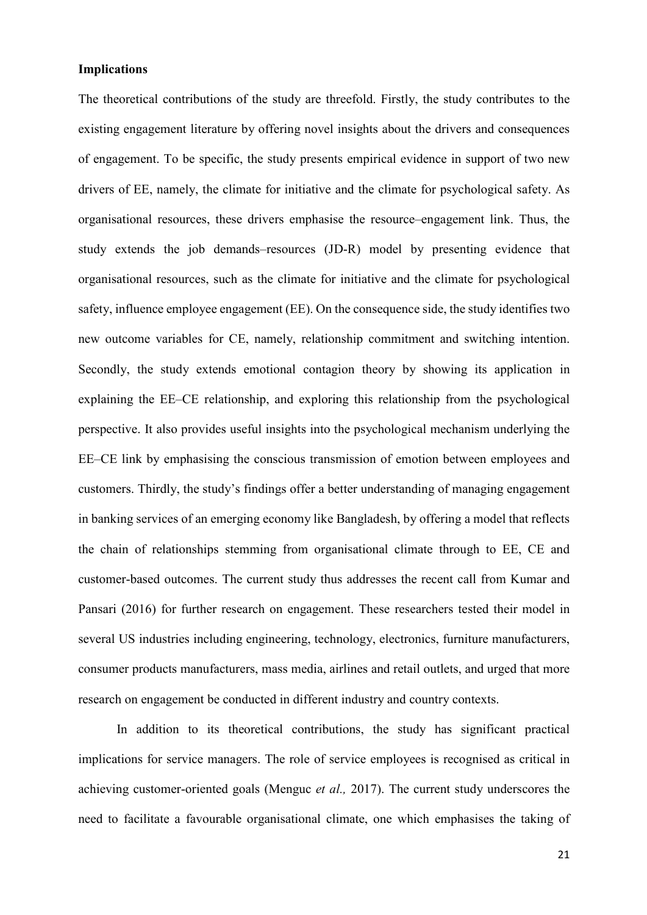**Implications**

The theoretical contributions of the study are threefold. Firstly, the study contributes to the existing engagement literature by offering novel insights about the drivers and consequences of engagement. To be specific, the study presents empirical evidence in support of two new drivers of EE, namely, the climate for initiative and the climate for psychological safety. As organisational resources, these drivers emphasise the resource–engagement link. Thus, the study extends the job demands–resources (JD-R) model by presenting evidence that organisational resources, such as the climate for initiative and the climate for psychological safety, influence employee engagement (EE). On the consequence side, the study identifies two new outcome variables for CE, namely, relationship commitment and switching intention. Secondly, the study extends emotional contagion theory by showing its application in explaining the EE–CE relationship, and exploring this relationship from the psychological perspective. It also provides useful insights into the psychological mechanism underlying the EE–CE link by emphasising the conscious transmission of emotion between employees and customers. Thirdly, the study's findings offer a better understanding of managing engagement in banking services of an emerging economy like Bangladesh, by offering a model that reflects the chain of relationships stemming from organisational climate through to EE, CE and customer-based outcomes. The current study thus addresses the recent call from Kumar and Pansari (2016) for further research on engagement. These researchers tested their model in several US industries including engineering, technology, electronics, furniture manufacturers, consumer products manufacturers, mass media, airlines and retail outlets, and urged that more research on engagement be conducted in different industry and country contexts.

In addition to its theoretical contributions, the study has significant practical implications for service managers. The role of service employees is recognised as critical in achieving customer-oriented goals (Menguc *et al.,* 2017). The current study underscores the need to facilitate a favourable organisational climate, one which emphasises the taking of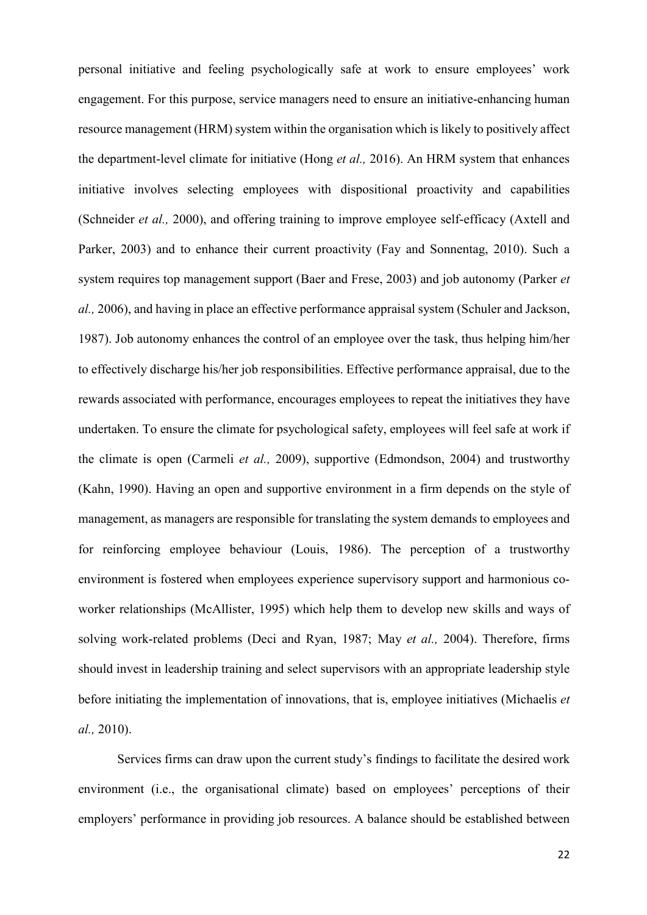personal initiative and feeling psychologically safe at work to ensure employees' work engagement. For this purpose, service managers need to ensure an initiative-enhancing human resource management (HRM) system within the organisation which is likely to positively affect the department-level climate for initiative (Hong *et al.,* 2016). An HRM system that enhances initiative involves selecting employees with dispositional proactivity and capabilities (Schneider *et al.,* 2000), and offering training to improve employee self-efficacy (Axtell and Parker, 2003) and to enhance their current proactivity (Fay and Sonnentag, 2010). Such a system requires top management support (Baer and Frese, 2003) and job autonomy (Parker *et al.,* 2006), and having in place an effective performance appraisal system (Schuler and Jackson, 1987). Job autonomy enhances the control of an employee over the task, thus helping him/her to effectively discharge his/her job responsibilities. Effective performance appraisal, due to the rewards associated with performance, encourages employees to repeat the initiatives they have undertaken. To ensure the climate for psychological safety, employees will feel safe at work if the climate is open (Carmeli *et al.,* 2009), supportive (Edmondson, 2004) and trustworthy (Kahn, 1990). Having an open and supportive environment in a firm depends on the style of management, as managers are responsible for translating the system demands to employees and for reinforcing employee behaviour (Louis, 1986). The perception of a trustworthy environment is fostered when employees experience supervisory support and harmonious co-worker relationships (McAllister, 1995) which help them to develop new skills and ways of solving work-related problems (Deci and Ryan, 1987; May *et al.,* 2004). Therefore, firms should invest in leadership training and select supervisors with an appropriate leadership style before initiating the implementation of innovations, that is, employee initiatives (Michaelis *et al.,* 2010).

Services firms can draw upon the current study's findings to facilitate the desired work environment (i.e., the organisational climate) based on employees' perceptions of their employers' performance in providing job resources. A balance should be established between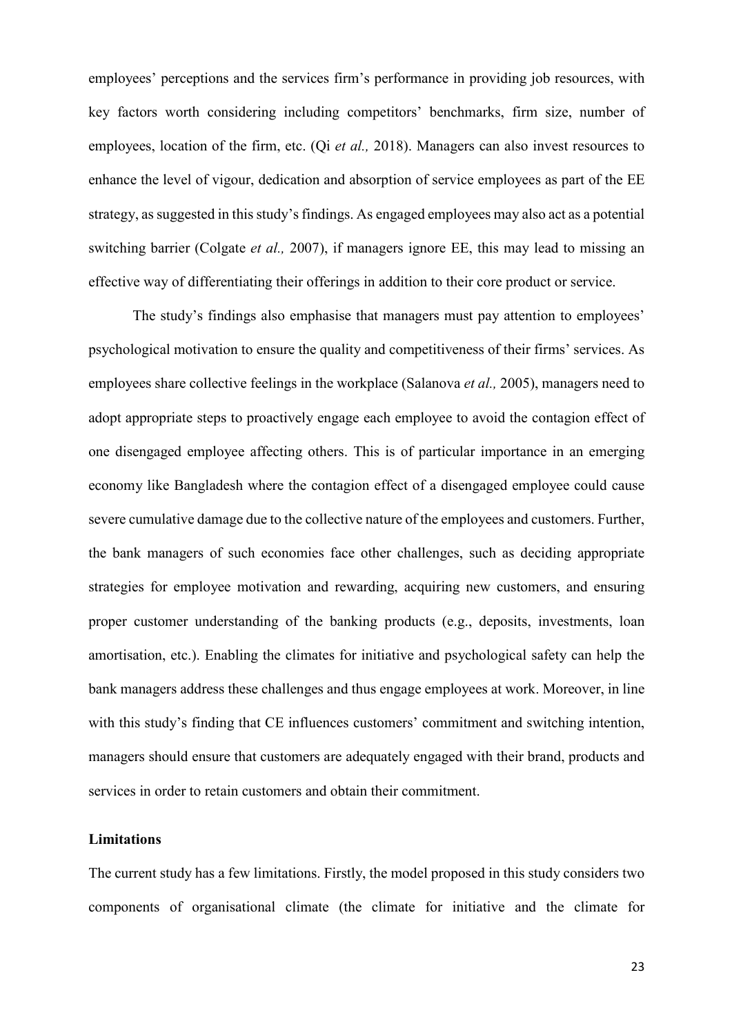employees' perceptions and the services firm's performance in providing job resources, with key factors worth considering including competitors' benchmarks, firm size, number of employees, location of the firm, etc. (Qi *et al.,* 2018). Managers can also invest resources to enhance the level of vigour, dedication and absorption of service employees as part of the EE strategy, as suggested in this study's findings. As engaged employees may also act as a potential switching barrier (Colgate *et al.,* 2007), if managers ignore EE, this may lead to missing an effective way of differentiating their offerings in addition to their core product or service.

The study's findings also emphasise that managers must pay attention to employees' psychological motivation to ensure the quality and competitiveness of their firms' services. As employees share collective feelings in the workplace (Salanova *et al.,* 2005), managers need to adopt appropriate steps to proactively engage each employee to avoid the contagion effect of one disengaged employee affecting others. This is of particular importance in an emerging economy like Bangladesh where the contagion effect of a disengaged employee could cause severe cumulative damage due to the collective nature of the employees and customers. Further, the bank managers of such economies face other challenges, such as deciding appropriate strategies for employee motivation and rewarding, acquiring new customers, and ensuring proper customer understanding of the banking products (e.g., deposits, investments, loan amortisation, etc.). Enabling the climates for initiative and psychological safety can help the bank managers address these challenges and thus engage employees at work. Moreover, in line with this study's finding that CE influences customers' commitment and switching intention, managers should ensure that customers are adequately engaged with their brand, products and services in order to retain customers and obtain their commitment.

## Limitations

The current study has a few limitations. Firstly, the model proposed in this study considers two components of organisational climate (the climate for initiative and the climate for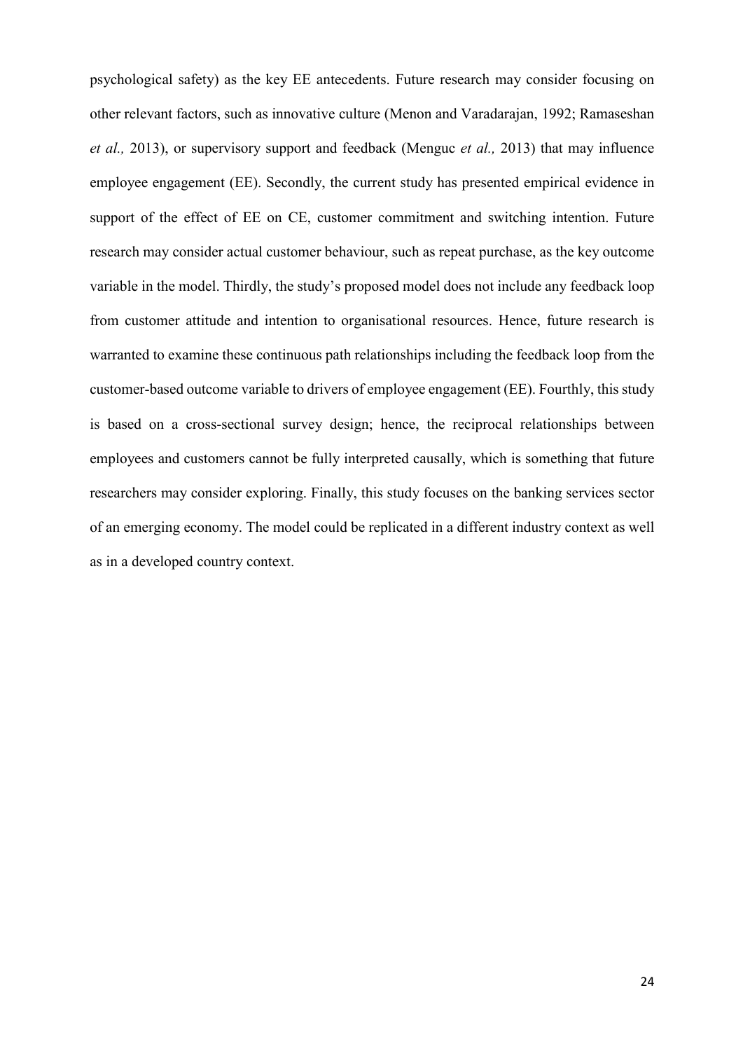psychological safety) as the key EE antecedents. Future research may consider focusing on other relevant factors, such as innovative culture (Menon and Varadarajan, 1992; Ramaseshan *et al.,* 2013), or supervisory support and feedback (Menguc *et al.,* 2013) that may influence employee engagement (EE). Secondly, the current study has presented empirical evidence in support of the effect of EE on CE, customer commitment and switching intention. Future research may consider actual customer behaviour, such as repeat purchase, as the key outcome variable in the model. Thirdly, the study's proposed model does not include any feedback loop from customer attitude and intention to organisational resources. Hence, future research is warranted to examine these continuous path relationships including the feedback loop from the customer-based outcome variable to drivers of employee engagement (EE). Fourthly, this study is based on a cross-sectional survey design; hence, the reciprocal relationships between employees and customers cannot be fully interpreted causally, which is something that future researchers may consider exploring. Finally, this study focuses on the banking services sector of an emerging economy. The model could be replicated in a different industry context as well as in a developed country context.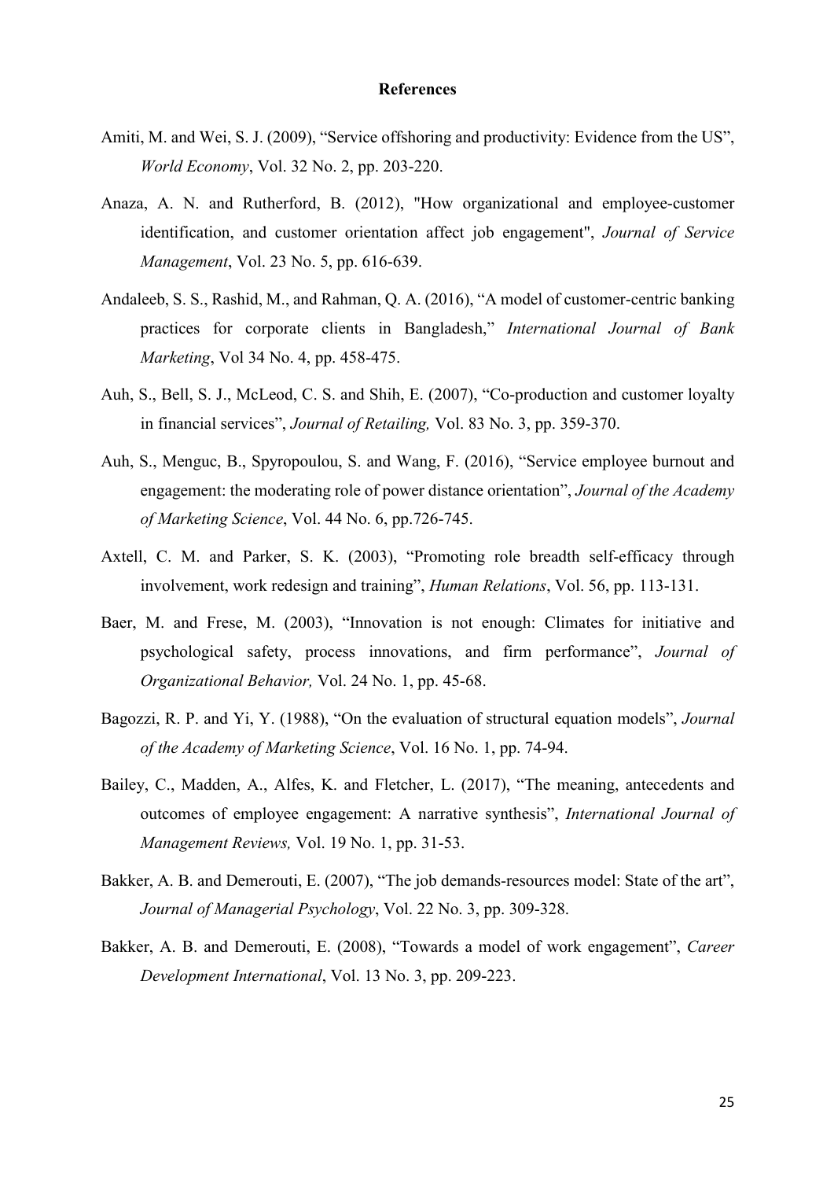## References

Amiti, M. and Wei, S. J. (2009), “Service offshoring and productivity: Evidence from the US”, *World Economy*, Vol. 32 No. 2, pp. 203-220.

Anaza, A. N. and Rutherford, B. (2012), "How organizational and employee-customer identification, and customer orientation affect job engagement", *Journal of Service Management*, Vol. 23 No. 5, pp. 616-639.

Andaleeb, S. S., Rashid, M., and Rahman, Q. A. (2016), “A model of customer-centric banking practices for corporate clients in Bangladesh,” *International Journal of Bank Marketing*, Vol 34 No. 4, pp. 458-475.

Auh, S., Bell, S. J., McLeod, C. S. and Shih, E. (2007), “Co-production and customer loyalty in financial services”, *Journal of Retailing,* Vol. 83 No. 3, pp. 359-370.

Auh, S., Menguc, B., Spyropoulou, S. and Wang, F. (2016), “Service employee burnout and engagement: the moderating role of power distance orientation”, *Journal of the Academy of Marketing Science*, Vol. 44 No. 6, pp.726-745.

Axtell, C. M. and Parker, S. K. (2003), “Promoting role breadth self-efficacy through involvement, work redesign and training”, *Human Relations*, Vol. 56, pp. 113-131.

Baer, M. and Frese, M. (2003), “Innovation is not enough: Climates for initiative and psychological safety, process innovations, and firm performance”, *Journal of Organizational Behavior,* Vol. 24 No. 1, pp. 45-68.

Bagozzi, R. P. and Yi, Y. (1988), “On the evaluation of structural equation models”, *Journal of the Academy of Marketing Science*, Vol. 16 No. 1, pp. 74-94.

Bailey, C., Madden, A., Alfes, K. and Fletcher, L. (2017), “The meaning, antecedents and outcomes of employee engagement: A narrative synthesis”, *International Journal of Management Reviews,* Vol. 19 No. 1, pp. 31-53.

Bakker, A. B. and Demerouti, E. (2007), “The job demands-resources model: State of the art”, *Journal of Managerial Psychology*, Vol. 22 No. 3, pp. 309-328.

Bakker, A. B. and Demerouti, E. (2008), “Towards a model of work engagement”, *Career Development International*, Vol. 13 No. 3, pp. 209-223.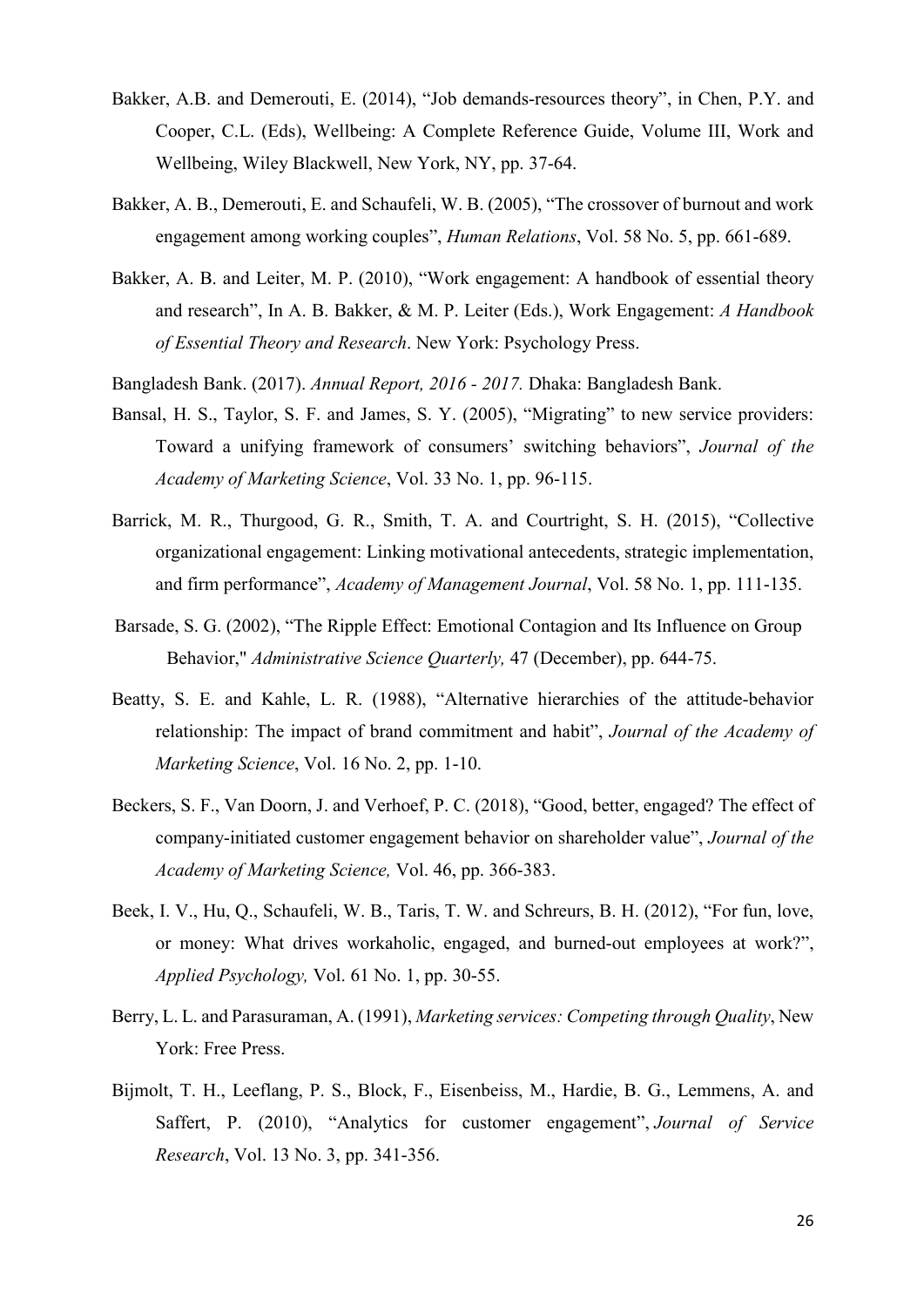Bakker, A.B. and Demerouti, E. (2014), “Job demands-resources theory”, in Chen, P.Y. and Cooper, C.L. (Eds), Wellbeing: A Complete Reference Guide, Volume III, Work and Wellbeing, Wiley Blackwell, New York, NY, pp. 37-64.

Bakker, A. B., Demerouti, E. and Schaufeli, W. B. (2005), “The crossover of burnout and work engagement among working couples”, *Human Relations*, Vol. 58 No. 5, pp. 661-689.

Bakker, A. B. and Leiter, M. P. (2010), “Work engagement: A handbook of essential theory and research”, In A. B. Bakker, & M. P. Leiter (Eds.), Work Engagement: *A Handbook of Essential Theory and Research*. New York: Psychology Press.

Bangladesh Bank. (2017). *Annual Report, 2016 - 2017.* Dhaka: Bangladesh Bank.

Bansal, H. S., Taylor, S. F. and James, S. Y. (2005), “Migrating” to new service providers: Toward a unifying framework of consumers’ switching behaviors”, *Journal of the Academy of Marketing Science*, Vol. 33 No. 1, pp. 96-115.

Barrick, M. R., Thurgood, G. R., Smith, T. A. and Courtright, S. H. (2015), “Collective organizational engagement: Linking motivational antecedents, strategic implementation, and firm performance”, *Academy of Management Journal*, Vol. 58 No. 1, pp. 111-135.

Barsade, S. G. (2002), “The Ripple Effect: Emotional Contagion and Its Influence on Group Behavior," *Administrative Science Quarterly,* 47 (December), pp. 644-75.

Beatty, S. E. and Kahle, L. R. (1988), “Alternative hierarchies of the attitude-behavior relationship: The impact of brand commitment and habit”, *Journal of the Academy of Marketing Science*, Vol. 16 No. 2, pp. 1-10.

Beckers, S. F., Van Doorn, J. and Verhoef, P. C. (2018), “Good, better, engaged? The effect of company-initiated customer engagement behavior on shareholder value”, *Journal of the Academy of Marketing Science,* Vol. 46, pp. 366-383.

Beek, I. V., Hu, Q., Schaufeli, W. B., Taris, T. W. and Schreurs, B. H. (2012), “For fun, love, or money: What drives workaholic, engaged, and burned-out employees at work?”, *Applied Psychology,* Vol. 61 No. 1, pp. 30-55.

Berry, L. L. and Parasuraman, A. (1991), *Marketing services: Competing through Quality*, New York: Free Press.

Bijmolt, T. H., Leeflang, P. S., Block, F., Eisenbeiss, M., Hardie, B. G., Lemmens, A. and Saffert, P. (2010), “Analytics for customer engagement”, *Journal of Service Research*, Vol. 13 No. 3, pp. 341-356.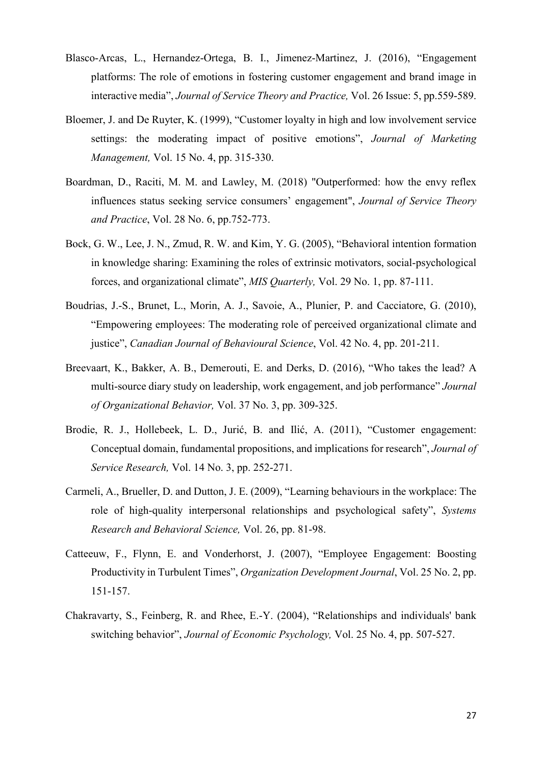Blasco-Arcas, L., Hernandez-Ortega, B. I., Jimenez-Martinez, J. (2016), “Engagement platforms: The role of emotions in fostering customer engagement and brand image in interactive media”, *Journal of Service Theory and Practice,* Vol. 26 Issue: 5, pp.559-589.

Bloemer, J. and De Ruyter, K. (1999), “Customer loyalty in high and low involvement service settings: the moderating impact of positive emotions”, *Journal of Marketing Management,* Vol. 15 No. 4, pp. 315-330.

Boardman, D., Raciti, M. M. and Lawley, M. (2018) "Outperformed: how the envy reflex influences status seeking service consumers’ engagement", *Journal of Service Theory and Practice*, Vol. 28 No. 6, pp.752-773.

Bock, G. W., Lee, J. N., Zmud, R. W. and Kim, Y. G. (2005), “Behavioral intention formation in knowledge sharing: Examining the roles of extrinsic motivators, social-psychological forces, and organizational climate”, *MIS Quarterly,* Vol. 29 No. 1, pp. 87-111.

Boudrias, J.-S., Brunet, L., Morin, A. J., Savoie, A., Plunier, P. and Cacciatore, G. (2010), “Empowering employees: The moderating role of perceived organizational climate and justice”, *Canadian Journal of Behavioural Science*, Vol. 42 No. 4, pp. 201-211.

Breevaart, K., Bakker, A. B., Demerouti, E. and Derks, D. (2016), “Who takes the lead? A multi-source diary study on leadership, work engagement, and job performance” *Journal of Organizational Behavior,* Vol. 37 No. 3, pp. 309-325.

Brodie, R. J., Hollebeek, L. D., Jurić, B. and Ilić, A. (2011), “Customer engagement: Conceptual domain, fundamental propositions, and implications for research”, *Journal of Service Research,* Vol. 14 No. 3, pp. 252-271.

Carmeli, A., Brueller, D. and Dutton, J. E. (2009), “Learning behaviours in the workplace: The role of high-quality interpersonal relationships and psychological safety”, *Systems Research and Behavioral Science,* Vol. 26, pp. 81-98.

Catteeuw, F., Flynn, E. and Vonderhorst, J. (2007), “Employee Engagement: Boosting Productivity in Turbulent Times”, *Organization Development Journal*, Vol. 25 No. 2, pp. 151-157.

Chakravarty, S., Feinberg, R. and Rhee, E.-Y. (2004), “Relationships and individuals' bank switching behavior”, *Journal of Economic Psychology,* Vol. 25 No. 4, pp. 507-527.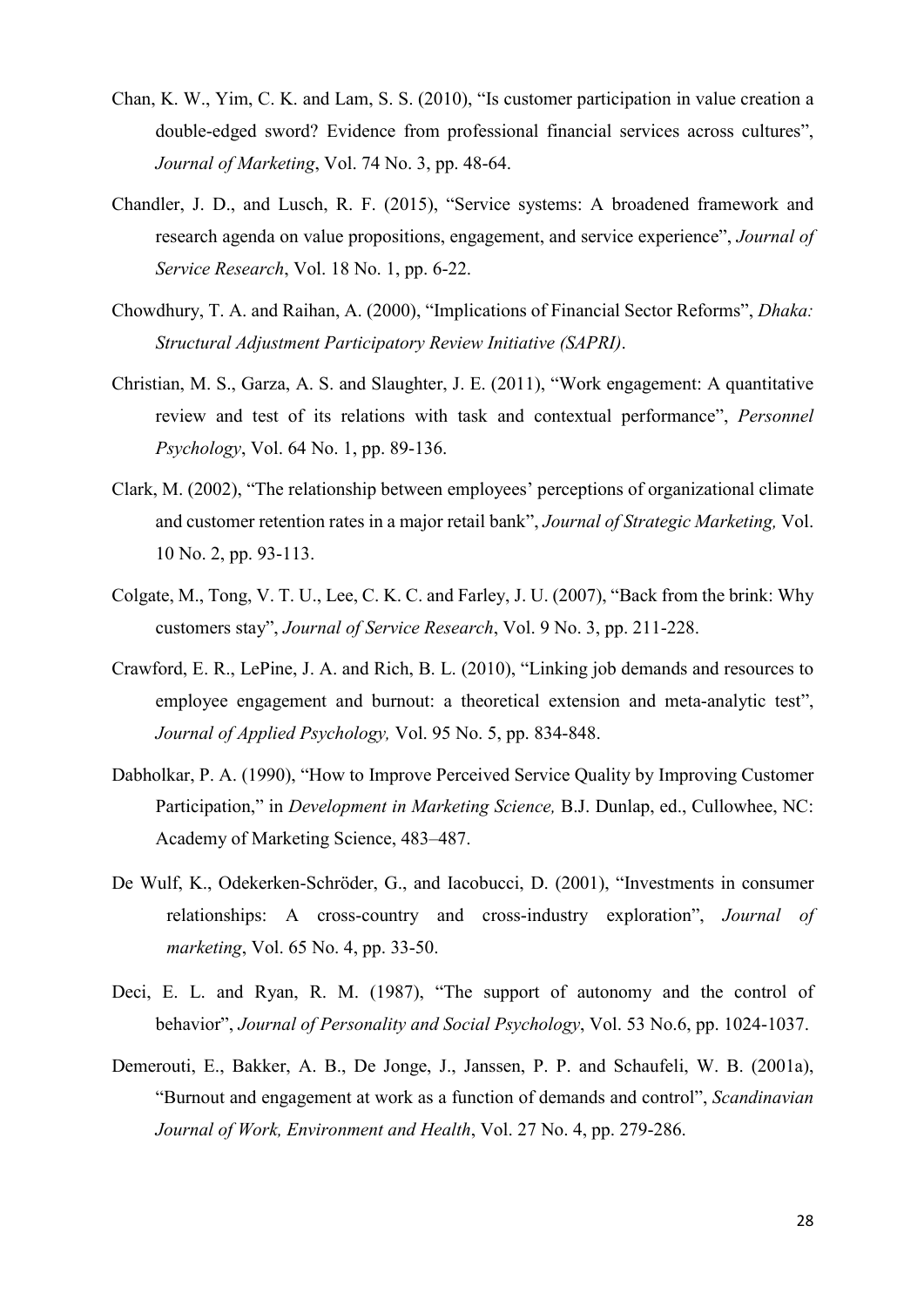Chan, K. W., Yim, C. K. and Lam, S. S. (2010), "Is customer participation in value creation a double-edged sword? Evidence from professional financial services across cultures", *Journal of Marketing*, Vol. 74 No. 3, pp. 48-64.

Chandler, J. D., and Lusch, R. F. (2015), "Service systems: A broadened framework and research agenda on value propositions, engagement, and service experience", *Journal of Service Research*, Vol. 18 No. 1, pp. 6-22.

Chowdhury, T. A. and Raihan, A. (2000), "Implications of Financial Sector Reforms", *Dhaka: Structural Adjustment Participatory Review Initiative (SAPRI)*.

Christian, M. S., Garza, A. S. and Slaughter, J. E. (2011), "Work engagement: A quantitative review and test of its relations with task and contextual performance", *Personnel Psychology*, Vol. 64 No. 1, pp. 89-136.

Clark, M. (2002), "The relationship between employees' perceptions of organizational climate and customer retention rates in a major retail bank", *Journal of Strategic Marketing,* Vol. 10 No. 2, pp. 93-113.

Colgate, M., Tong, V. T. U., Lee, C. K. C. and Farley, J. U. (2007), "Back from the brink: Why customers stay", *Journal of Service Research*, Vol. 9 No. 3, pp. 211-228.

Crawford, E. R., LePine, J. A. and Rich, B. L. (2010), "Linking job demands and resources to employee engagement and burnout: a theoretical extension and meta-analytic test", *Journal of Applied Psychology,* Vol. 95 No. 5, pp. 834-848.

Dabholkar, P. A. (1990), "How to Improve Perceived Service Quality by Improving Customer Participation," in *Development in Marketing Science,* B.J. Dunlap, ed., Cullowhee, NC: Academy of Marketing Science, 483–487.

De Wulf, K., Odekerken-Schröder, G., and Iacobucci, D. (2001), "Investments in consumer relationships: A cross-country and cross-industry exploration", *Journal of marketing*, Vol. 65 No. 4, pp. 33-50.

Deci, E. L. and Ryan, R. M. (1987), "The support of autonomy and the control of behavior", *Journal of Personality and Social Psychology*, Vol. 53 No.6, pp. 1024-1037.

Demerouti, E., Bakker, A. B., De Jonge, J., Janssen, P. P. and Schaufeli, W. B. (2001a), "Burnout and engagement at work as a function of demands and control", *Scandinavian Journal of Work, Environment and Health*, Vol. 27 No. 4, pp. 279-286.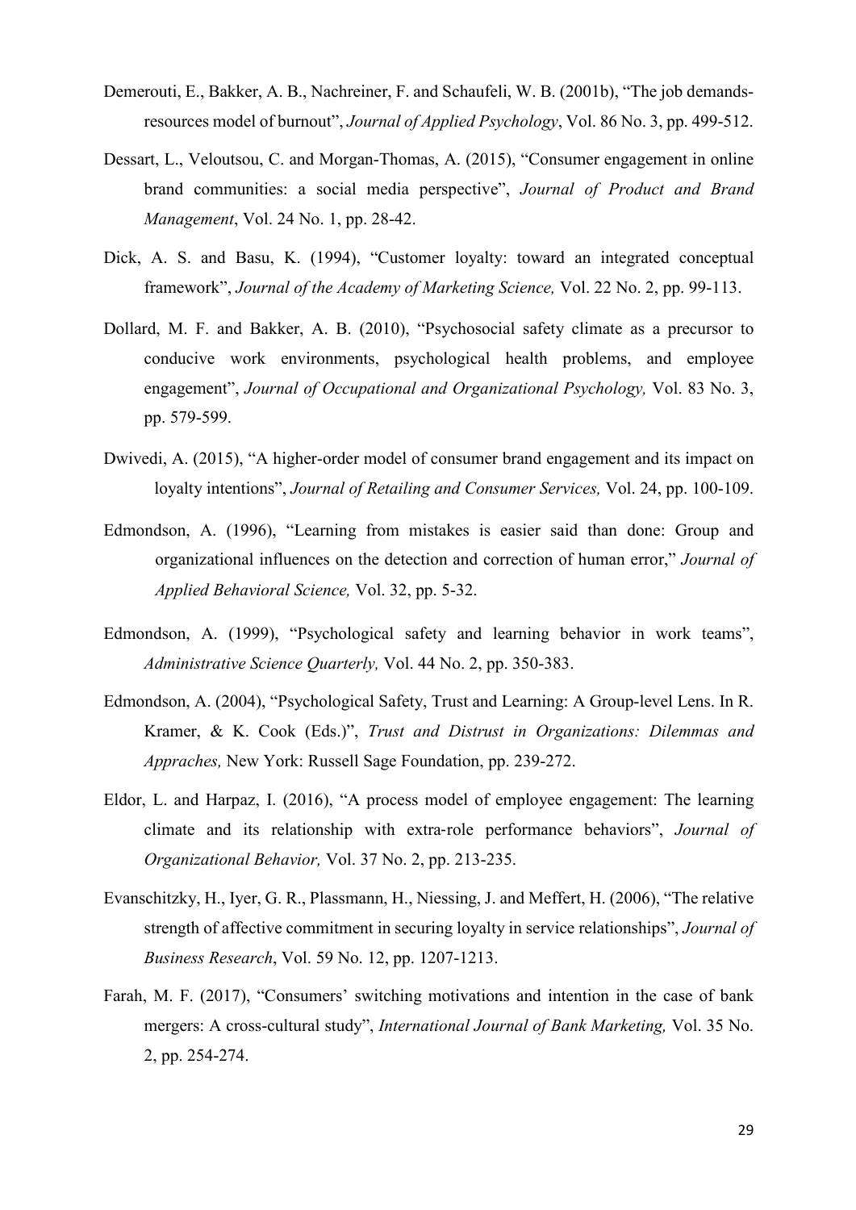Demerouti, E., Bakker, A. B., Nachreiner, F. and Schaufeli, W. B. (2001b), "The job demands-resources model of burnout", *Journal of Applied Psychology*, Vol. 86 No. 3, pp. 499-512.

Dessart, L., Veloutsou, C. and Morgan-Thomas, A. (2015), "Consumer engagement in online brand communities: a social media perspective", *Journal of Product and Brand Management*, Vol. 24 No. 1, pp. 28-42.

Dick, A. S. and Basu, K. (1994), "Customer loyalty: toward an integrated conceptual framework", *Journal of the Academy of Marketing Science,* Vol. 22 No. 2, pp. 99-113.

Dollard, M. F. and Bakker, A. B. (2010), "Psychosocial safety climate as a precursor to conducive work environments, psychological health problems, and employee engagement", *Journal of Occupational and Organizational Psychology,* Vol. 83 No. 3, pp. 579-599.

Dwivedi, A. (2015), "A higher-order model of consumer brand engagement and its impact on loyalty intentions", *Journal of Retailing and Consumer Services,* Vol. 24, pp. 100-109.

Edmondson, A. (1996), "Learning from mistakes is easier said than done: Group and organizational influences on the detection and correction of human error," *Journal of Applied Behavioral Science,* Vol. 32, pp. 5-32.

Edmondson, A. (1999), "Psychological safety and learning behavior in work teams", *Administrative Science Quarterly,* Vol. 44 No. 2, pp. 350-383.

Edmondson, A. (2004), "Psychological Safety, Trust and Learning: A Group-level Lens. In R. Kramer, & K. Cook (Eds.)", *Trust and Distrust in Organizations: Dilemmas and Appraches,* New York: Russell Sage Foundation, pp. 239-272.

Eldor, L. and Harpaz, I. (2016), "A process model of employee engagement: The learning climate and its relationship with extra-role performance behaviors", *Journal of Organizational Behavior,* Vol. 37 No. 2, pp. 213-235.

Evanschitzky, H., Iyer, G. R., Plassmann, H., Niessing, J. and Meffert, H. (2006), "The relative strength of affective commitment in securing loyalty in service relationships", *Journal of Business Research*, Vol. 59 No. 12, pp. 1207-1213.

Farah, M. F. (2017), "Consumers' switching motivations and intention in the case of bank mergers: A cross-cultural study", *International Journal of Bank Marketing,* Vol. 35 No. 2, pp. 254-274.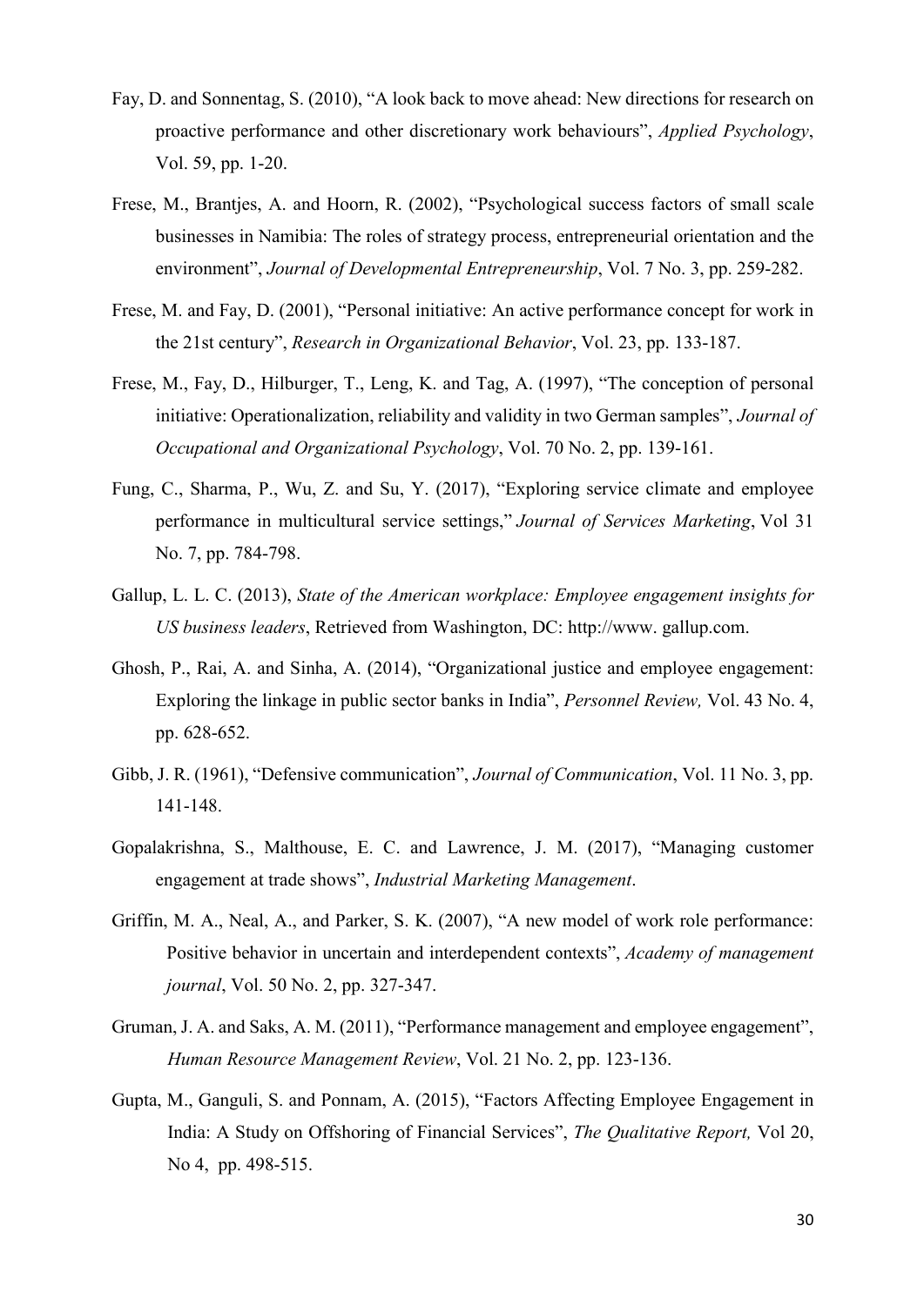Fay, D. and Sonnentag, S. (2010), "A look back to move ahead: New directions for research on proactive performance and other discretionary work behaviours", *Applied Psychology*, Vol. 59, pp. 1-20.

Frese, M., Brantjes, A. and Hoorn, R. (2002), "Psychological success factors of small scale businesses in Namibia: The roles of strategy process, entrepreneurial orientation and the environment", *Journal of Developmental Entrepreneurship*, Vol. 7 No. 3, pp. 259-282.

Frese, M. and Fay, D. (2001), "Personal initiative: An active performance concept for work in the 21st century", *Research in Organizational Behavior*, Vol. 23, pp. 133-187.

Frese, M., Fay, D., Hilburger, T., Leng, K. and Tag, A. (1997), "The conception of personal initiative: Operationalization, reliability and validity in two German samples", *Journal of Occupational and Organizational Psychology*, Vol. 70 No. 2, pp. 139-161.

Fung, C., Sharma, P., Wu, Z. and Su, Y. (2017), "Exploring service climate and employee performance in multicultural service settings," *Journal of Services Marketing*, Vol 31 No. 7, pp. 784-798.

Gallup, L. L. C. (2013), *State of the American workplace: Employee engagement insights for US business leaders*, Retrieved from Washington, DC: http://www. gallup.com.

Ghosh, P., Rai, A. and Sinha, A. (2014), "Organizational justice and employee engagement: Exploring the linkage in public sector banks in India", *Personnel Review,* Vol. 43 No. 4, pp. 628-652.

Gibb, J. R. (1961), "Defensive communication", *Journal of Communication*, Vol. 11 No. 3, pp. 141-148.

Gopalakrishna, S., Malthouse, E. C. and Lawrence, J. M. (2017), "Managing customer engagement at trade shows", *Industrial Marketing Management*.

Griffin, M. A., Neal, A., and Parker, S. K. (2007), "A new model of work role performance: Positive behavior in uncertain and interdependent contexts", *Academy of management journal*, Vol. 50 No. 2, pp. 327-347.

Gruman, J. A. and Saks, A. M. (2011), "Performance management and employee engagement", *Human Resource Management Review*, Vol. 21 No. 2, pp. 123-136.

Gupta, M., Ganguli, S. and Ponnam, A. (2015), "Factors Affecting Employee Engagement in India: A Study on Offshoring of Financial Services", *The Qualitative Report,* Vol 20, No 4, pp. 498-515.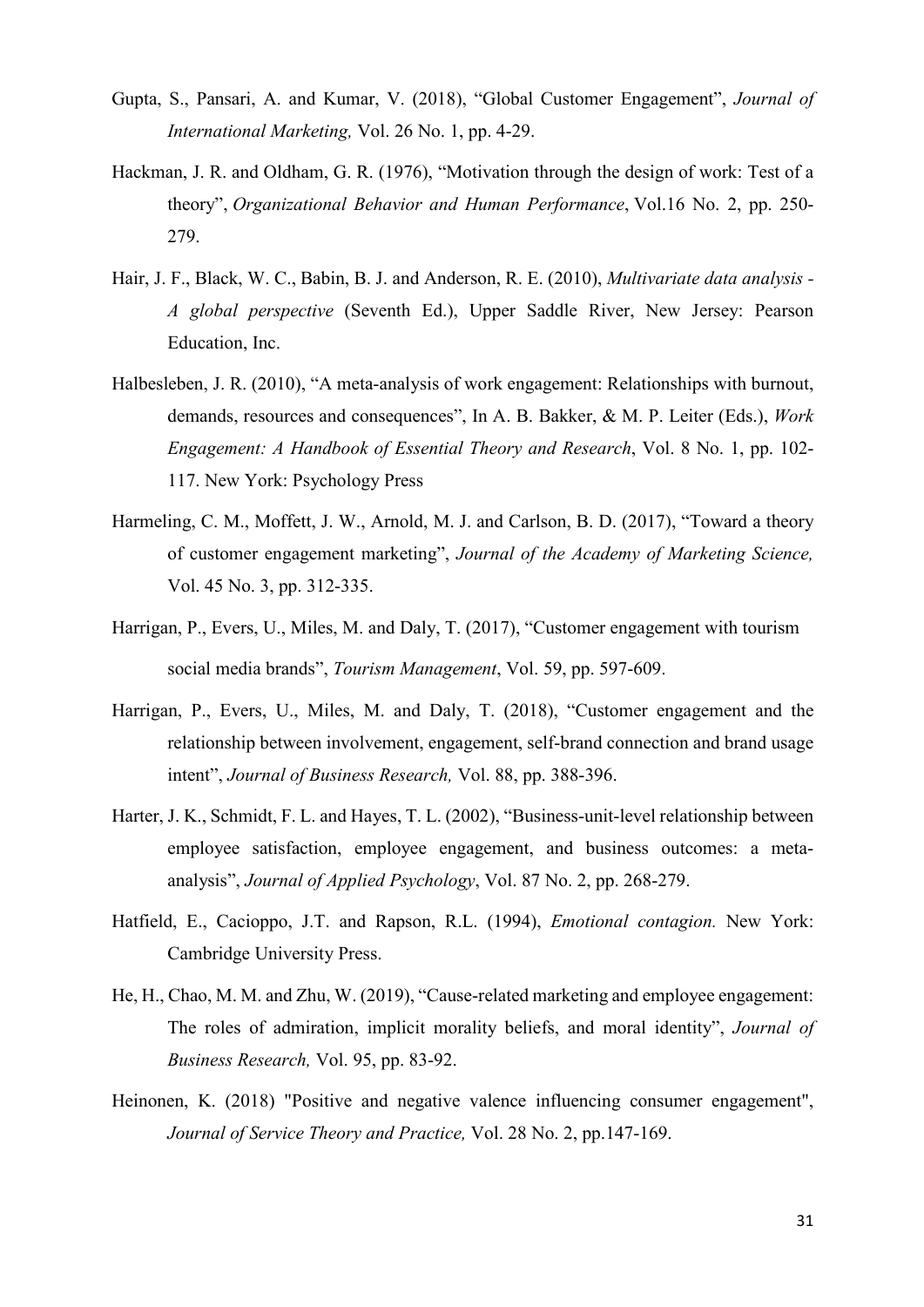Gupta, S., Pansari, A. and Kumar, V. (2018), "Global Customer Engagement", *Journal of International Marketing,* Vol. 26 No. 1, pp. 4-29.

Hackman, J. R. and Oldham, G. R. (1976), "Motivation through the design of work: Test of a theory", *Organizational Behavior and Human Performance*, Vol.16 No. 2, pp. 250-279.

Hair, J. F., Black, W. C., Babin, B. J. and Anderson, R. E. (2010), *Multivariate data analysis - A global perspective* (Seventh Ed.), Upper Saddle River, New Jersey: Pearson Education, Inc.

Halbesleben, J. R. (2010), "A meta-analysis of work engagement: Relationships with burnout, demands, resources and consequences", In A. B. Bakker, & M. P. Leiter (Eds.), *Work Engagement: A Handbook of Essential Theory and Research*, Vol. 8 No. 1, pp. 102-117. New York: Psychology Press

Harmeling, C. M., Moffett, J. W., Arnold, M. J. and Carlson, B. D. (2017), "Toward a theory of customer engagement marketing", *Journal of the Academy of Marketing Science,* Vol. 45 No. 3, pp. 312-335.

Harrigan, P., Evers, U., Miles, M. and Daly, T. (2017), "Customer engagement with tourism social media brands", *Tourism Management*, Vol. 59, pp. 597-609.

Harrigan, P., Evers, U., Miles, M. and Daly, T. (2018), "Customer engagement and the relationship between involvement, engagement, self-brand connection and brand usage intent", *Journal of Business Research,* Vol. 88, pp. 388-396.

Harter, J. K., Schmidt, F. L. and Hayes, T. L. (2002), "Business-unit-level relationship between employee satisfaction, employee engagement, and business outcomes: a meta-analysis", *Journal of Applied Psychology*, Vol. 87 No. 2, pp. 268-279.

Hatfield, E., Cacioppo, J.T. and Rapson, R.L. (1994), *Emotional contagion.* New York: Cambridge University Press.

He, H., Chao, M. M. and Zhu, W. (2019), "Cause-related marketing and employee engagement: The roles of admiration, implicit morality beliefs, and moral identity", *Journal of Business Research,* Vol. 95, pp. 83-92.

Heinonen, K. (2018) "Positive and negative valence influencing consumer engagement", *Journal of Service Theory and Practice,* Vol. 28 No. 2, pp.147-169.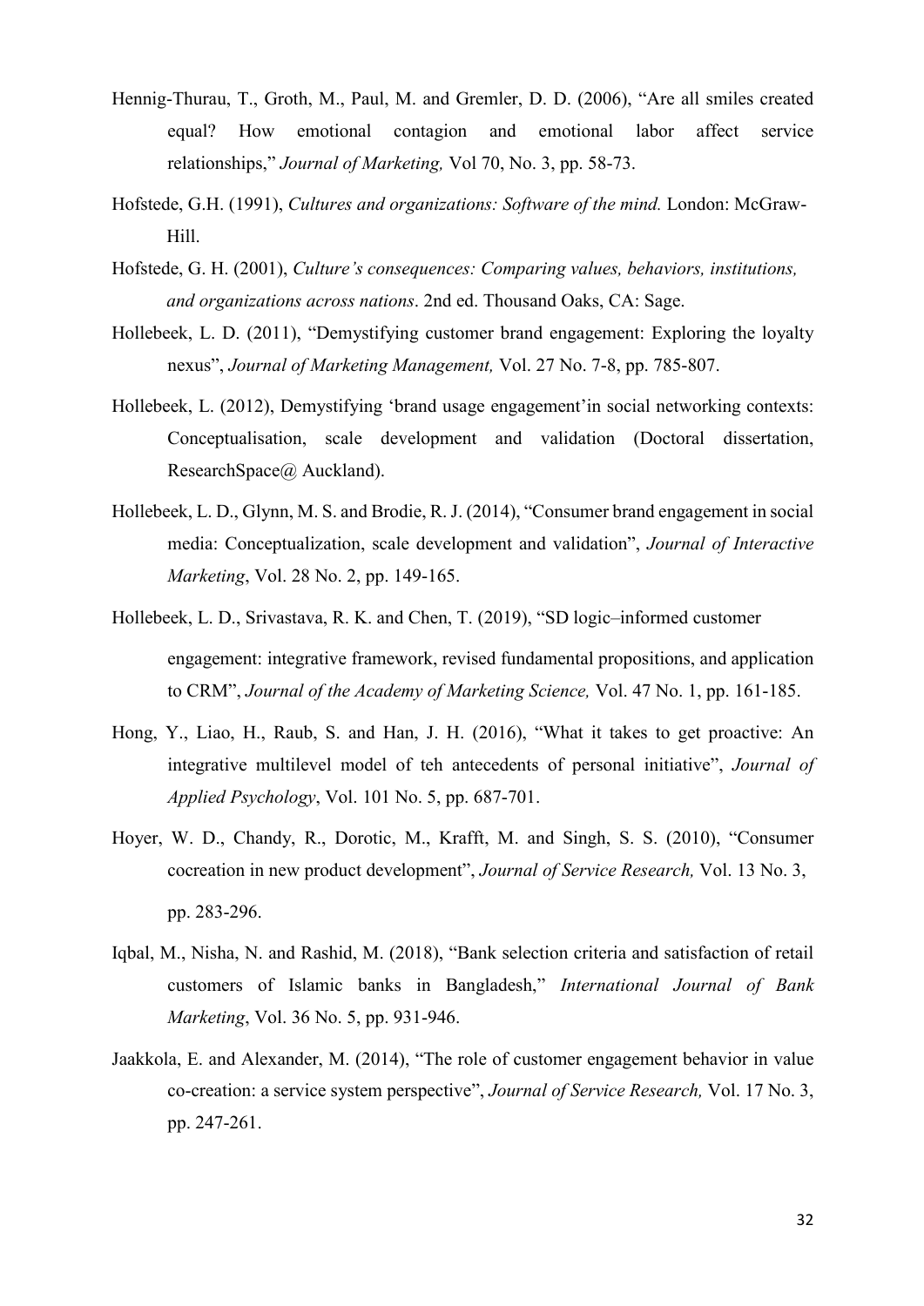Hennig-Thurau, T., Groth, M., Paul, M. and Gremler, D. D. (2006), "Are all smiles created equal? How emotional contagion and emotional labor affect service relationships," *Journal of Marketing,* Vol 70, No. 3, pp. 58-73.

Hofstede, G.H. (1991), *Cultures and organizations: Software of the mind.* London: McGraw-Hill.

Hofstede, G. H. (2001), *Culture's consequences: Comparing values, behaviors, institutions, and organizations across nations*. 2nd ed. Thousand Oaks, CA: Sage.

Hollebeek, L. D. (2011), "Demystifying customer brand engagement: Exploring the loyalty nexus", *Journal of Marketing Management,* Vol. 27 No. 7-8, pp. 785-807.

Hollebeek, L. (2012), Demystifying 'brand usage engagement'in social networking contexts: Conceptualisation, scale development and validation (Doctoral dissertation, ResearchSpace@ Auckland).

Hollebeek, L. D., Glynn, M. S. and Brodie, R. J. (2014), "Consumer brand engagement in social media: Conceptualization, scale development and validation", *Journal of Interactive Marketing*, Vol. 28 No. 2, pp. 149-165.

Hollebeek, L. D., Srivastava, R. K. and Chen, T. (2019), "SD logic–informed customer engagement: integrative framework, revised fundamental propositions, and application to CRM", *Journal of the Academy of Marketing Science,* Vol. 47 No. 1, pp. 161-185.

Hong, Y., Liao, H., Raub, S. and Han, J. H. (2016), "What it takes to get proactive: An integrative multilevel model of teh antecedents of personal initiative", *Journal of Applied Psychology*, Vol. 101 No. 5, pp. 687-701.

Hoyer, W. D., Chandy, R., Dorotic, M., Krafft, M. and Singh, S. S. (2010), "Consumer cocreation in new product development", *Journal of Service Research,* Vol. 13 No. 3, pp. 283-296.

Iqbal, M., Nisha, N. and Rashid, M. (2018), "Bank selection criteria and satisfaction of retail customers of Islamic banks in Bangladesh," *International Journal of Bank Marketing*, Vol. 36 No. 5, pp. 931-946.

Jaakkola, E. and Alexander, M. (2014), "The role of customer engagement behavior in value co-creation: a service system perspective", *Journal of Service Research,* Vol. 17 No. 3, pp. 247-261.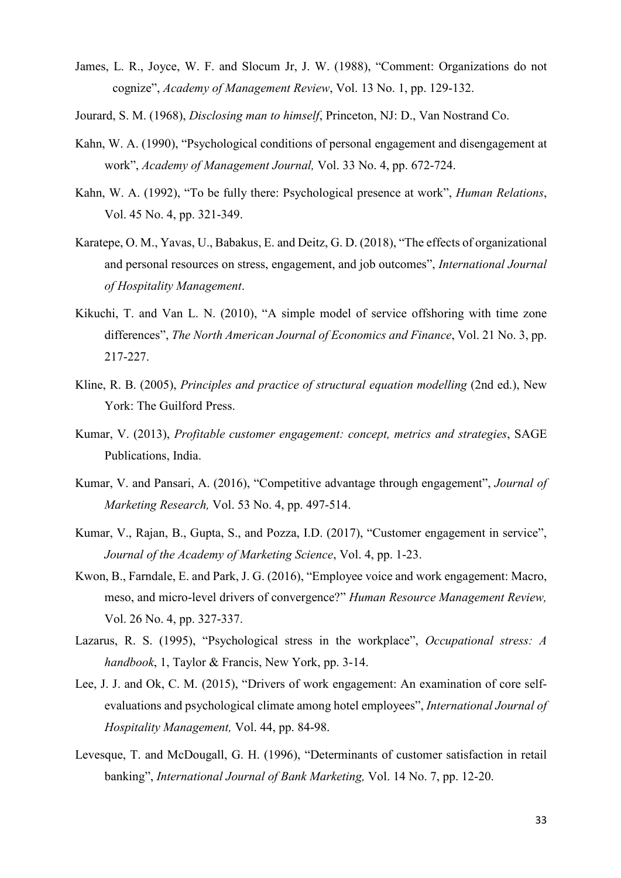James, L. R., Joyce, W. F. and Slocum Jr, J. W. (1988), "Comment: Organizations do not cognize", *Academy of Management Review*, Vol. 13 No. 1, pp. 129-132.

Jourard, S. M. (1968), *Disclosing man to himself*, Princeton, NJ: D., Van Nostrand Co.

Kahn, W. A. (1990), "Psychological conditions of personal engagement and disengagement at work", *Academy of Management Journal,* Vol. 33 No. 4, pp. 672-724.

Kahn, W. A. (1992), "To be fully there: Psychological presence at work", *Human Relations*, Vol. 45 No. 4, pp. 321-349.

Karatepe, O. M., Yavas, U., Babakus, E. and Deitz, G. D. (2018), "The effects of organizational and personal resources on stress, engagement, and job outcomes", *International Journal of Hospitality Management*.

Kikuchi, T. and Van L. N. (2010), "A simple model of service offshoring with time zone differences", *The North American Journal of Economics and Finance*, Vol. 21 No. 3, pp. 217-227.

Kline, R. B. (2005), *Principles and practice of structural equation modelling* (2nd ed.), New York: The Guilford Press.

Kumar, V. (2013), *Profitable customer engagement: concept, metrics and strategies*, SAGE Publications, India.

Kumar, V. and Pansari, A. (2016), "Competitive advantage through engagement", *Journal of Marketing Research,* Vol. 53 No. 4, pp. 497-514.

Kumar, V., Rajan, B., Gupta, S., and Pozza, I.D. (2017), "Customer engagement in service", *Journal of the Academy of Marketing Science*, Vol. 4, pp. 1-23.

Kwon, B., Farndale, E. and Park, J. G. (2016), "Employee voice and work engagement: Macro, meso, and micro-level drivers of convergence?" *Human Resource Management Review,* Vol. 26 No. 4, pp. 327-337.

Lazarus, R. S. (1995), "Psychological stress in the workplace", *Occupational stress: A handbook*, 1, Taylor & Francis, New York, pp. 3-14.

Lee, J. J. and Ok, C. M. (2015), "Drivers of work engagement: An examination of core self-evaluations and psychological climate among hotel employees", *International Journal of Hospitality Management,* Vol. 44, pp. 84-98.

Levesque, T. and McDougall, G. H. (1996), "Determinants of customer satisfaction in retail banking", *International Journal of Bank Marketing,* Vol. 14 No. 7, pp. 12-20.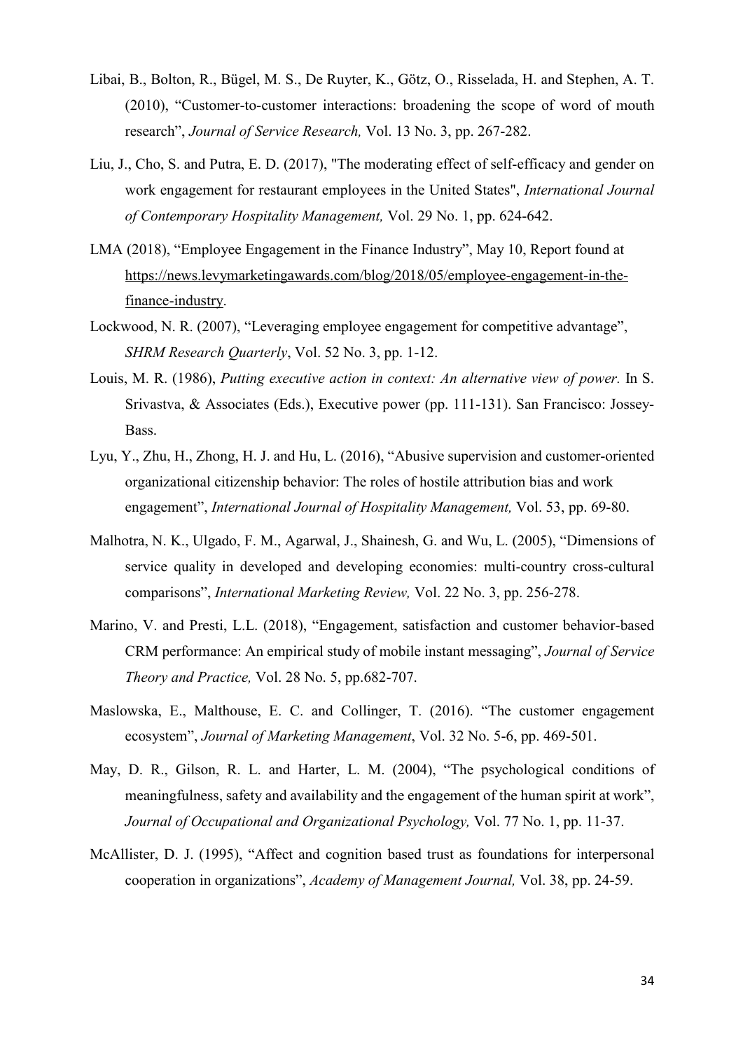Libai, B., Bolton, R., Bügel, M. S., De Ruyter, K., Götz, O., Risselada, H. and Stephen, A. T. (2010), "Customer-to-customer interactions: broadening the scope of word of mouth research", *Journal of Service Research,* Vol. 13 No. 3, pp. 267-282.

Liu, J., Cho, S. and Putra, E. D. (2017), "The moderating effect of self-efficacy and gender on work engagement for restaurant employees in the United States", *International Journal of Contemporary Hospitality Management,* Vol. 29 No. 1, pp. 624-642.

LMA (2018), "Employee Engagement in the Finance Industry", May 10, Report found at https://news.levymarketingawards.com/blog/2018/05/employee-engagement-in-the-finance-industry.

Lockwood, N. R. (2007), "Leveraging employee engagement for competitive advantage", *SHRM Research Quarterly*, Vol. 52 No. 3, pp. 1-12.

Louis, M. R. (1986), *Putting executive action in context: An alternative view of power.* In S. Srivastva, & Associates (Eds.), Executive power (pp. 111-131). San Francisco: Jossey-Bass.

Lyu, Y., Zhu, H., Zhong, H. J. and Hu, L. (2016), "Abusive supervision and customer-oriented organizational citizenship behavior: The roles of hostile attribution bias and work engagement", *International Journal of Hospitality Management,* Vol. 53, pp. 69-80.

Malhotra, N. K., Ulgado, F. M., Agarwal, J., Shainesh, G. and Wu, L. (2005), "Dimensions of service quality in developed and developing economies: multi-country cross-cultural comparisons", *International Marketing Review,* Vol. 22 No. 3, pp. 256-278.

Marino, V. and Presti, L.L. (2018), "Engagement, satisfaction and customer behavior-based CRM performance: An empirical study of mobile instant messaging", *Journal of Service Theory and Practice,* Vol. 28 No. 5, pp.682-707.

Maslowska, E., Malthouse, E. C. and Collinger, T. (2016). "The customer engagement ecosystem", *Journal of Marketing Management*, Vol. 32 No. 5-6, pp. 469-501.

May, D. R., Gilson, R. L. and Harter, L. M. (2004), "The psychological conditions of meaningfulness, safety and availability and the engagement of the human spirit at work", *Journal of Occupational and Organizational Psychology,* Vol. 77 No. 1, pp. 11-37.

McAllister, D. J. (1995), "Affect and cognition based trust as foundations for interpersonal cooperation in organizations", *Academy of Management Journal,* Vol. 38, pp. 24-59.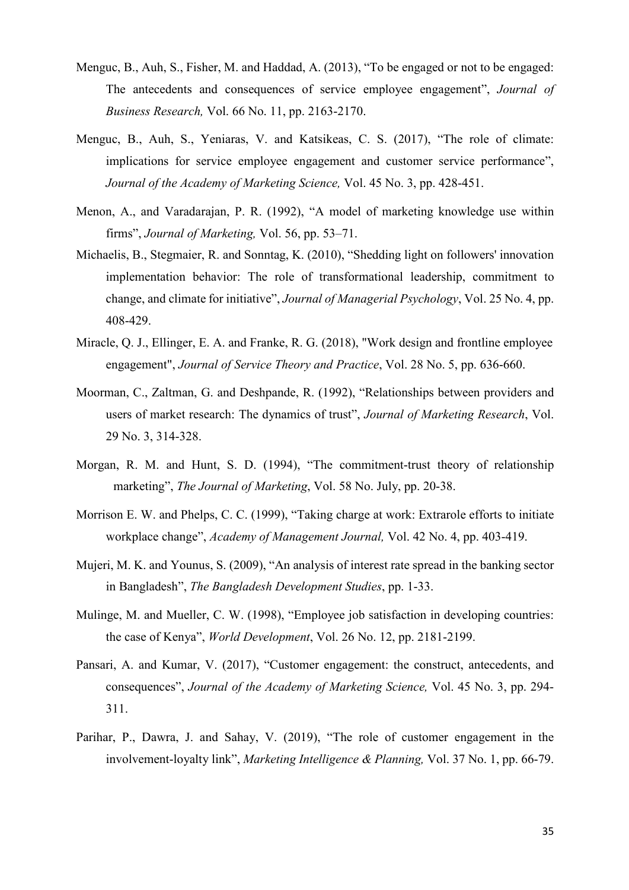Menguc, B., Auh, S., Fisher, M. and Haddad, A. (2013), "To be engaged or not to be engaged: The antecedents and consequences of service employee engagement", *Journal of Business Research,* Vol. 66 No. 11, pp. 2163-2170.

Menguc, B., Auh, S., Yeniaras, V. and Katsikeas, C. S. (2017), "The role of climate: implications for service employee engagement and customer service performance", *Journal of the Academy of Marketing Science,* Vol. 45 No. 3, pp. 428-451.

Menon, A., and Varadarajan, P. R. (1992), "A model of marketing knowledge use within firms", *Journal of Marketing,* Vol. 56, pp. 53–71.

Michaelis, B., Stegmaier, R. and Sonntag, K. (2010), "Shedding light on followers' innovation implementation behavior: The role of transformational leadership, commitment to change, and climate for initiative", *Journal of Managerial Psychology*, Vol. 25 No. 4, pp. 408-429.

Miracle, Q. J., Ellinger, E. A. and Franke, R. G. (2018), "Work design and frontline employee engagement", *Journal of Service Theory and Practice*, Vol. 28 No. 5, pp. 636-660.

Moorman, C., Zaltman, G. and Deshpande, R. (1992), "Relationships between providers and users of market research: The dynamics of trust", *Journal of Marketing Research*, Vol. 29 No. 3, 314-328.

Morgan, R. M. and Hunt, S. D. (1994), "The commitment-trust theory of relationship marketing", *The Journal of Marketing*, Vol. 58 No. July, pp. 20-38.

Morrison E. W. and Phelps, C. C. (1999), "Taking charge at work: Extrarole efforts to initiate workplace change", *Academy of Management Journal,* Vol. 42 No. 4, pp. 403-419.

Mujeri, M. K. and Younus, S. (2009), "An analysis of interest rate spread in the banking sector in Bangladesh", *The Bangladesh Development Studies*, pp. 1-33.

Mulinge, M. and Mueller, C. W. (1998), "Employee job satisfaction in developing countries: the case of Kenya", *World Development*, Vol. 26 No. 12, pp. 2181-2199.

Pansari, A. and Kumar, V. (2017), "Customer engagement: the construct, antecedents, and consequences", *Journal of the Academy of Marketing Science,* Vol. 45 No. 3, pp. 294-311.

Parihar, P., Dawra, J. and Sahay, V. (2019), "The role of customer engagement in the involvement-loyalty link", *Marketing Intelligence & Planning,* Vol. 37 No. 1, pp. 66-79.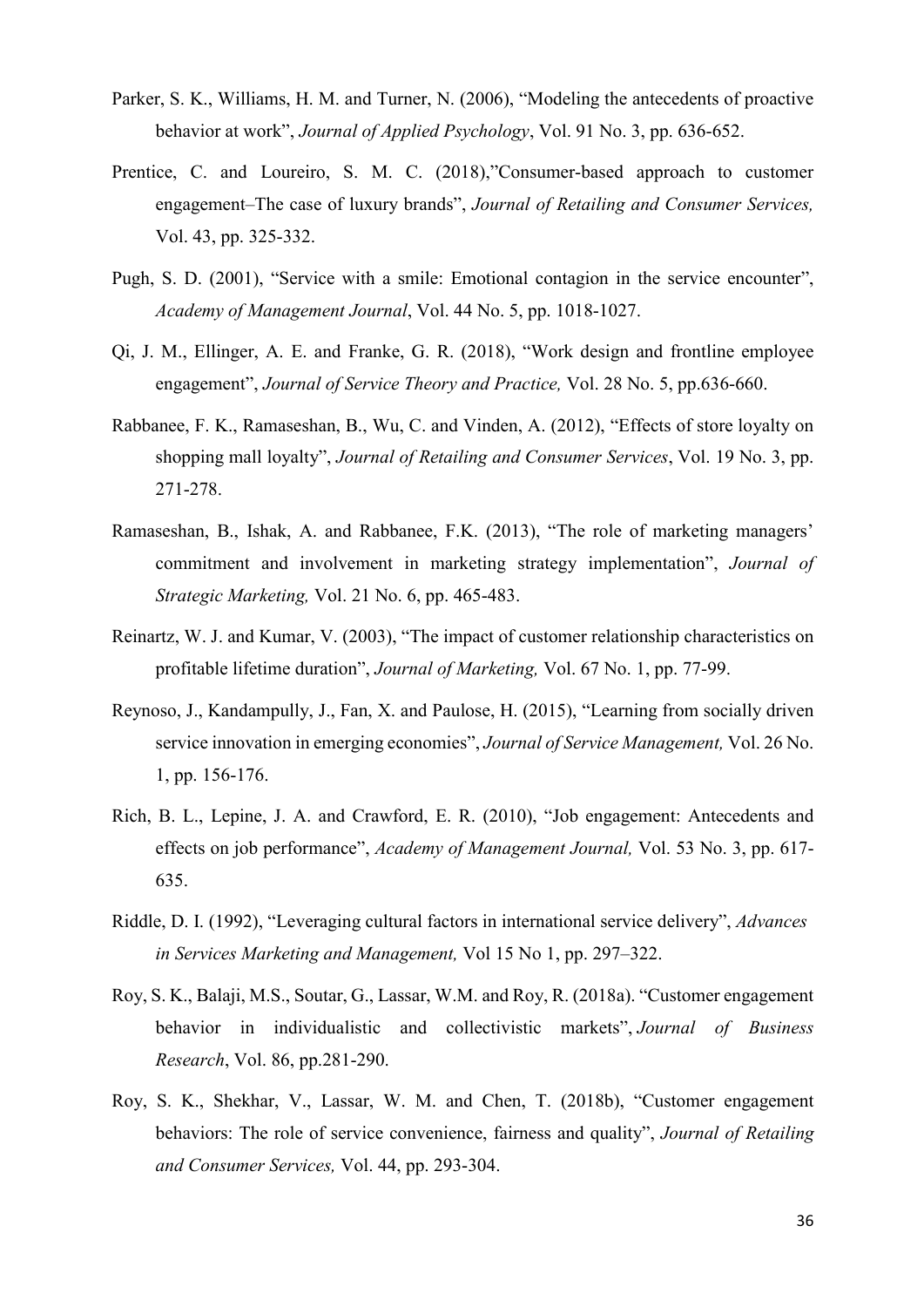Parker, S. K., Williams, H. M. and Turner, N. (2006), "Modeling the antecedents of proactive behavior at work", *Journal of Applied Psychology*, Vol. 91 No. 3, pp. 636-652.

Prentice, C. and Loureiro, S. M. C. (2018),"Consumer-based approach to customer engagement–The case of luxury brands", *Journal of Retailing and Consumer Services,* Vol. 43, pp. 325-332.

Pugh, S. D. (2001), "Service with a smile: Emotional contagion in the service encounter", *Academy of Management Journal*, Vol. 44 No. 5, pp. 1018-1027.

Qi, J. M., Ellinger, A. E. and Franke, G. R. (2018), "Work design and frontline employee engagement", *Journal of Service Theory and Practice,* Vol. 28 No. 5, pp.636-660.

Rabbanee, F. K., Ramaseshan, B., Wu, C. and Vinden, A. (2012), "Effects of store loyalty on shopping mall loyalty", *Journal of Retailing and Consumer Services*, Vol. 19 No. 3, pp. 271-278.

Ramaseshan, B., Ishak, A. and Rabbanee, F.K. (2013), "The role of marketing managers' commitment and involvement in marketing strategy implementation", *Journal of Strategic Marketing,* Vol. 21 No. 6, pp. 465-483.

Reinartz, W. J. and Kumar, V. (2003), "The impact of customer relationship characteristics on profitable lifetime duration", *Journal of Marketing,* Vol. 67 No. 1, pp. 77-99.

Reynoso, J., Kandampully, J., Fan, X. and Paulose, H. (2015), "Learning from socially driven service innovation in emerging economies", *Journal of Service Management,* Vol. 26 No. 1, pp. 156-176.

Rich, B. L., Lepine, J. A. and Crawford, E. R. (2010), "Job engagement: Antecedents and effects on job performance", *Academy of Management Journal,* Vol. 53 No. 3, pp. 617-635.

Riddle, D. I. (1992), "Leveraging cultural factors in international service delivery", *Advances in Services Marketing and Management,* Vol 15 No 1, pp. 297–322.

Roy, S. K., Balaji, M.S., Soutar, G., Lassar, W.M. and Roy, R. (2018a). "Customer engagement behavior in individualistic and collectivistic markets", *Journal of Business Research*, Vol. 86, pp.281-290.

Roy, S. K., Shekhar, V., Lassar, W. M. and Chen, T. (2018b), "Customer engagement behaviors: The role of service convenience, fairness and quality", *Journal of Retailing and Consumer Services,* Vol. 44, pp. 293-304.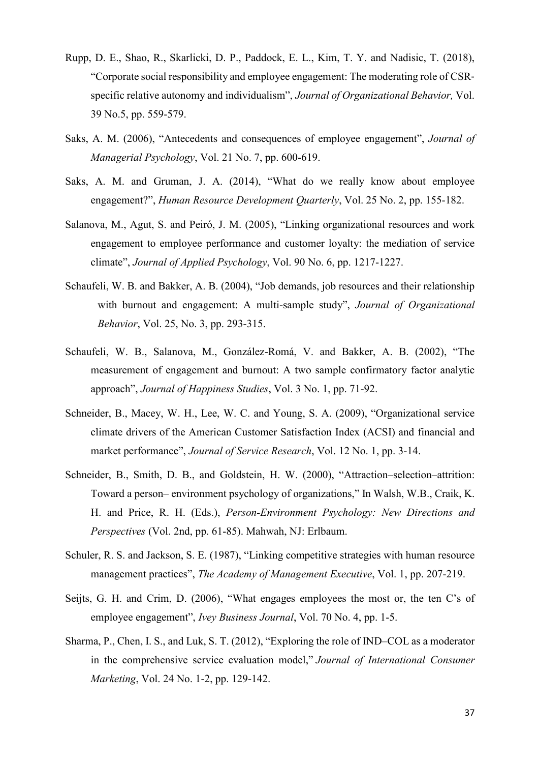Rupp, D. E., Shao, R., Skarlicki, D. P., Paddock, E. L., Kim, T. Y. and Nadisic, T. (2018), "Corporate social responsibility and employee engagement: The moderating role of CSR-specific relative autonomy and individualism", *Journal of Organizational Behavior,* Vol. 39 No.5, pp. 559-579.

Saks, A. M. (2006), "Antecedents and consequences of employee engagement", *Journal of Managerial Psychology*, Vol. 21 No. 7, pp. 600-619.

Saks, A. M. and Gruman, J. A. (2014), "What do we really know about employee engagement?", *Human Resource Development Quarterly*, Vol. 25 No. 2, pp. 155-182.

Salanova, M., Agut, S. and Peiró, J. M. (2005), "Linking organizational resources and work engagement to employee performance and customer loyalty: the mediation of service climate", *Journal of Applied Psychology*, Vol. 90 No. 6, pp. 1217-1227.

Schaufeli, W. B. and Bakker, A. B. (2004), "Job demands, job resources and their relationship with burnout and engagement: A multi-sample study", *Journal of Organizational Behavior*, Vol. 25, No. 3, pp. 293-315.

Schaufeli, W. B., Salanova, M., González-Romá, V. and Bakker, A. B. (2002), "The measurement of engagement and burnout: A two sample confirmatory factor analytic approach", *Journal of Happiness Studies*, Vol. 3 No. 1, pp. 71-92.

Schneider, B., Macey, W. H., Lee, W. C. and Young, S. A. (2009), "Organizational service climate drivers of the American Customer Satisfaction Index (ACSI) and financial and market performance", *Journal of Service Research*, Vol. 12 No. 1, pp. 3-14.

Schneider, B., Smith, D. B., and Goldstein, H. W. (2000), "Attraction–selection–attrition: Toward a person– environment psychology of organizations," In Walsh, W.B., Craik, K. H. and Price, R. H. (Eds.), *Person-Environment Psychology: New Directions and Perspectives* (Vol. 2nd, pp. 61-85). Mahwah, NJ: Erlbaum.

Schuler, R. S. and Jackson, S. E. (1987), "Linking competitive strategies with human resource management practices", *The Academy of Management Executive*, Vol. 1, pp. 207-219.

Seijts, G. H. and Crim, D. (2006), "What engages employees the most or, the ten C's of employee engagement", *Ivey Business Journal*, Vol. 70 No. 4, pp. 1-5.

Sharma, P., Chen, I. S., and Luk, S. T. (2012), "Exploring the role of IND–COL as a moderator in the comprehensive service evaluation model," *Journal of International Consumer Marketing*, Vol. 24 No. 1-2, pp. 129-142.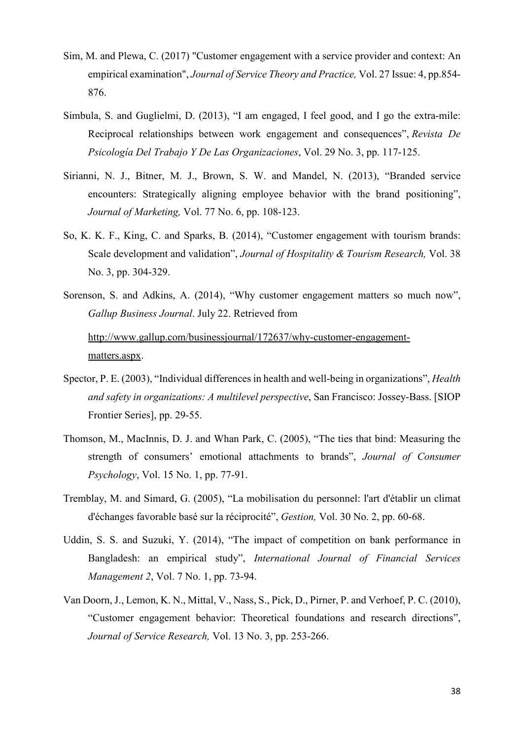Sim, M. and Plewa, C. (2017) "Customer engagement with a service provider and context: An empirical examination", *Journal of Service Theory and Practice,* Vol. 27 Issue: 4, pp.854-876.

Simbula, S. and Guglielmi, D. (2013), "I am engaged, I feel good, and I go the extra-mile: Reciprocal relationships between work engagement and consequences", *Revista De Psicología Del Trabajo Y De Las Organizaciones*, Vol. 29 No. 3, pp. 117-125.

Sirianni, N. J., Bitner, M. J., Brown, S. W. and Mandel, N. (2013), "Branded service encounters: Strategically aligning employee behavior with the brand positioning", *Journal of Marketing,* Vol. 77 No. 6, pp. 108-123.

So, K. K. F., King, C. and Sparks, B. (2014), "Customer engagement with tourism brands: Scale development and validation", *Journal of Hospitality & Tourism Research,* Vol. 38 No. 3, pp. 304-329.

Sorenson, S. and Adkins, A. (2014), "Why customer engagement matters so much now", *Gallup Business Journal*. July 22. Retrieved from

http://www.gallup.com/businessjournal/172637/why-customer-engagement-matters.aspx.

Spector, P. E. (2003), "Individual differences in health and well-being in organizations", *Health and safety in organizations: A multilevel perspective*, San Francisco: Jossey-Bass. [SIOP Frontier Series], pp. 29-55.

Thomson, M., MacInnis, D. J. and Whan Park, C. (2005), "The ties that bind: Measuring the strength of consumers' emotional attachments to brands", *Journal of Consumer Psychology*, Vol. 15 No. 1, pp. 77-91.

Tremblay, M. and Simard, G. (2005), "La mobilisation du personnel: l'art d'établir un climat d'échanges favorable basé sur la réciprocité", *Gestion,* Vol. 30 No. 2, pp. 60-68.

Uddin, S. S. and Suzuki, Y. (2014), "The impact of competition on bank performance in Bangladesh: an empirical study", *International Journal of Financial Services Management 2*, Vol. 7 No. 1, pp. 73-94.

Van Doorn, J., Lemon, K. N., Mittal, V., Nass, S., Pick, D., Pirner, P. and Verhoef, P. C. (2010), "Customer engagement behavior: Theoretical foundations and research directions", *Journal of Service Research,* Vol. 13 No. 3, pp. 253-266.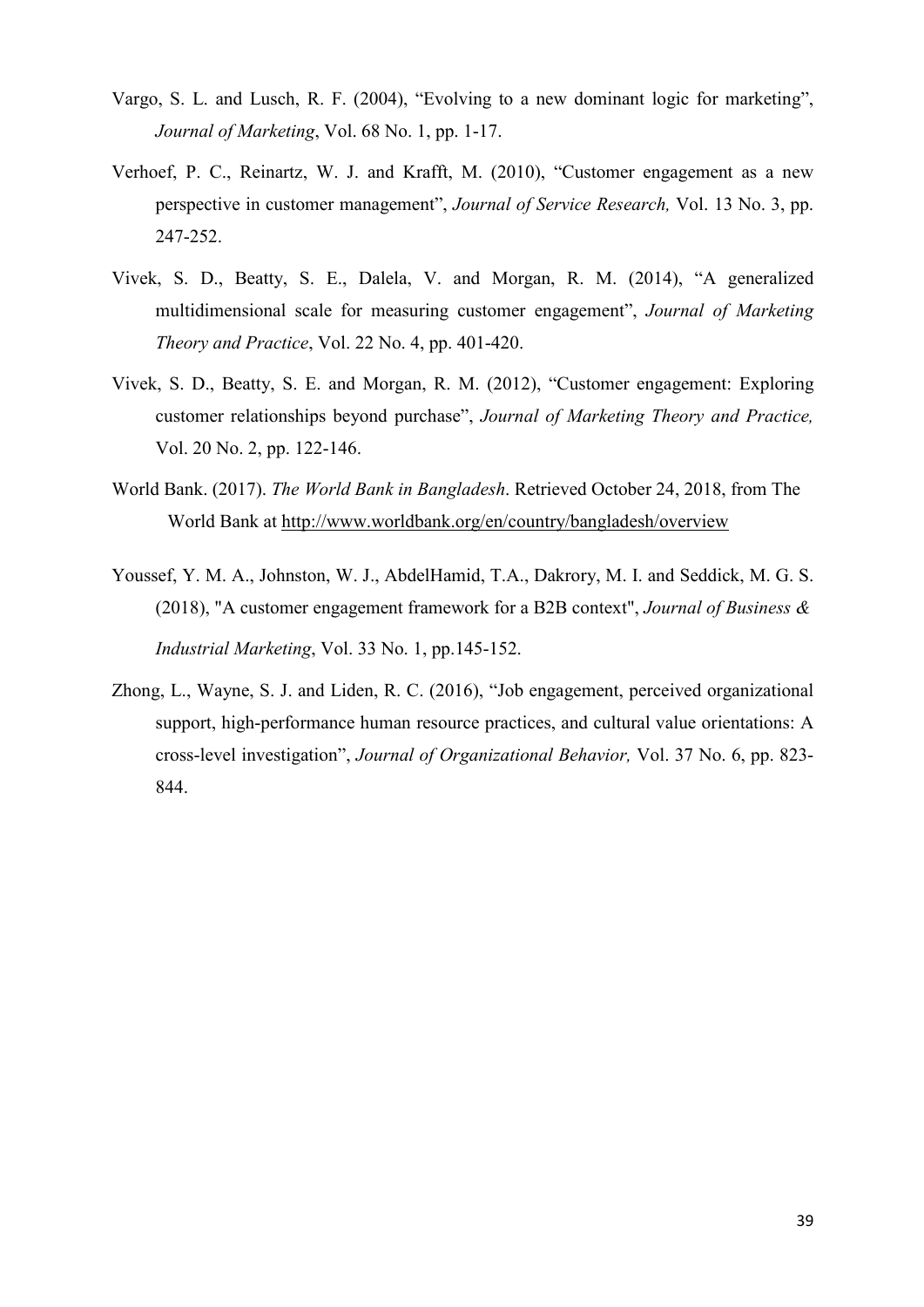Vargo, S. L. and Lusch, R. F. (2004), "Evolving to a new dominant logic for marketing", *Journal of Marketing*, Vol. 68 No. 1, pp. 1-17.

Verhoef, P. C., Reinartz, W. J. and Krafft, M. (2010), "Customer engagement as a new perspective in customer management", *Journal of Service Research,* Vol. 13 No. 3, pp. 247-252.

Vivek, S. D., Beatty, S. E., Dalela, V. and Morgan, R. M. (2014), "A generalized multidimensional scale for measuring customer engagement", *Journal of Marketing Theory and Practice*, Vol. 22 No. 4, pp. 401-420.

Vivek, S. D., Beatty, S. E. and Morgan, R. M. (2012), "Customer engagement: Exploring customer relationships beyond purchase", *Journal of Marketing Theory and Practice,* Vol. 20 No. 2, pp. 122-146.

World Bank. (2017). *The World Bank in Bangladesh*. Retrieved October 24, 2018, from The World Bank at http://www.worldbank.org/en/country/bangladesh/overview

Youssef, Y. M. A., Johnston, W. J., AbdelHamid, T.A., Dakrory, M. I. and Seddick, M. G. S. (2018), "A customer engagement framework for a B2B context", *Journal of Business & Industrial Marketing*, Vol. 33 No. 1, pp.145-152.

Zhong, L., Wayne, S. J. and Liden, R. C. (2016), "Job engagement, perceived organizational support, high-performance human resource practices, and cultural value orientations: A cross-level investigation", *Journal of Organizational Behavior,* Vol. 37 No. 6, pp. 823-844.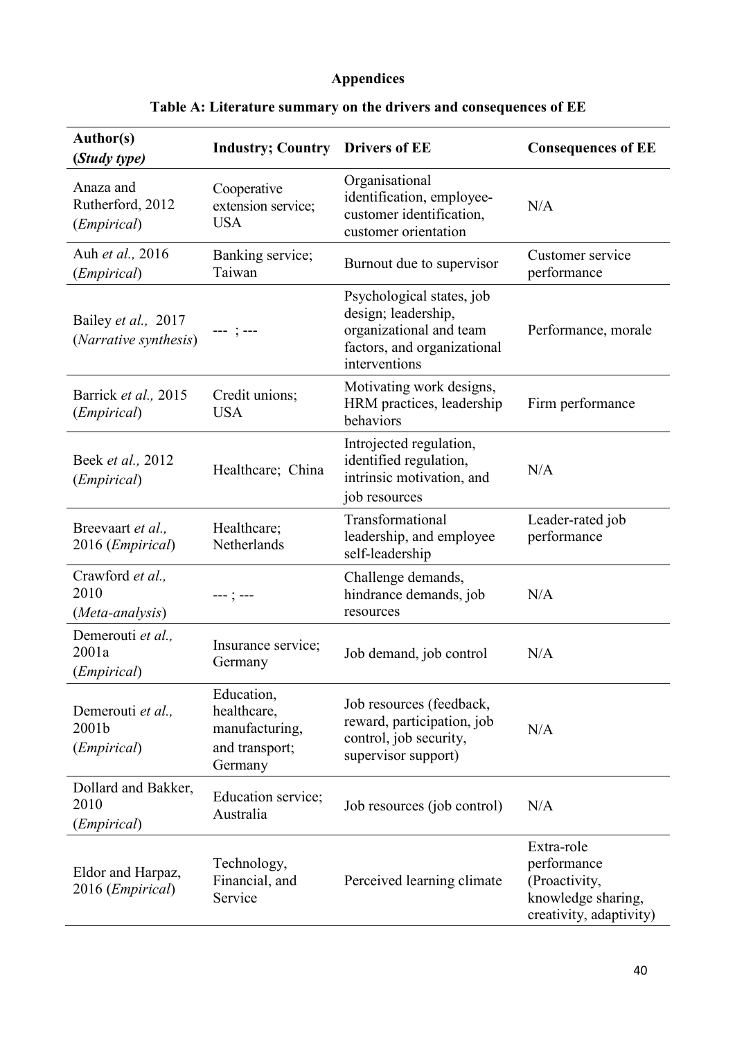# Appendices

## Table A: Literature summary on the drivers and consequences of EE

| Author(s) (*Study type*) | Industry; Country | Drivers of EE | Consequences of EE |
|---|---|---|---|
| Anaza and Rutherford, 2012 (*Empirical*) | Cooperative extension service; USA | Organisational identification, employee-customer identification, customer orientation | N/A |
| Auh *et al.,* 2016 (*Empirical*) | Banking service; Taiwan | Burnout due to supervisor | Customer service performance |
| Bailey *et al.,* 2017 (*Narrative synthesis*) | --- ; --- | Psychological states, job design; leadership, organizational and team factors, and organizational interventions | Performance, morale |
| Barrick *et al.,* 2015 (*Empirical*) | Credit unions; USA | Motivating work designs, HRM practices, leadership behaviors | Firm performance |
| Beek *et al.,* 2012 (*Empirical*) | Healthcare; China | Introjected regulation, identified regulation, intrinsic motivation, and job resources | N/A |
| Breevaart *et al.,* 2016 (*Empirical*) | Healthcare; Netherlands | Transformational leadership, and employee self-leadership | Leader-rated job performance |
| Crawford *et al.,* 2010 (*Meta-analysis*) | --- ; --- | Challenge demands, hindrance demands, job resources | N/A |
| Demerouti *et al.,* 2001a (*Empirical*) | Insurance service; Germany | Job demand, job control | N/A |
| Demerouti *et al.,* 2001b (*Empirical*) | Education, healthcare, manufacturing, and transport; Germany | Job resources (feedback, reward, participation, job control, job security, supervisor support) | N/A |
| Dollard and Bakker, 2010 (*Empirical*) | Education service; Australia | Job resources (job control) | N/A |
| Eldor and Harpaz, 2016 (*Empirical*) | Technology, Financial, and Service | Perceived learning climate | Extra-role performance (Proactivity, knowledge sharing, creativity, adaptivity) |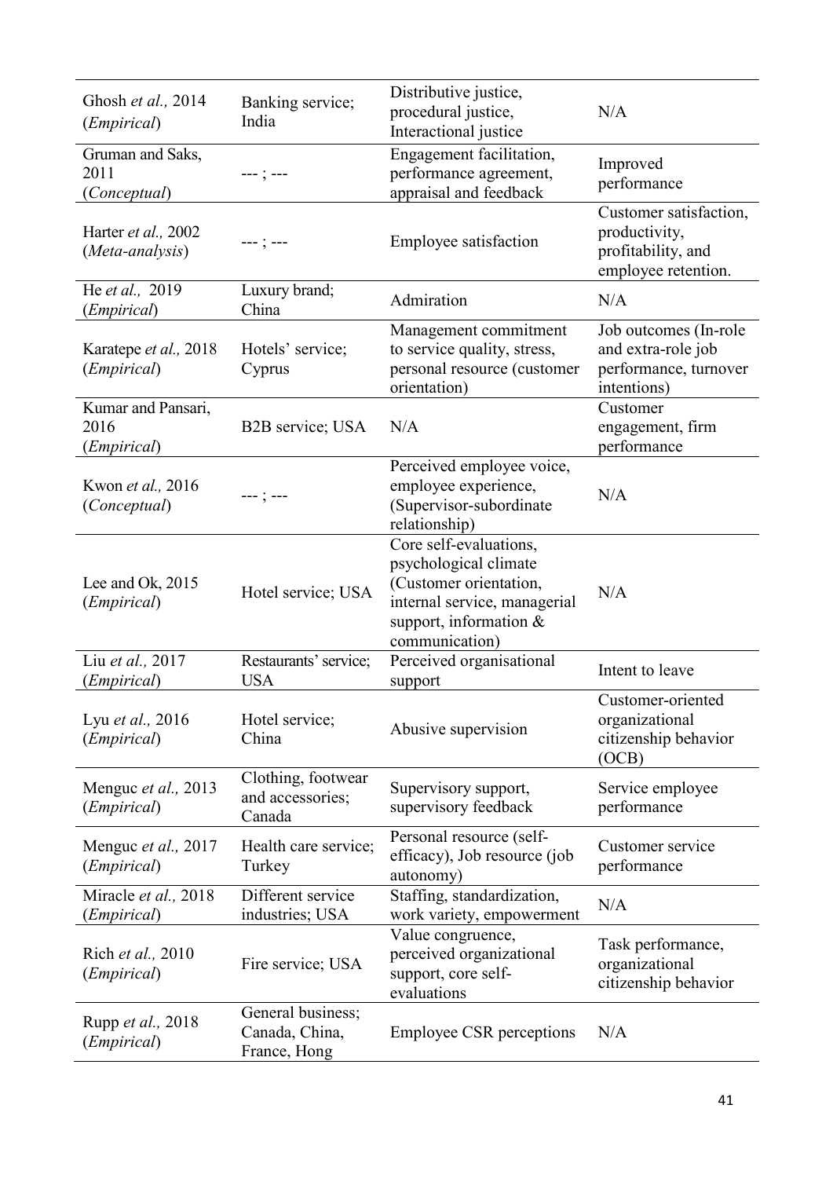| | | | |
|---|---|---|---|
| Ghosh *et al.,* 2014 (*Empirical*) | Banking service; India | Distributive justice, procedural justice, Interactional justice | N/A |
| Gruman and Saks, 2011 (*Conceptual*) | --- ; --- | Engagement facilitation, performance agreement, appraisal and feedback | Improved performance |
| Harter *et al.,* 2002 (*Meta-analysis*) | --- ; --- | Employee satisfaction | Customer satisfaction, productivity, profitability, and employee retention. |
| He *et al.,* 2019 (*Empirical*) | Luxury brand; China | Admiration | N/A |
| Karatepe *et al.,* 2018 (*Empirical*) | Hotels' service; Cyprus | Management commitment to service quality, stress, personal resource (customer orientation) | Job outcomes (In-role and extra-role job performance, turnover intentions) |
| Kumar and Pansari, 2016 (*Empirical*) | B2B service; USA | N/A | Customer engagement, firm performance |
| Kwon *et al.,* 2016 (*Conceptual*) | --- ; --- | Perceived employee voice, employee experience, (Supervisor-subordinate relationship) | N/A |
| Lee and Ok, 2015 (*Empirical*) | Hotel service; USA | Core self-evaluations, psychological climate (Customer orientation, internal service, managerial support, information & communication) | N/A |
| Liu *et al.,* 2017 (*Empirical*) | Restaurants' service; USA | Perceived organisational support | Intent to leave |
| Lyu *et al.,* 2016 (*Empirical*) | Hotel service; China | Abusive supervision | Customer-oriented organizational citizenship behavior (OCB) |
| Menguc *et al.,* 2013 (*Empirical*) | Clothing, footwear and accessories; Canada | Supervisory support, supervisory feedback | Service employee performance |
| Menguc *et al.,* 2017 (*Empirical*) | Health care service; Turkey | Personal resource (self-efficacy), Job resource (job autonomy) | Customer service performance |
| Miracle *et al.,* 2018 (*Empirical*) | Different service industries; USA | Staffing, standardization, work variety, empowerment | N/A |
| Rich *et al.,* 2010 (*Empirical*) | Fire service; USA | Value congruence, perceived organizational support, core self-evaluations | Task performance, organizational citizenship behavior |
| Rupp *et al.,* 2018 (*Empirical*) | General business; Canada, China, France, Hong | Employee CSR perceptions | N/A |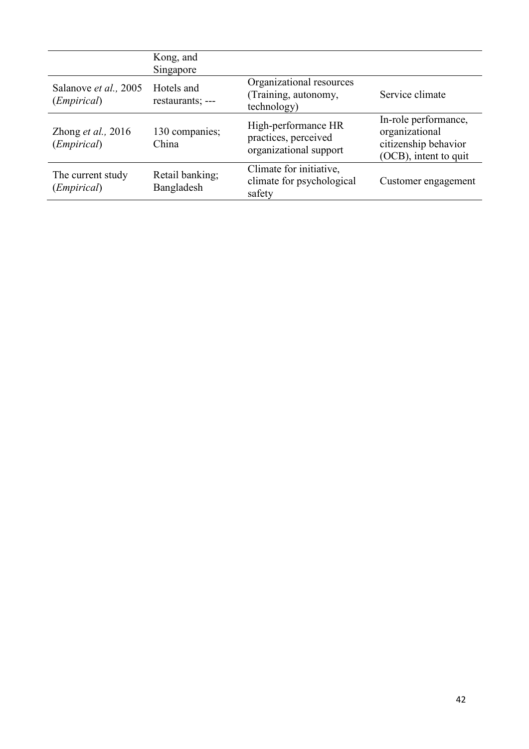| | | | |
|---|---|---|---|
| | Kong, and Singapore | | |
| Salanove *et al.,* 2005 (*Empirical*) | Hotels and restaurants; --- | Organizational resources (Training, autonomy, technology) | Service climate |
| Zhong *et al.,* 2016 (*Empirical*) | 130 companies; China | High-performance HR practices, perceived organizational support | In-role performance, organizational citizenship behavior (OCB), intent to quit |
| The current study (*Empirical*) | Retail banking; Bangladesh | Climate for initiative, climate for psychological safety | Customer engagement |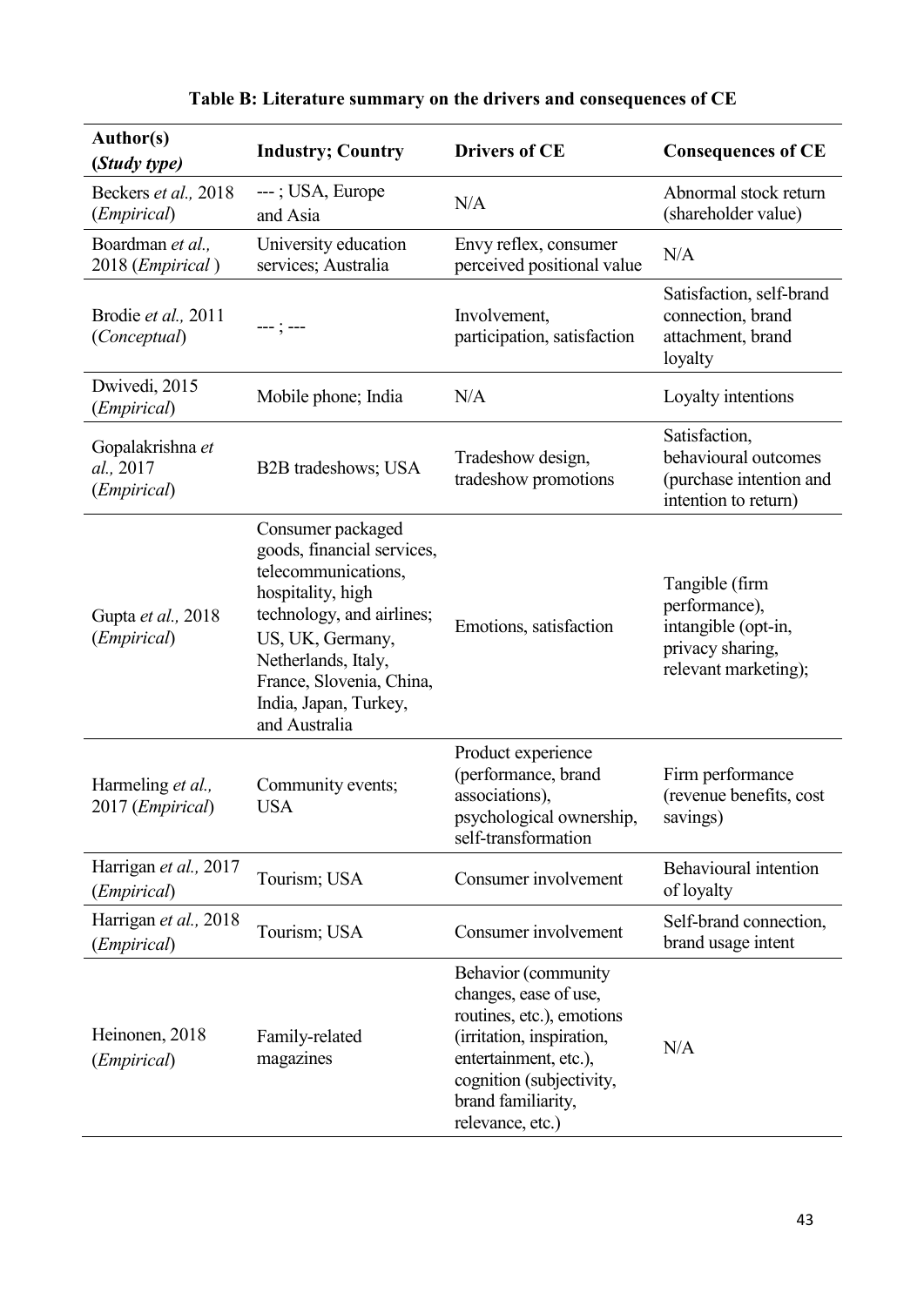**Table B: Literature summary on the drivers and consequences of CE**

| Author(s) (*Study type)* | Industry; Country | Drivers of CE | Consequences of CE |
|---|---|---|---|
| Beckers *et al.,* 2018 (*Empirical*) | --- ; USA, Europe and Asia | N/A | Abnormal stock return (shareholder value) |
| Boardman *et al.,* 2018 (*Empirical* ) | University education services; Australia | Envy reflex, consumer perceived positional value | N/A |
| Brodie *et al.,* 2011 (*Conceptual*) | --- ; --- | Involvement, participation, satisfaction | Satisfaction, self-brand connection, brand attachment, brand loyalty |
| Dwivedi, 2015 (*Empirical*) | Mobile phone; India | N/A | Loyalty intentions |
| Gopalakrishna *et al.,* 2017 (*Empirical*) | B2B tradeshows; USA | Tradeshow design, tradeshow promotions | Satisfaction, behavioural outcomes (purchase intention and intention to return) |
| Gupta *et al.,* 2018 (*Empirical*) | Consumer packaged goods, financial services, telecommunications, hospitality, high technology, and airlines; US, UK, Germany, Netherlands, Italy, France, Slovenia, China, India, Japan, Turkey, and Australia | Emotions, satisfaction | Tangible (firm performance), intangible (opt-in, privacy sharing, relevant marketing); |
| Harmeling *et al.,* 2017 (*Empirical*) | Community events; USA | Product experience (performance, brand associations), psychological ownership, self-transformation | Firm performance (revenue benefits, cost savings) |
| Harrigan *et al.,* 2017 (*Empirical*) | Tourism; USA | Consumer involvement | Behavioural intention of loyalty |
| Harrigan *et al.,* 2018 (*Empirical*) | Tourism; USA | Consumer involvement | Self-brand connection, brand usage intent |
| Heinonen, 2018 (*Empirical*) | Family-related magazines | Behavior (community changes, ease of use, routines, etc.), emotions (irritation, inspiration, entertainment, etc.), cognition (subjectivity, brand familiarity, relevance, etc.) | N/A |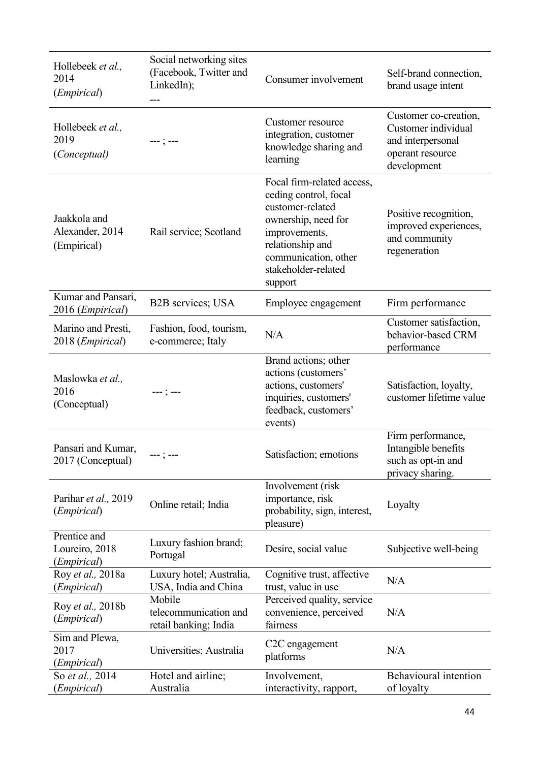| | | | |
|---|---|---|---|
| Hollebeek *et al.,* 2014 (*Empirical*) | Social networking sites (Facebook, Twitter and LinkedIn); --- | Consumer involvement | Self-brand connection, brand usage intent |
| Hollebeek *et al.,* 2019 (*Conceptual)* | --- ; --- | Customer resource integration, customer knowledge sharing and learning | Customer co-creation, Customer individual and interpersonal operant resource development |
| Jaakkola and Alexander, 2014 (Empirical) | Rail service; Scotland | Focal firm-related access, ceding control, focal customer-related ownership, need for improvements, relationship and communication, other stakeholder-related support | Positive recognition, improved experiences, and community regeneration |
| Kumar and Pansari, 2016 (*Empirical*) | B2B services; USA | Employee engagement | Firm performance |
| Marino and Presti, 2018 (*Empirical*) | Fashion, food, tourism, e-commerce; Italy | N/A | Customer satisfaction, behavior-based CRM performance |
| Maslowka *et al.,* 2016 (Conceptual) | --- ; --- | Brand actions; other actions (customers' actions, customers' inquiries, customers' feedback, customers' events) | Satisfaction, loyalty, customer lifetime value |
| Pansari and Kumar, 2017 (Conceptual) | --- ; --- | Satisfaction; emotions | Firm performance, Intangible benefits such as opt-in and privacy sharing. |
| Parihar *et al.,* 2019 (*Empirical*) | Online retail; India | Involvement (risk importance, risk probability, sign, interest, pleasure) | Loyalty |
| Prentice and Loureiro, 2018 (*Empirical*) | Luxury fashion brand; Portugal | Desire, social value | Subjective well-being |
| Roy *et al.,* 2018a (*Empirical*) | Luxury hotel; Australia, USA, India and China | Cognitive trust, affective trust, value in use | N/A |
| Roy *et al.,* 2018b (*Empirical*) | Mobile telecommunication and retail banking; India | Perceived quality, service convenience, perceived fairness | N/A |
| Sim and Plewa, 2017 (*Empirical*) | Universities; Australia | C2C engagement platforms | N/A |
| So *et al.,* 2014 (*Empirical*) | Hotel and airline; Australia | Involvement, interactivity, rapport, | Behavioural intention of loyalty |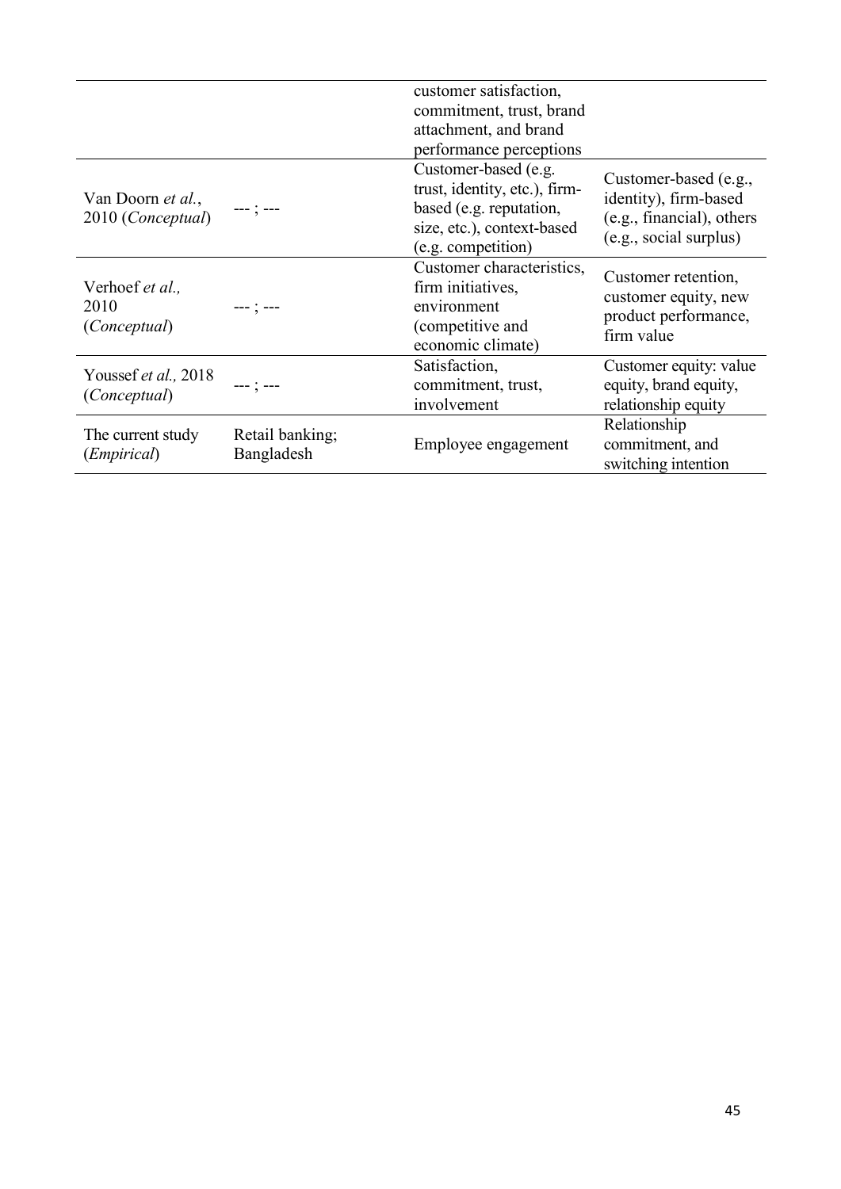| | | | |
|---|---|---|---|
| | | customer satisfaction, commitment, trust, brand attachment, and brand performance perceptions | |
| Van Doorn *et al.*, 2010 (*Conceptual*) | --- ; --- | Customer-based (e.g. trust, identity, etc.), firm-based (e.g. reputation, size, etc.), context-based (e.g. competition) | Customer-based (e.g., identity), firm-based (e.g., financial), others (e.g., social surplus) |
| Verhoef *et al.,* 2010 (*Conceptual*) | --- ; --- | Customer characteristics, firm initiatives, environment (competitive and economic climate) | Customer retention, customer equity, new product performance, firm value |
| Youssef *et al.,* 2018 (*Conceptual*) | --- ; --- | Satisfaction, commitment, trust, involvement | Customer equity: value equity, brand equity, relationship equity |
| The current study (*Empirical*) | Retail banking; Bangladesh | Employee engagement | Relationship commitment, and switching intention |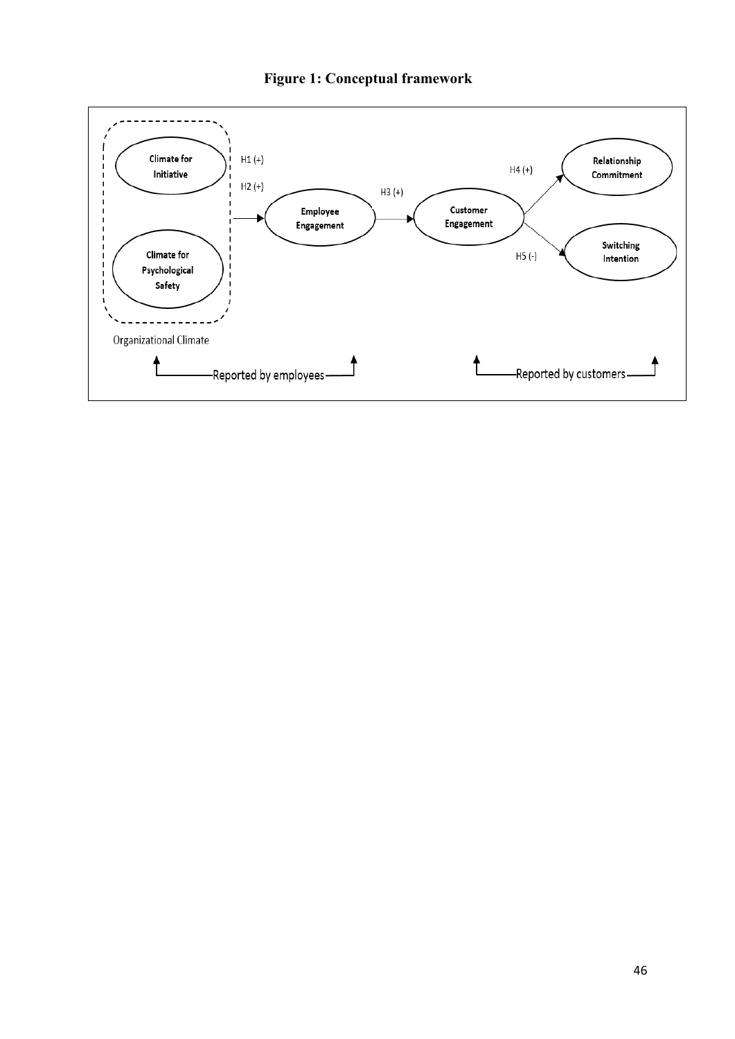**Figure 1: Conceptual framework**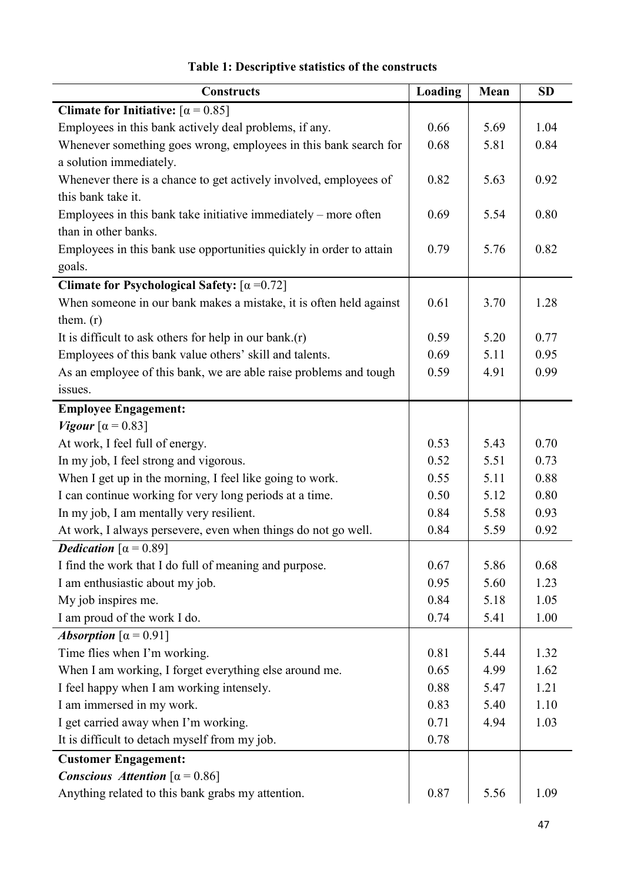**Table 1: Descriptive statistics of the constructs**

| Constructs | Loading | Mean | SD |
|---|---|---|---|
| **Climate for Initiative:** [α = 0.85] | | | |
| Employees in this bank actively deal problems, if any. | 0.66 | 5.69 | 1.04 |
| Whenever something goes wrong, employees in this bank search for a solution immediately. | 0.68 | 5.81 | 0.84 |
| Whenever there is a chance to get actively involved, employees of this bank take it. | 0.82 | 5.63 | 0.92 |
| Employees in this bank take initiative immediately – more often than in other banks. | 0.69 | 5.54 | 0.80 |
| Employees in this bank use opportunities quickly in order to attain goals. | 0.79 | 5.76 | 0.82 |
| **Climate for Psychological Safety:** [α =0.72] | | | |
| When someone in our bank makes a mistake, it is often held against them. (r) | 0.61 | 3.70 | 1.28 |
| It is difficult to ask others for help in our bank.(r) | 0.59 | 5.20 | 0.77 |
| Employees of this bank value others' skill and talents. | 0.69 | 5.11 | 0.95 |
| As an employee of this bank, we are able raise problems and tough issues. | 0.59 | 4.91 | 0.99 |
| **Employee Engagement:** | | | |
| ***Vigour*** [α = 0.83] | | | |
| At work, I feel full of energy. | 0.53 | 5.43 | 0.70 |
| In my job, I feel strong and vigorous. | 0.52 | 5.51 | 0.73 |
| When I get up in the morning, I feel like going to work. | 0.55 | 5.11 | 0.88 |
| I can continue working for very long periods at a time. | 0.50 | 5.12 | 0.80 |
| In my job, I am mentally very resilient. | 0.84 | 5.58 | 0.93 |
| At work, I always persevere, even when things do not go well. | 0.84 | 5.59 | 0.92 |
| ***Dedication*** [α = 0.89] | | | |
| I find the work that I do full of meaning and purpose. | 0.67 | 5.86 | 0.68 |
| I am enthusiastic about my job. | 0.95 | 5.60 | 1.23 |
| My job inspires me. | 0.84 | 5.18 | 1.05 |
| I am proud of the work I do. | 0.74 | 5.41 | 1.00 |
| ***Absorption*** [α = 0.91] | | | |
| Time flies when I'm working. | 0.81 | 5.44 | 1.32 |
| When I am working, I forget everything else around me. | 0.65 | 4.99 | 1.62 |
| I feel happy when I am working intensely. | 0.88 | 5.47 | 1.21 |
| I am immersed in my work. | 0.83 | 5.40 | 1.10 |
| I get carried away when I'm working. | 0.71 | 4.94 | 1.03 |
| It is difficult to detach myself from my job. | 0.78 | | |
| **Customer Engagement:** | | | |
| ***Conscious Attention*** [α = 0.86] | | | |
| Anything related to this bank grabs my attention. | 0.87 | 5.56 | 1.09 |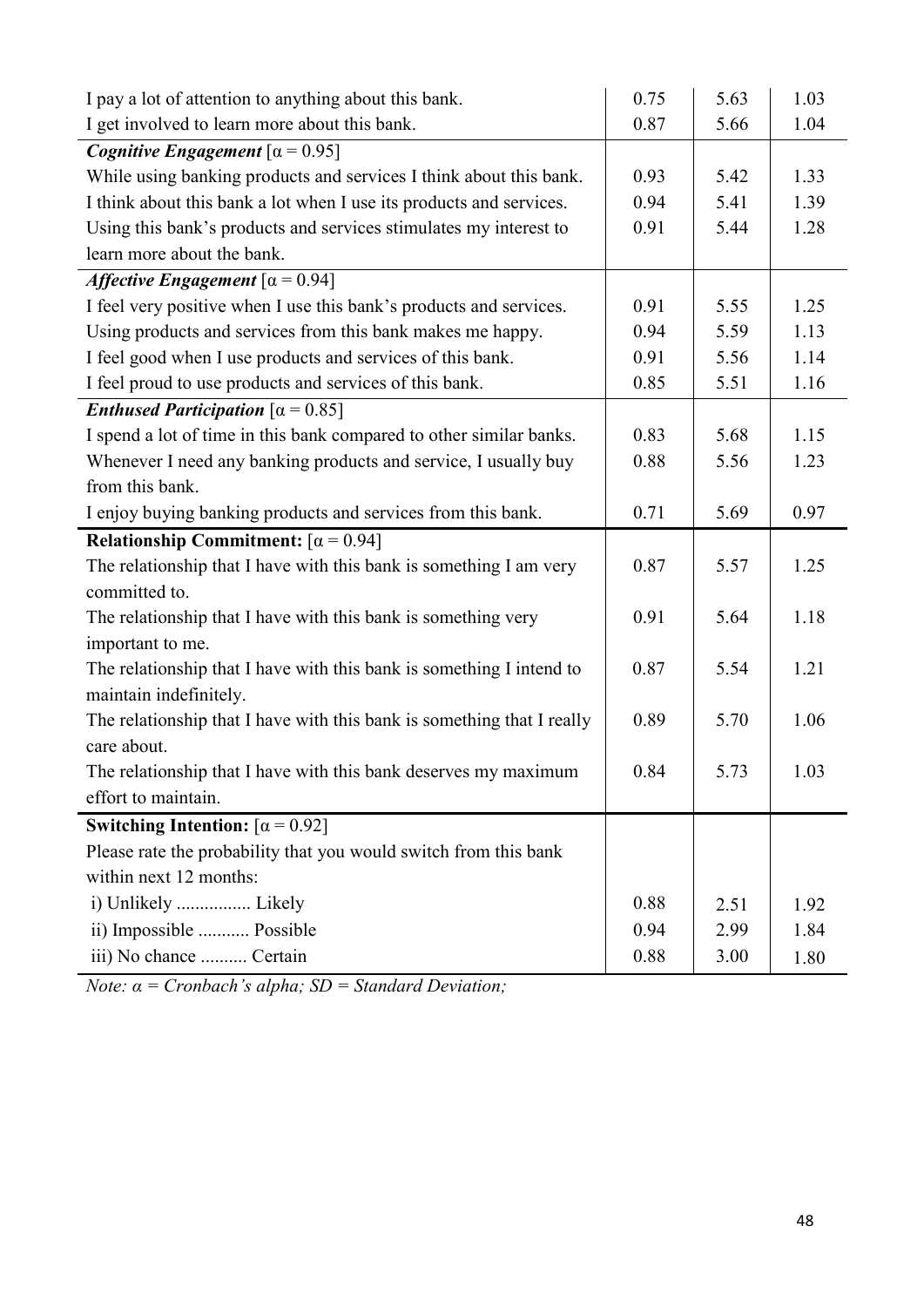| | | | |
|---|---|---|---|
| I pay a lot of attention to anything about this bank. | 0.75 | 5.63 | 1.03 |
| I get involved to learn more about this bank. | 0.87 | 5.66 | 1.04 |
| ***Cognitive Engagement*** [α = 0.95] | | | |
| While using banking products and services I think about this bank. | 0.93 | 5.42 | 1.33 |
| I think about this bank a lot when I use its products and services. | 0.94 | 5.41 | 1.39 |
| Using this bank's products and services stimulates my interest to learn more about the bank. | 0.91 | 5.44 | 1.28 |
| ***Affective Engagement*** [α = 0.94] | | | |
| I feel very positive when I use this bank's products and services. | 0.91 | 5.55 | 1.25 |
| Using products and services from this bank makes me happy. | 0.94 | 5.59 | 1.13 |
| I feel good when I use products and services of this bank. | 0.91 | 5.56 | 1.14 |
| I feel proud to use products and services of this bank. | 0.85 | 5.51 | 1.16 |
| ***Enthused Participation*** [α = 0.85] | | | |
| I spend a lot of time in this bank compared to other similar banks. | 0.83 | 5.68 | 1.15 |
| Whenever I need any banking products and service, I usually buy from this bank. | 0.88 | 5.56 | 1.23 |
| I enjoy buying banking products and services from this bank. | 0.71 | 5.69 | 0.97 |
| **Relationship Commitment:** [α = 0.94] | | | |
| The relationship that I have with this bank is something I am very committed to. | 0.87 | 5.57 | 1.25 |
| The relationship that I have with this bank is something very important to me. | 0.91 | 5.64 | 1.18 |
| The relationship that I have with this bank is something I intend to maintain indefinitely. | 0.87 | 5.54 | 1.21 |
| The relationship that I have with this bank is something that I really care about. | 0.89 | 5.70 | 1.06 |
| The relationship that I have with this bank deserves my maximum effort to maintain. | 0.84 | 5.73 | 1.03 |
| **Switching Intention:** [α = 0.92] | | | |
| Please rate the probability that you would switch from this bank within next 12 months: | | | |
| i) Unlikely ................ Likely | 0.88 | 2.51 | 1.92 |
| ii) Impossible ........... Possible | 0.94 | 2.99 | 1.84 |
| iii) No chance .......... Certain | 0.88 | 3.00 | 1.80 |

*Note: α = Cronbach's alpha; SD = Standard Deviation;*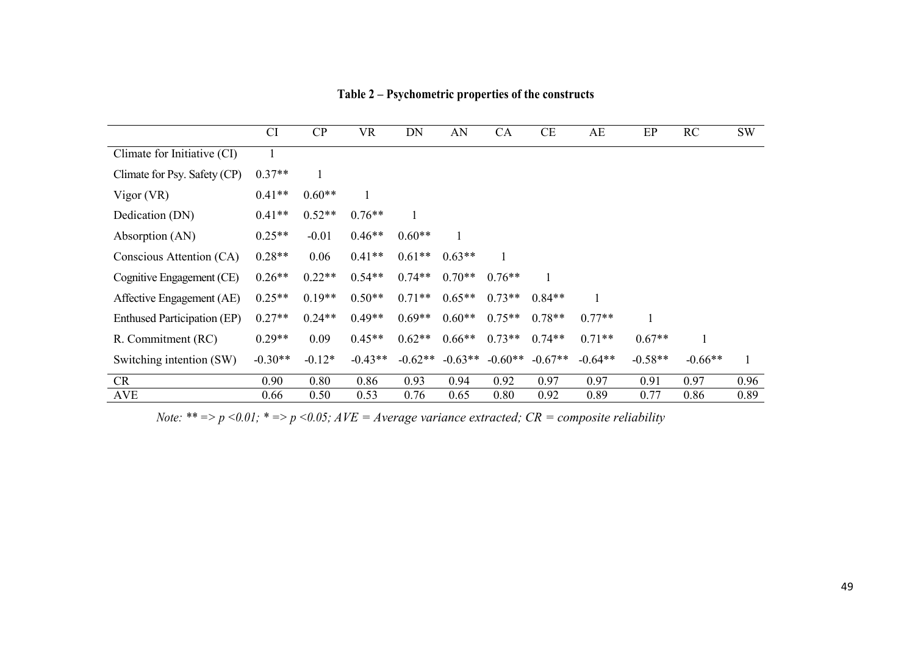**Table 2 – Psychometric properties of the constructs**

| | CI | CP | VR | DN | AN | CA | CE | AE | EP | RC | SW |
|---|---|---|---|---|---|---|---|---|---|---|---|
| Climate for Initiative (CI) | 1 | | | | | | | | | | |
| Climate for Psy. Safety (CP) | 0.37** | 1 | | | | | | | | | |
| Vigor (VR) | 0.41** | 0.60** | 1 | | | | | | | | |
| Dedication (DN) | 0.41** | 0.52** | 0.76** | 1 | | | | | | | |
| Absorption (AN) | 0.25** | -0.01 | 0.46** | 0.60** | 1 | | | | | | |
| Conscious Attention (CA) | 0.28** | 0.06 | 0.41** | 0.61** | 0.63** | 1 | | | | | |
| Cognitive Engagement (CE) | 0.26** | 0.22** | 0.54** | 0.74** | 0.70** | 0.76** | 1 | | | | |
| Affective Engagement (AE) | 0.25** | 0.19** | 0.50** | 0.71** | 0.65** | 0.73** | 0.84** | 1 | | | |
| Enthused Participation (EP) | 0.27** | 0.24** | 0.49** | 0.69** | 0.60** | 0.75** | 0.78** | 0.77** | 1 | | |
| R. Commitment (RC) | 0.29** | 0.09 | 0.45** | 0.62** | 0.66** | 0.73** | 0.74** | 0.71** | 0.67** | 1 | |
| Switching intention (SW) | -0.30** | -0.12* | -0.43** | -0.62** | -0.63** | -0.60** | -0.67** | -0.64** | -0.58** | -0.66** | 1 |
| CR | 0.90 | 0.80 | 0.86 | 0.93 | 0.94 | 0.92 | 0.97 | 0.97 | 0.91 | 0.97 | 0.96 |
| AVE | 0.66 | 0.50 | 0.53 | 0.76 | 0.65 | 0.80 | 0.92 | 0.89 | 0.77 | 0.86 | 0.89 |

*Note: ** => $p < 0.01$; * => $p < 0.05$; AVE = Average variance extracted; CR = composite reliability*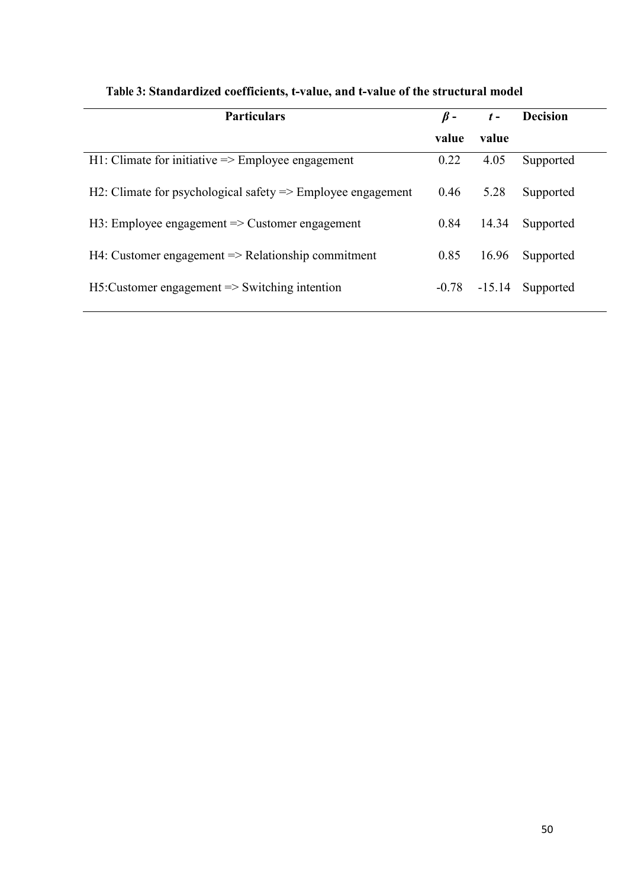**Table 3: Standardized coefficients, t-value, and t-value of the structural model**

| Particulars | *β* - value | *t* - value | Decision |
|---|---|---|---|
| H1: Climate for initiative => Employee engagement | 0.22 | 4.05 | Supported |
| H2: Climate for psychological safety => Employee engagement | 0.46 | 5.28 | Supported |
| H3: Employee engagement => Customer engagement | 0.84 | 14.34 | Supported |
| H4: Customer engagement => Relationship commitment | 0.85 | 16.96 | Supported |
| H5:Customer engagement => Switching intention | -0.78 | -15.14 | Supported |